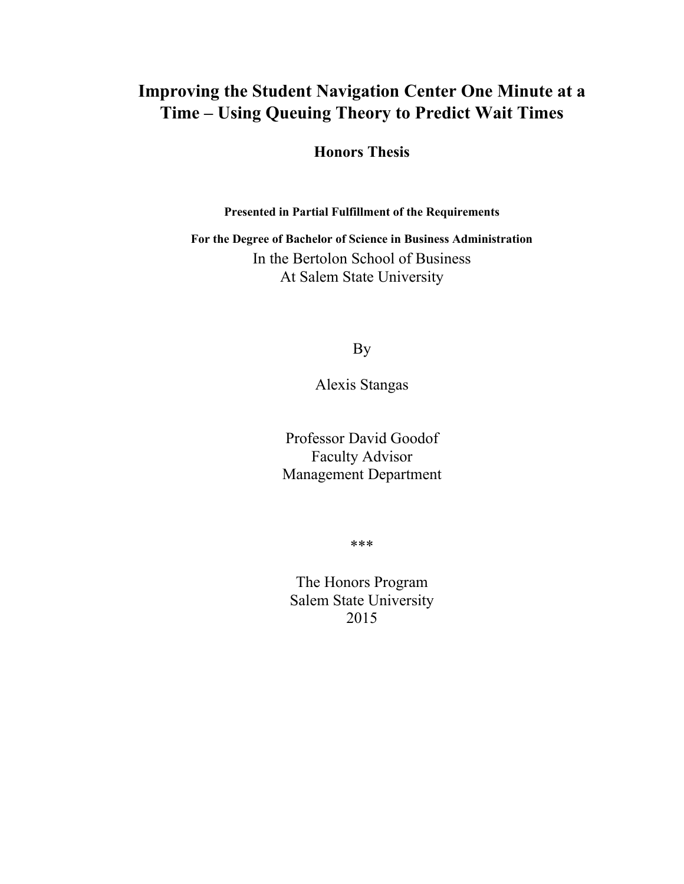# Improving the Student Navigation Center One Minute at a Time – Using Queuing Theory to Predict Wait Times

## Honors Thesis

**Presented in Partial Fulfillment of the Requirements**

**For the Degree of Bachelor of Science in Business Administration**

In the Bertolon School of Business
At Salem State University

By

Alexis Stangas

Professor David Goodof
Faculty Advisor
Management Department

***

The Honors Program
Salem State University
2015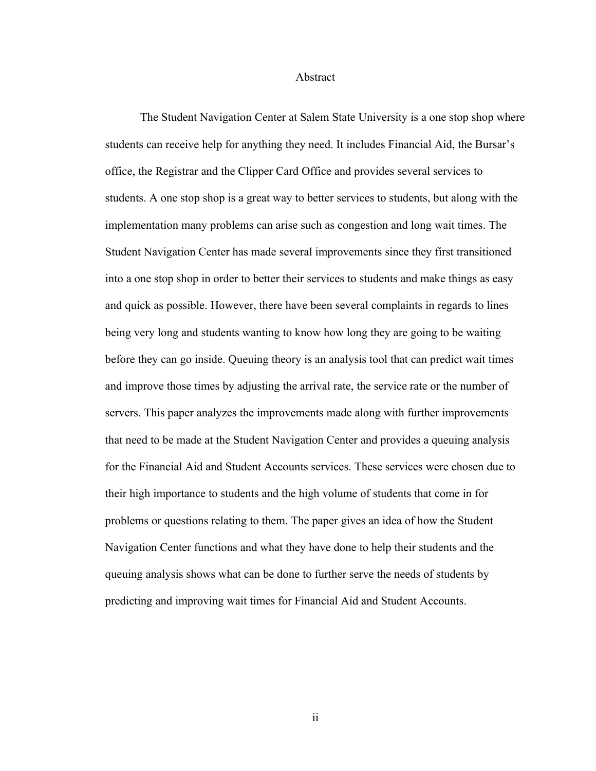# Abstract

The Student Navigation Center at Salem State University is a one stop shop where students can receive help for anything they need. It includes Financial Aid, the Bursar's office, the Registrar and the Clipper Card Office and provides several services to students. A one stop shop is a great way to better services to students, but along with the implementation many problems can arise such as congestion and long wait times. The Student Navigation Center has made several improvements since they first transitioned into a one stop shop in order to better their services to students and make things as easy and quick as possible. However, there have been several complaints in regards to lines being very long and students wanting to know how long they are going to be waiting before they can go inside. Queuing theory is an analysis tool that can predict wait times and improve those times by adjusting the arrival rate, the service rate or the number of servers. This paper analyzes the improvements made along with further improvements that need to be made at the Student Navigation Center and provides a queuing analysis for the Financial Aid and Student Accounts services. These services were chosen due to their high importance to students and the high volume of students that come in for problems or questions relating to them. The paper gives an idea of how the Student Navigation Center functions and what they have done to help their students and the queuing analysis shows what can be done to further serve the needs of students by predicting and improving wait times for Financial Aid and Student Accounts.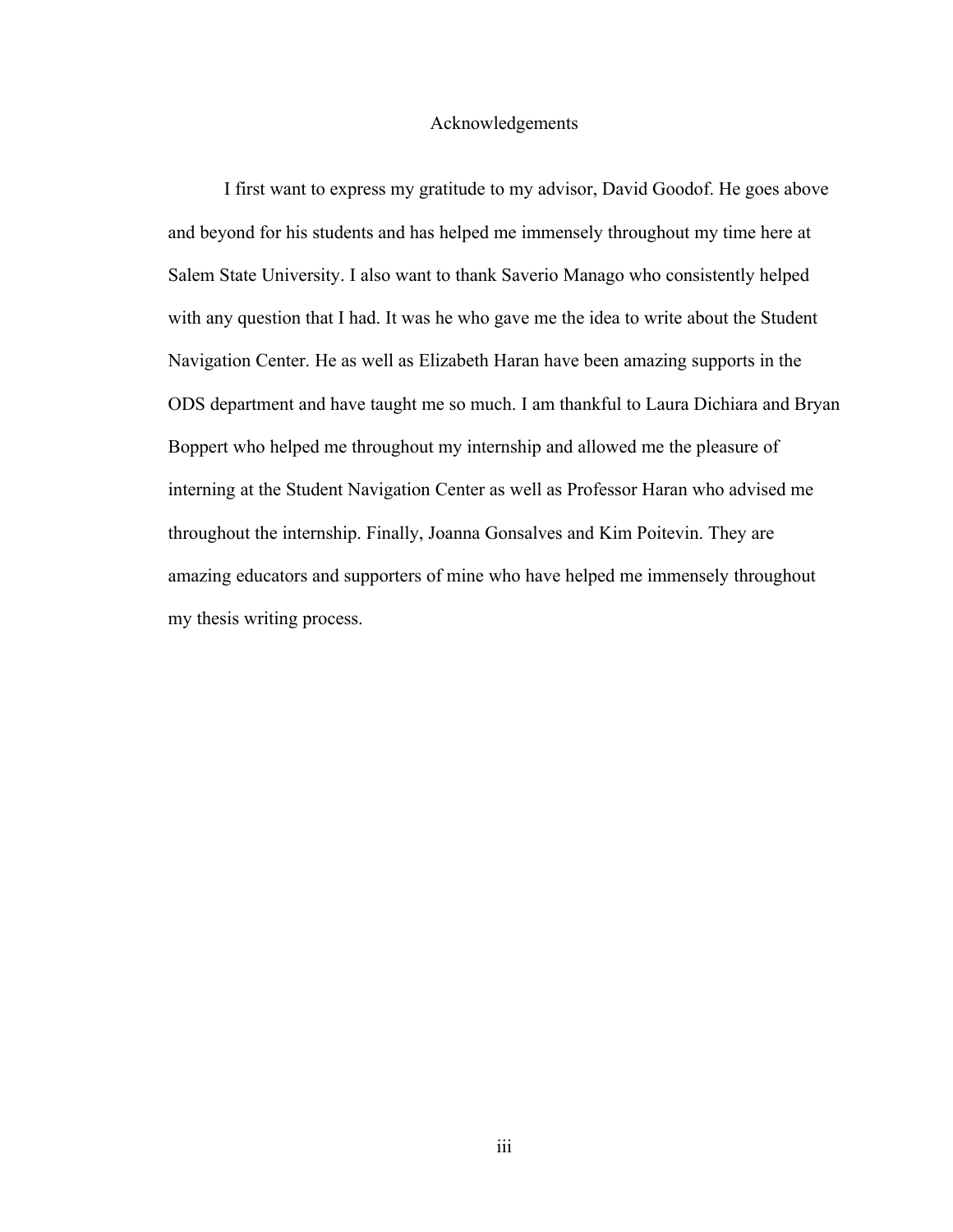# Acknowledgements

I first want to express my gratitude to my advisor, David Goodof. He goes above and beyond for his students and has helped me immensely throughout my time here at Salem State University. I also want to thank Saverio Manago who consistently helped with any question that I had. It was he who gave me the idea to write about the Student Navigation Center. He as well as Elizabeth Haran have been amazing supports in the ODS department and have taught me so much. I am thankful to Laura Dichiara and Bryan Boppert who helped me throughout my internship and allowed me the pleasure of interning at the Student Navigation Center as well as Professor Haran who advised me throughout the internship. Finally, Joanna Gonsalves and Kim Poitevin. They are amazing educators and supporters of mine who have helped me immensely throughout my thesis writing process.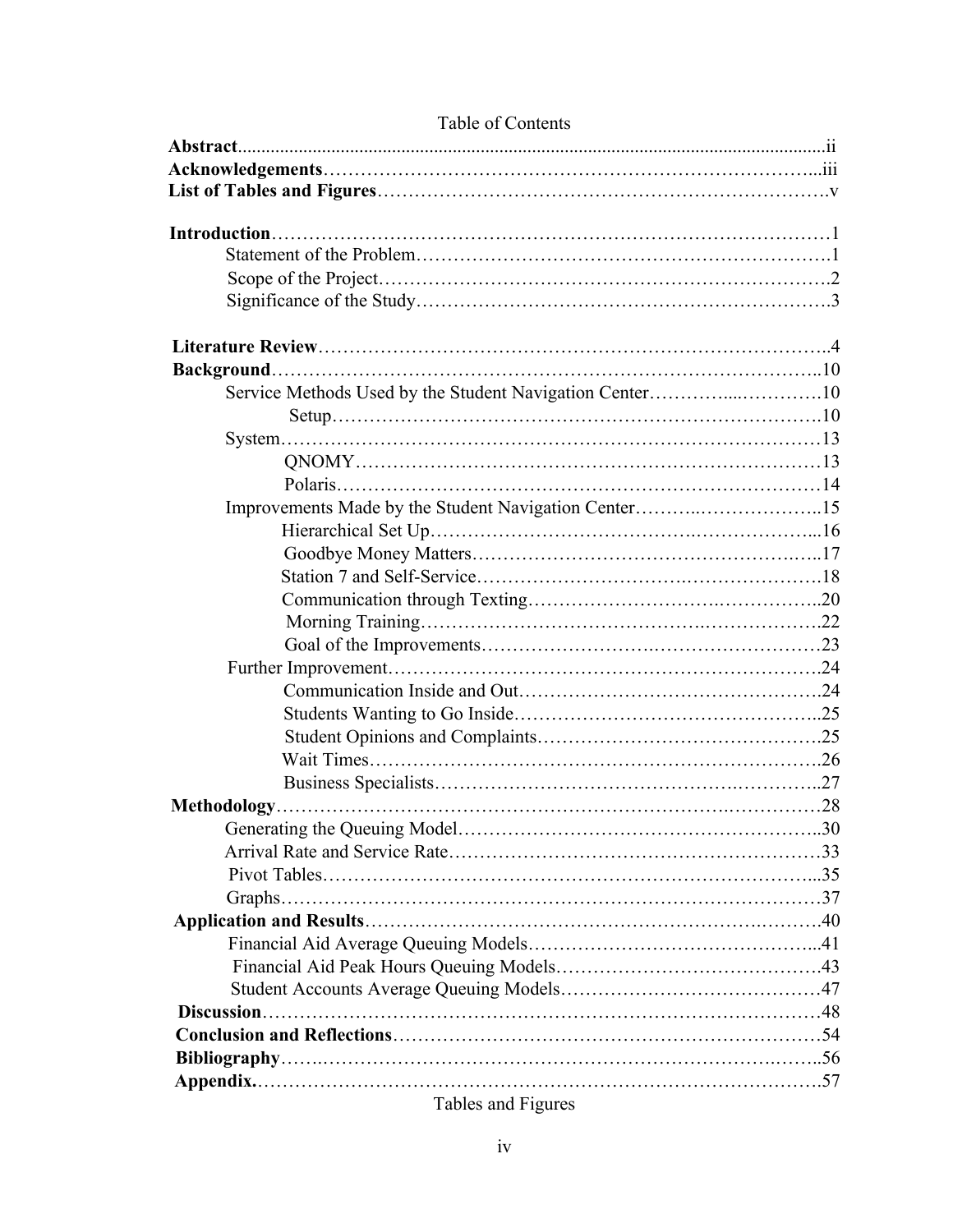# Table of Contents

**Abstract**....................................................................................................................ii
**Acknowledgements**……………………………………………………………………...iii
**List of Tables and Figures**……………………………………………………………….v

**Introduction**………………………………………………………………………………1
- Statement of the Problem………………………………………………………….1
- Scope of the Project……………………………………………………………….2
- Significance of the Study………………………………………………………….3

**Literature Review**………………………………………………………………………..4
**Background**………………………………………………………………………………..10
- Service Methods Used by the Student Navigation Center…………...………….10
  - Setup…………………………………………………………………….10
- System…………………………………………………………………………13
  - QNOMY…………………………………………………………………13
  - Polaris……………………………………………………………………14
- Improvements Made by the Student Navigation Center………..………………..15
  - Hierarchical Set Up……………………………………………………...16
  - Goodbye Money Matters…………………………………………….…..17
  - Station 7 and Self-Service…………………………….…………………18
  - Communication through Texting………………………….……………..20
  - Morning Training…………………………………….…………….22
  - Goal of the Improvements…………………….………………………23
- Further Improvement…………………………………………………………….24
  - Communication Inside and Out………………………………………….24
  - Students Wanting to Go Inside…………………………………………..25
  - Student Opinions and Complaints……………………………………….25
  - Wait Times……………………………………………………………….26
  - Business Specialists……………………………………….…………..27

**Methodology**……………………………………………………….……………28
- Generating the Queuing Model…………………………………………………..30
- Arrival Rate and Service Rate…………………………………………………33
- Pivot Tables……………………………………………………………………...35
- Graphs…………………………………………………………………………37

**Application and Results**……………………………………………………….……….40
- Financial Aid Average Queuing Models……………………………………...41
- Financial Aid Peak Hours Queuing Models…………………………………43
- Student Accounts Average Queuing Models………………………………47

**Discussion**……………………………………………………………………………48
**Conclusion and Reflections**…………………………………………………………54
**Bibliography**…….……………………………………………………………………..56
**Appendix.**………………………………………………………………………………57

Tables and Figures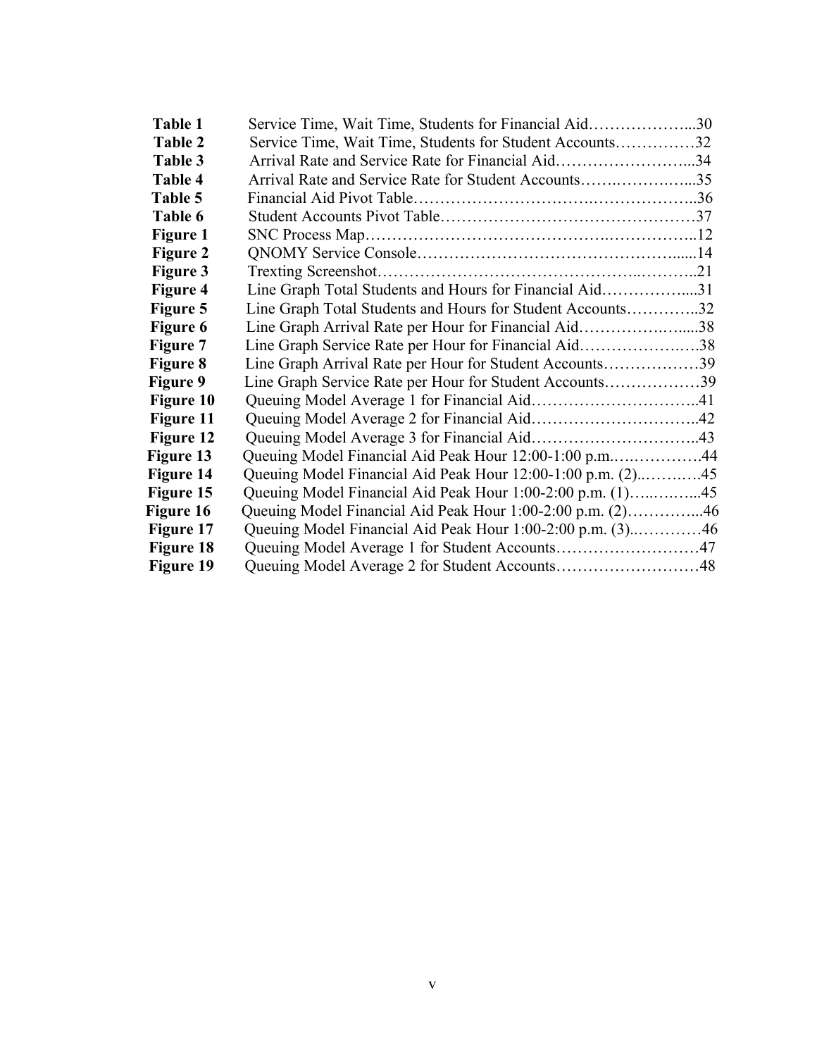| | | |
|---|---|---|
| **Table 1** | Service Time, Wait Time, Students for Financial Aid | 30 |
| **Table 2** | Service Time, Wait Time, Students for Student Accounts | 32 |
| **Table 3** | Arrival Rate and Service Rate for Financial Aid | 34 |
| **Table 4** | Arrival Rate and Service Rate for Student Accounts | 35 |
| **Table 5** | Financial Aid Pivot Table | 36 |
| **Table 6** | Student Accounts Pivot Table | 37 |
| **Figure 1** | SNC Process Map | 12 |
| **Figure 2** | QNOMY Service Console | 14 |
| **Figure 3** | Trexting Screenshot | 21 |
| **Figure 4** | Line Graph Total Students and Hours for Financial Aid | 31 |
| **Figure 5** | Line Graph Total Students and Hours for Student Accounts | 32 |
| **Figure 6** | Line Graph Arrival Rate per Hour for Financial Aid | 38 |
| **Figure 7** | Line Graph Service Rate per Hour for Financial Aid | 38 |
| **Figure 8** | Line Graph Arrival Rate per Hour for Student Accounts | 39 |
| **Figure 9** | Line Graph Service Rate per Hour for Student Accounts | 39 |
| **Figure 10** | Queuing Model Average 1 for Financial Aid | 41 |
| **Figure 11** | Queuing Model Average 2 for Financial Aid | 42 |
| **Figure 12** | Queuing Model Average 3 for Financial Aid | 43 |
| **Figure 13** | Queuing Model Financial Aid Peak Hour 12:00-1:00 p.m. | 44 |
| **Figure 14** | Queuing Model Financial Aid Peak Hour 12:00-1:00 p.m. (2) | 45 |
| **Figure 15** | Queuing Model Financial Aid Peak Hour 1:00-2:00 p.m. (1) | 45 |
| **Figure 16** | Queuing Model Financial Aid Peak Hour 1:00-2:00 p.m. (2) | 46 |
| **Figure 17** | Queuing Model Financial Aid Peak Hour 1:00-2:00 p.m. (3) | 46 |
| **Figure 18** | Queuing Model Average 1 for Student Accounts | 47 |
| **Figure 19** | Queuing Model Average 2 for Student Accounts | 48 |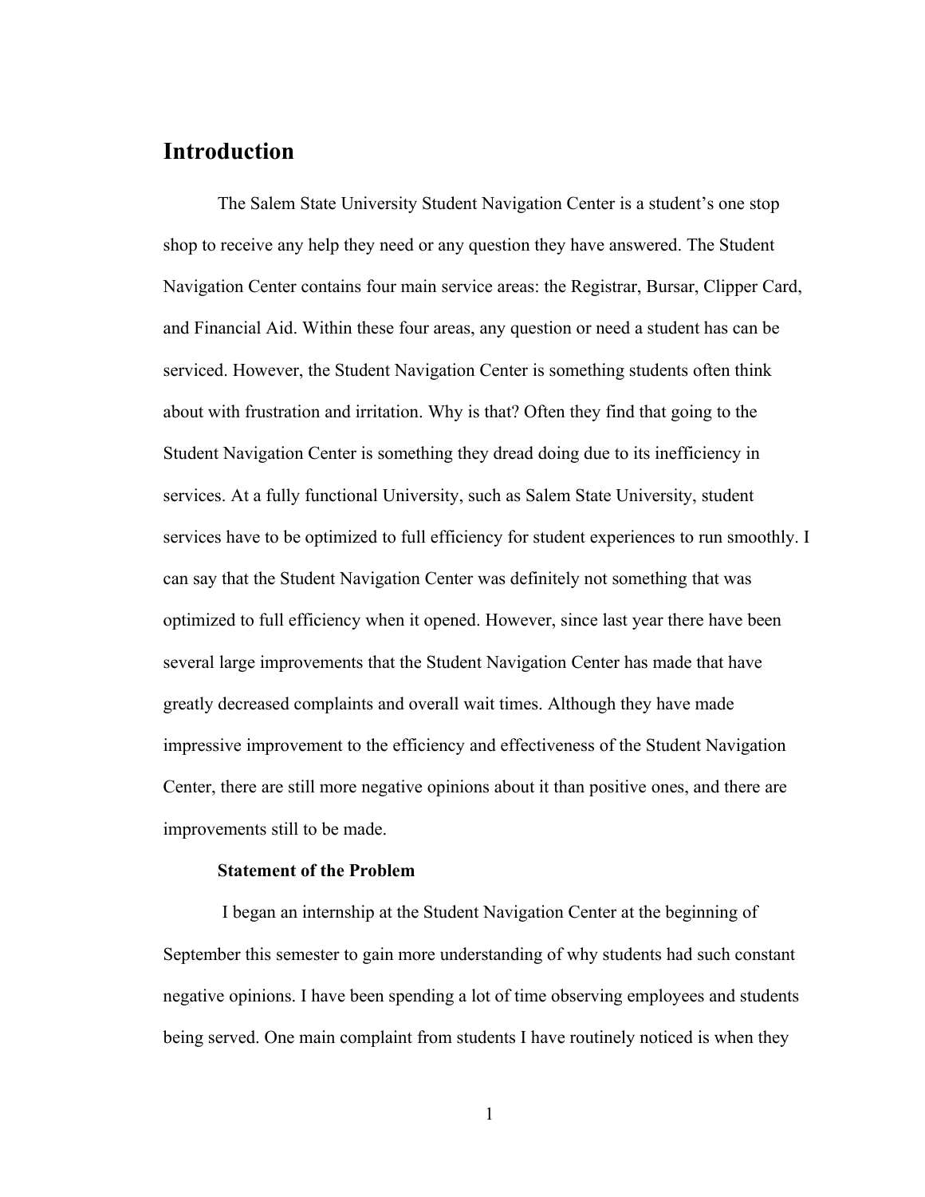# Introduction

The Salem State University Student Navigation Center is a student's one stop shop to receive any help they need or any question they have answered. The Student Navigation Center contains four main service areas: the Registrar, Bursar, Clipper Card, and Financial Aid. Within these four areas, any question or need a student has can be serviced. However, the Student Navigation Center is something students often think about with frustration and irritation. Why is that? Often they find that going to the Student Navigation Center is something they dread doing due to its inefficiency in services. At a fully functional University, such as Salem State University, student services have to be optimized to full efficiency for student experiences to run smoothly. I can say that the Student Navigation Center was definitely not something that was optimized to full efficiency when it opened. However, since last year there have been several large improvements that the Student Navigation Center has made that have greatly decreased complaints and overall wait times. Although they have made impressive improvement to the efficiency and effectiveness of the Student Navigation Center, there are still more negative opinions about it than positive ones, and there are improvements still to be made.

### Statement of the Problem

I began an internship at the Student Navigation Center at the beginning of September this semester to gain more understanding of why students had such constant negative opinions. I have been spending a lot of time observing employees and students being served. One main complaint from students I have routinely noticed is when they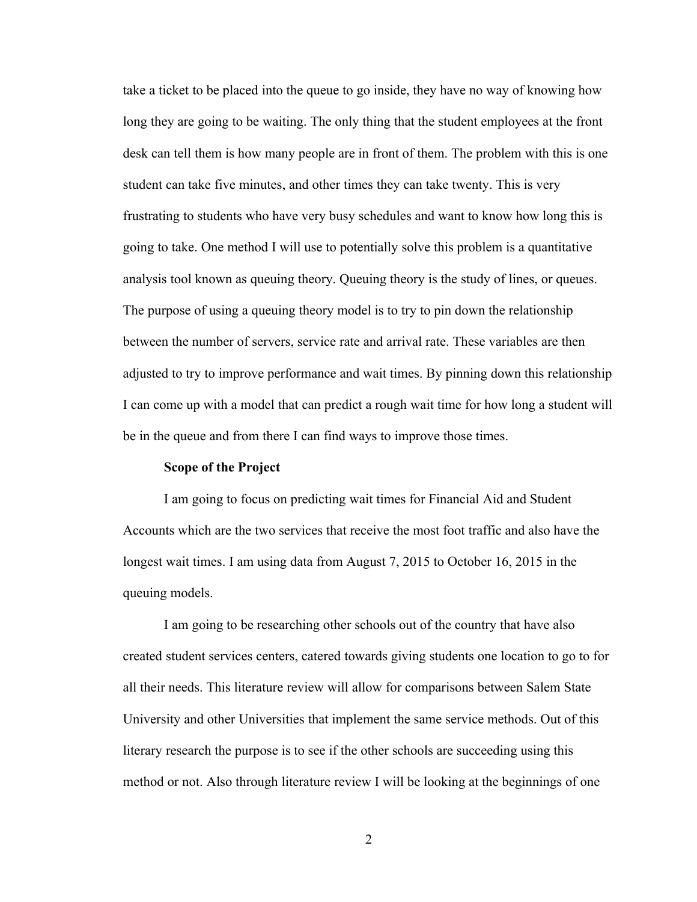take a ticket to be placed into the queue to go inside, they have no way of knowing how long they are going to be waiting. The only thing that the student employees at the front desk can tell them is how many people are in front of them. The problem with this is one student can take five minutes, and other times they can take twenty. This is very frustrating to students who have very busy schedules and want to know how long this is going to take. One method I will use to potentially solve this problem is a quantitative analysis tool known as queuing theory. Queuing theory is the study of lines, or queues. The purpose of using a queuing theory model is to try to pin down the relationship between the number of servers, service rate and arrival rate. These variables are then adjusted to try to improve performance and wait times. By pinning down this relationship I can come up with a model that can predict a rough wait time for how long a student will be in the queue and from there I can find ways to improve those times.

**Scope of the Project**

I am going to focus on predicting wait times for Financial Aid and Student Accounts which are the two services that receive the most foot traffic and also have the longest wait times. I am using data from August 7, 2015 to October 16, 2015 in the queuing models.

I am going to be researching other schools out of the country that have also created student services centers, catered towards giving students one location to go to for all their needs. This literature review will allow for comparisons between Salem State University and other Universities that implement the same service methods. Out of this literary research the purpose is to see if the other schools are succeeding using this method or not. Also through literature review I will be looking at the beginnings of one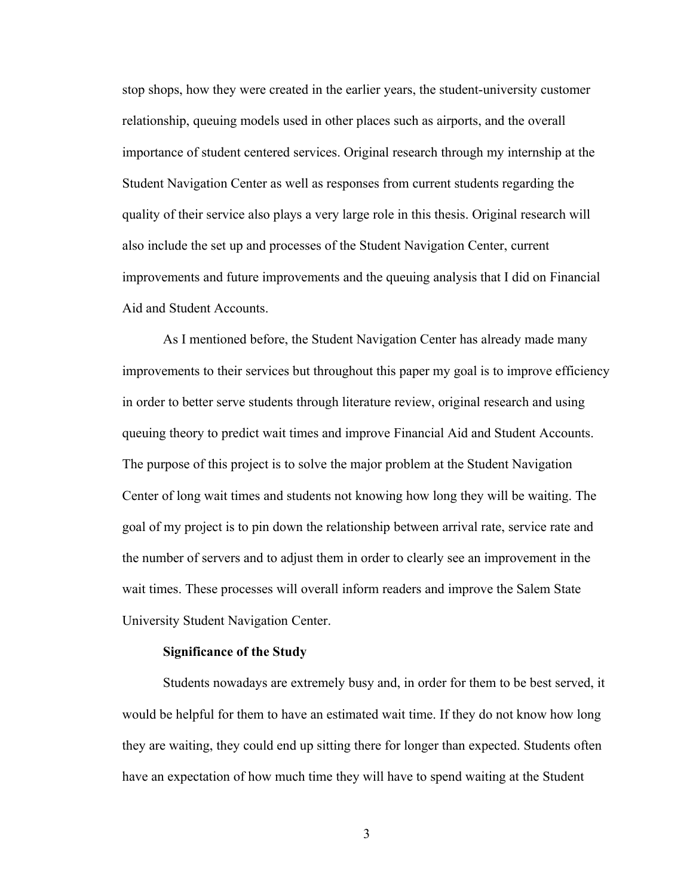stop shops, how they were created in the earlier years, the student-university customer relationship, queuing models used in other places such as airports, and the overall importance of student centered services. Original research through my internship at the Student Navigation Center as well as responses from current students regarding the quality of their service also plays a very large role in this thesis. Original research will also include the set up and processes of the Student Navigation Center, current improvements and future improvements and the queuing analysis that I did on Financial Aid and Student Accounts.

As I mentioned before, the Student Navigation Center has already made many improvements to their services but throughout this paper my goal is to improve efficiency in order to better serve students through literature review, original research and using queuing theory to predict wait times and improve Financial Aid and Student Accounts. The purpose of this project is to solve the major problem at the Student Navigation Center of long wait times and students not knowing how long they will be waiting. The goal of my project is to pin down the relationship between arrival rate, service rate and the number of servers and to adjust them in order to clearly see an improvement in the wait times. These processes will overall inform readers and improve the Salem State University Student Navigation Center.

**Significance of the Study**

Students nowadays are extremely busy and, in order for them to be best served, it would be helpful for them to have an estimated wait time. If they do not know how long they are waiting, they could end up sitting there for longer than expected. Students often have an expectation of how much time they will have to spend waiting at the Student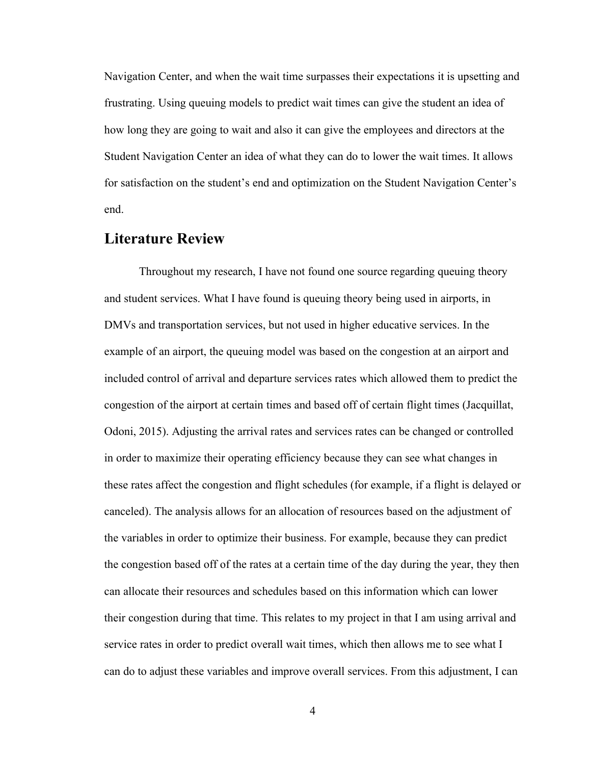Navigation Center, and when the wait time surpasses their expectations it is upsetting and frustrating. Using queuing models to predict wait times can give the student an idea of how long they are going to wait and also it can give the employees and directors at the Student Navigation Center an idea of what they can do to lower the wait times. It allows for satisfaction on the student's end and optimization on the Student Navigation Center's end.

## Literature Review

Throughout my research, I have not found one source regarding queuing theory and student services. What I have found is queuing theory being used in airports, in DMVs and transportation services, but not used in higher educative services. In the example of an airport, the queuing model was based on the congestion at an airport and included control of arrival and departure services rates which allowed them to predict the congestion of the airport at certain times and based off of certain flight times (Jacquillat, Odoni, 2015). Adjusting the arrival rates and services rates can be changed or controlled in order to maximize their operating efficiency because they can see what changes in these rates affect the congestion and flight schedules (for example, if a flight is delayed or canceled). The analysis allows for an allocation of resources based on the adjustment of the variables in order to optimize their business. For example, because they can predict the congestion based off of the rates at a certain time of the day during the year, they then can allocate their resources and schedules based on this information which can lower their congestion during that time. This relates to my project in that I am using arrival and service rates in order to predict overall wait times, which then allows me to see what I can do to adjust these variables and improve overall services. From this adjustment, I can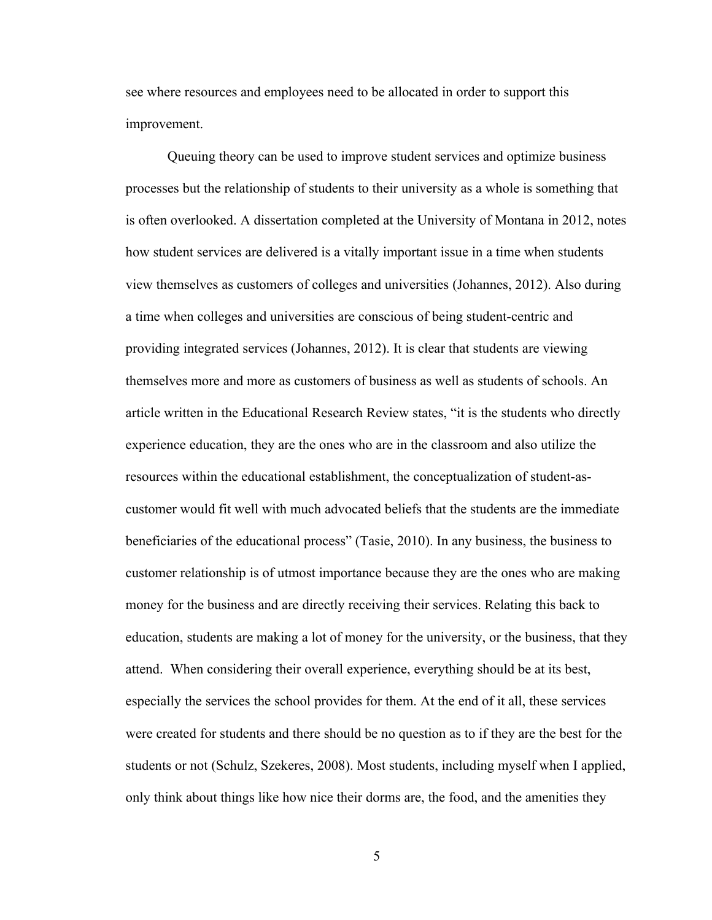see where resources and employees need to be allocated in order to support this improvement.

Queuing theory can be used to improve student services and optimize business processes but the relationship of students to their university as a whole is something that is often overlooked. A dissertation completed at the University of Montana in 2012, notes how student services are delivered is a vitally important issue in a time when students view themselves as customers of colleges and universities (Johannes, 2012). Also during a time when colleges and universities are conscious of being student-centric and providing integrated services (Johannes, 2012). It is clear that students are viewing themselves more and more as customers of business as well as students of schools. An article written in the Educational Research Review states, "it is the students who directly experience education, they are the ones who are in the classroom and also utilize the resources within the educational establishment, the conceptualization of student-as-customer would fit well with much advocated beliefs that the students are the immediate beneficiaries of the educational process" (Tasie, 2010). In any business, the business to customer relationship is of utmost importance because they are the ones who are making money for the business and are directly receiving their services. Relating this back to education, students are making a lot of money for the university, or the business, that they attend. When considering their overall experience, everything should be at its best, especially the services the school provides for them. At the end of it all, these services were created for students and there should be no question as to if they are the best for the students or not (Schulz, Szekeres, 2008). Most students, including myself when I applied, only think about things like how nice their dorms are, the food, and the amenities they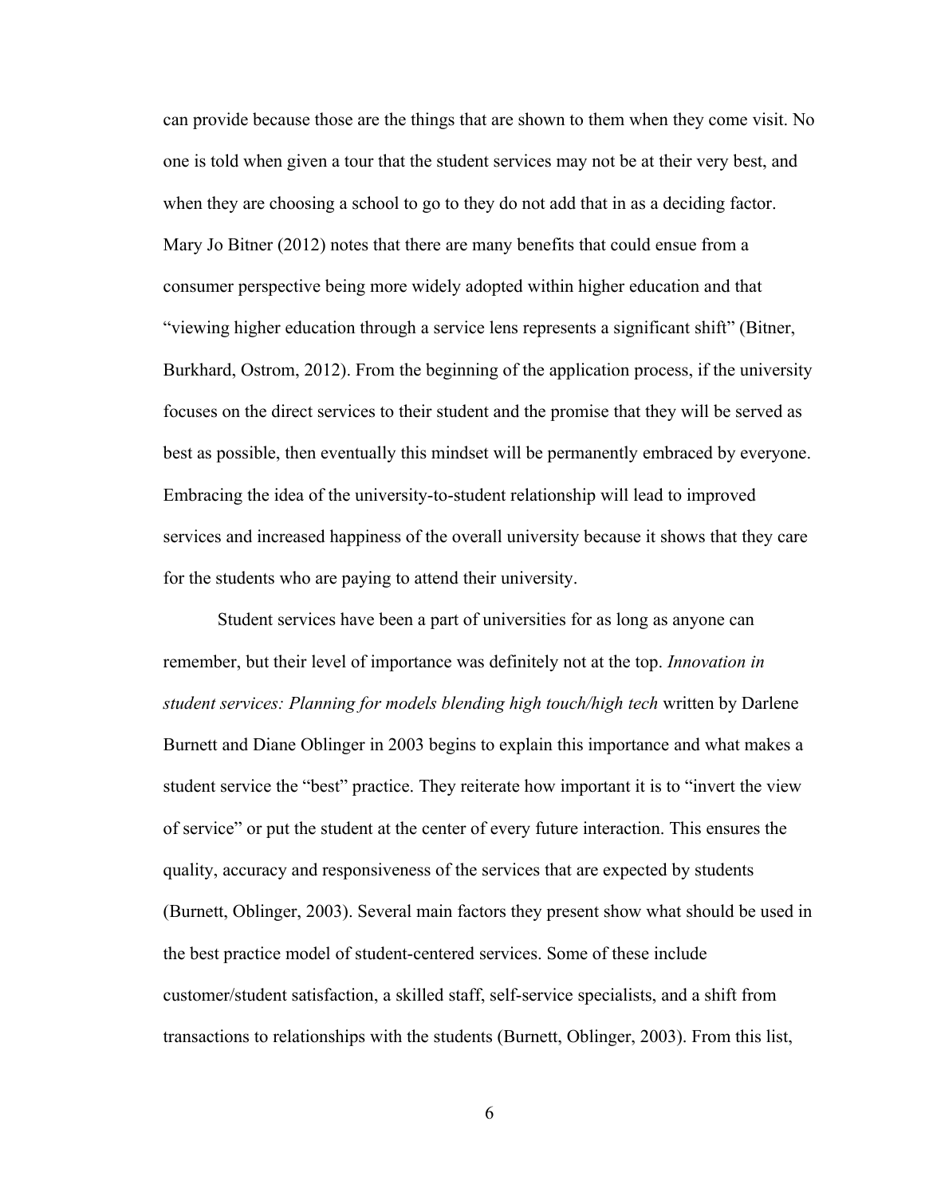can provide because those are the things that are shown to them when they come visit. No one is told when given a tour that the student services may not be at their very best, and when they are choosing a school to go to they do not add that in as a deciding factor. Mary Jo Bitner (2012) notes that there are many benefits that could ensue from a consumer perspective being more widely adopted within higher education and that "viewing higher education through a service lens represents a significant shift" (Bitner, Burkhard, Ostrom, 2012). From the beginning of the application process, if the university focuses on the direct services to their student and the promise that they will be served as best as possible, then eventually this mindset will be permanently embraced by everyone. Embracing the idea of the university-to-student relationship will lead to improved services and increased happiness of the overall university because it shows that they care for the students who are paying to attend their university.

Student services have been a part of universities for as long as anyone can remember, but their level of importance was definitely not at the top. *Innovation in student services: Planning for models blending high touch/high tech* written by Darlene Burnett and Diane Oblinger in 2003 begins to explain this importance and what makes a student service the "best" practice. They reiterate how important it is to "invert the view of service" or put the student at the center of every future interaction. This ensures the quality, accuracy and responsiveness of the services that are expected by students (Burnett, Oblinger, 2003). Several main factors they present show what should be used in the best practice model of student-centered services. Some of these include customer/student satisfaction, a skilled staff, self-service specialists, and a shift from transactions to relationships with the students (Burnett, Oblinger, 2003). From this list,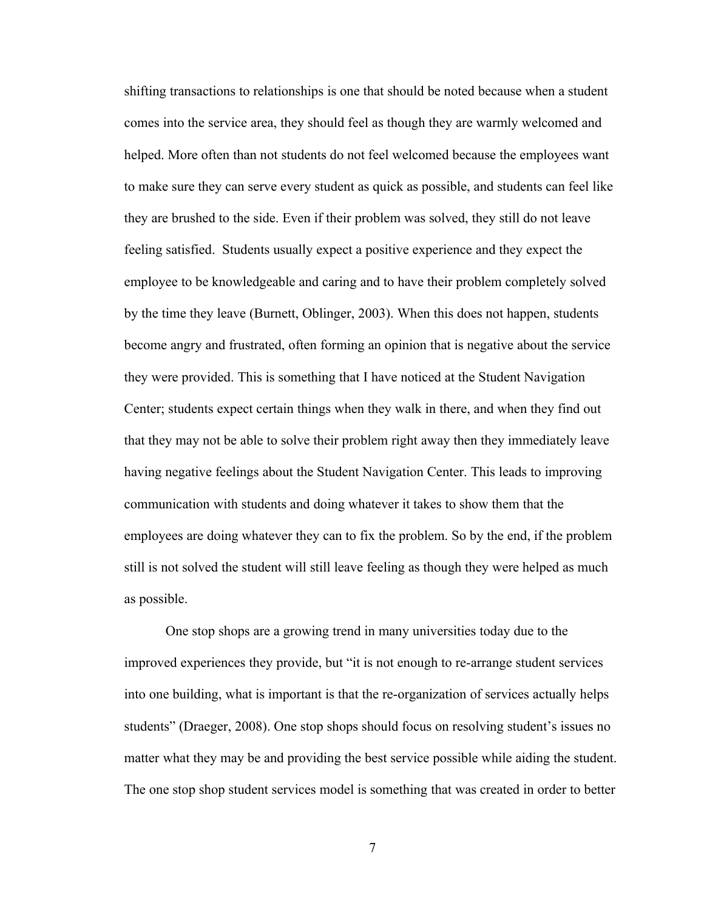shifting transactions to relationships is one that should be noted because when a student comes into the service area, they should feel as though they are warmly welcomed and helped. More often than not students do not feel welcomed because the employees want to make sure they can serve every student as quick as possible, and students can feel like they are brushed to the side. Even if their problem was solved, they still do not leave feeling satisfied. Students usually expect a positive experience and they expect the employee to be knowledgeable and caring and to have their problem completely solved by the time they leave (Burnett, Oblinger, 2003). When this does not happen, students become angry and frustrated, often forming an opinion that is negative about the service they were provided. This is something that I have noticed at the Student Navigation Center; students expect certain things when they walk in there, and when they find out that they may not be able to solve their problem right away then they immediately leave having negative feelings about the Student Navigation Center. This leads to improving communication with students and doing whatever it takes to show them that the employees are doing whatever they can to fix the problem. So by the end, if the problem still is not solved the student will still leave feeling as though they were helped as much as possible.

One stop shops are a growing trend in many universities today due to the improved experiences they provide, but "it is not enough to re-arrange student services into one building, what is important is that the re-organization of services actually helps students" (Draeger, 2008). One stop shops should focus on resolving student's issues no matter what they may be and providing the best service possible while aiding the student. The one stop shop student services model is something that was created in order to better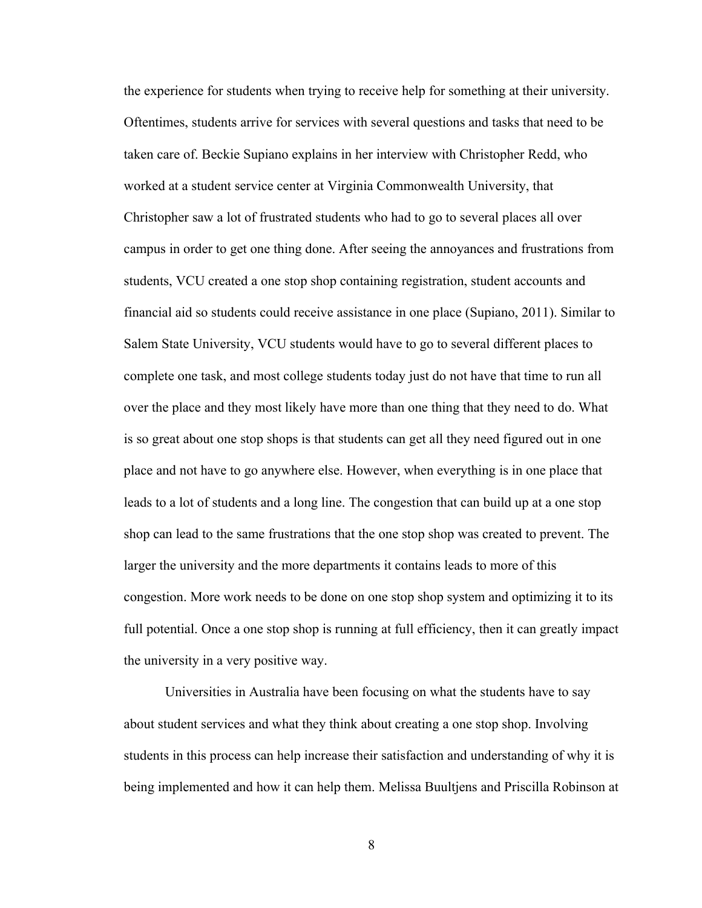the experience for students when trying to receive help for something at their university. Oftentimes, students arrive for services with several questions and tasks that need to be taken care of. Beckie Supiano explains in her interview with Christopher Redd, who worked at a student service center at Virginia Commonwealth University, that Christopher saw a lot of frustrated students who had to go to several places all over campus in order to get one thing done. After seeing the annoyances and frustrations from students, VCU created a one stop shop containing registration, student accounts and financial aid so students could receive assistance in one place (Supiano, 2011). Similar to Salem State University, VCU students would have to go to several different places to complete one task, and most college students today just do not have that time to run all over the place and they most likely have more than one thing that they need to do. What is so great about one stop shops is that students can get all they need figured out in one place and not have to go anywhere else. However, when everything is in one place that leads to a lot of students and a long line. The congestion that can build up at a one stop shop can lead to the same frustrations that the one stop shop was created to prevent. The larger the university and the more departments it contains leads to more of this congestion. More work needs to be done on one stop shop system and optimizing it to its full potential. Once a one stop shop is running at full efficiency, then it can greatly impact the university in a very positive way.

Universities in Australia have been focusing on what the students have to say about student services and what they think about creating a one stop shop. Involving students in this process can help increase their satisfaction and understanding of why it is being implemented and how it can help them. Melissa Buultjens and Priscilla Robinson at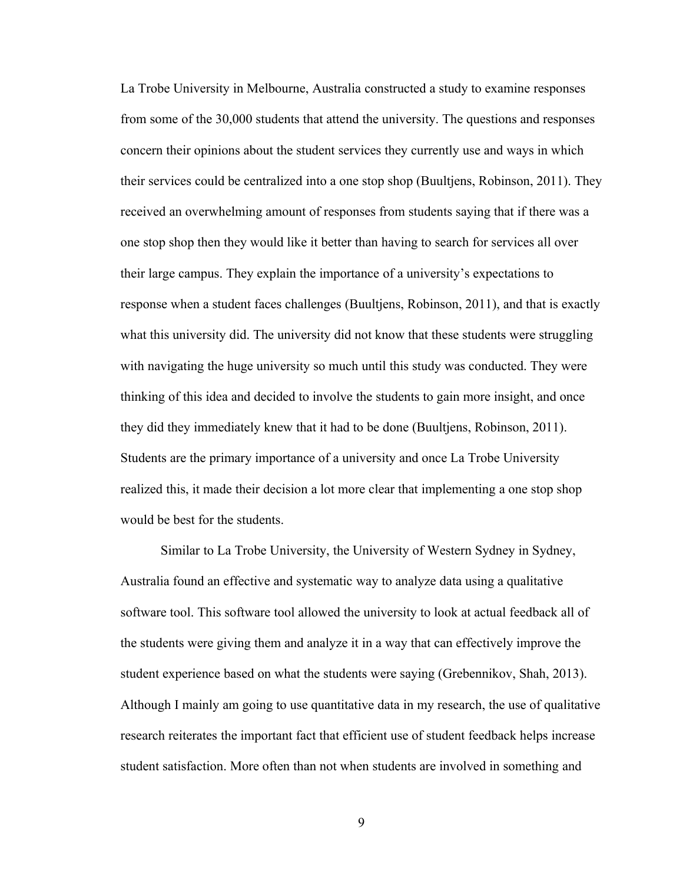La Trobe University in Melbourne, Australia constructed a study to examine responses from some of the 30,000 students that attend the university. The questions and responses concern their opinions about the student services they currently use and ways in which their services could be centralized into a one stop shop (Buultjens, Robinson, 2011). They received an overwhelming amount of responses from students saying that if there was a one stop shop then they would like it better than having to search for services all over their large campus. They explain the importance of a university's expectations to response when a student faces challenges (Buultjens, Robinson, 2011), and that is exactly what this university did. The university did not know that these students were struggling with navigating the huge university so much until this study was conducted. They were thinking of this idea and decided to involve the students to gain more insight, and once they did they immediately knew that it had to be done (Buultjens, Robinson, 2011). Students are the primary importance of a university and once La Trobe University realized this, it made their decision a lot more clear that implementing a one stop shop would be best for the students.

Similar to La Trobe University, the University of Western Sydney in Sydney, Australia found an effective and systematic way to analyze data using a qualitative software tool. This software tool allowed the university to look at actual feedback all of the students were giving them and analyze it in a way that can effectively improve the student experience based on what the students were saying (Grebennikov, Shah, 2013). Although I mainly am going to use quantitative data in my research, the use of qualitative research reiterates the important fact that efficient use of student feedback helps increase student satisfaction. More often than not when students are involved in something and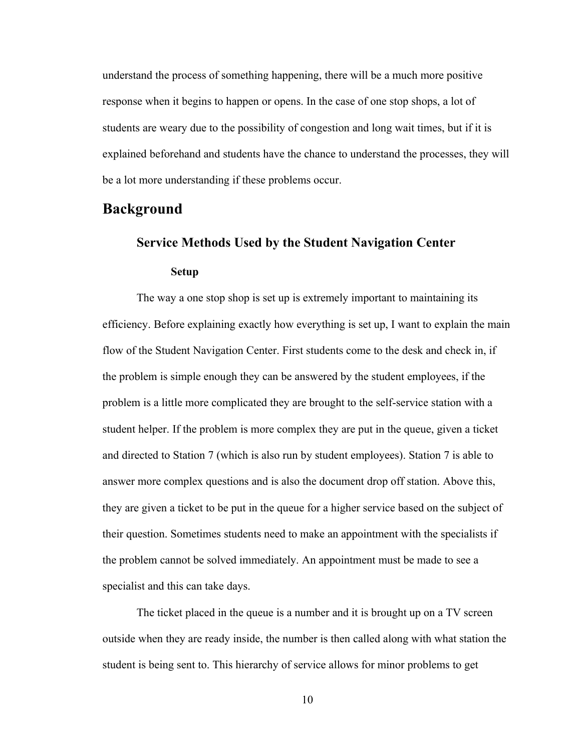understand the process of something happening, there will be a much more positive response when it begins to happen or opens. In the case of one stop shops, a lot of students are weary due to the possibility of congestion and long wait times, but if it is explained beforehand and students have the chance to understand the processes, they will be a lot more understanding if these problems occur.

# Background

## Service Methods Used by the Student Navigation Center

### Setup

The way a one stop shop is set up is extremely important to maintaining its efficiency. Before explaining exactly how everything is set up, I want to explain the main flow of the Student Navigation Center. First students come to the desk and check in, if the problem is simple enough they can be answered by the student employees, if the problem is a little more complicated they are brought to the self-service station with a student helper. If the problem is more complex they are put in the queue, given a ticket and directed to Station 7 (which is also run by student employees). Station 7 is able to answer more complex questions and is also the document drop off station. Above this, they are given a ticket to be put in the queue for a higher service based on the subject of their question. Sometimes students need to make an appointment with the specialists if the problem cannot be solved immediately. An appointment must be made to see a specialist and this can take days.

The ticket placed in the queue is a number and it is brought up on a TV screen outside when they are ready inside, the number is then called along with what station the student is being sent to. This hierarchy of service allows for minor problems to get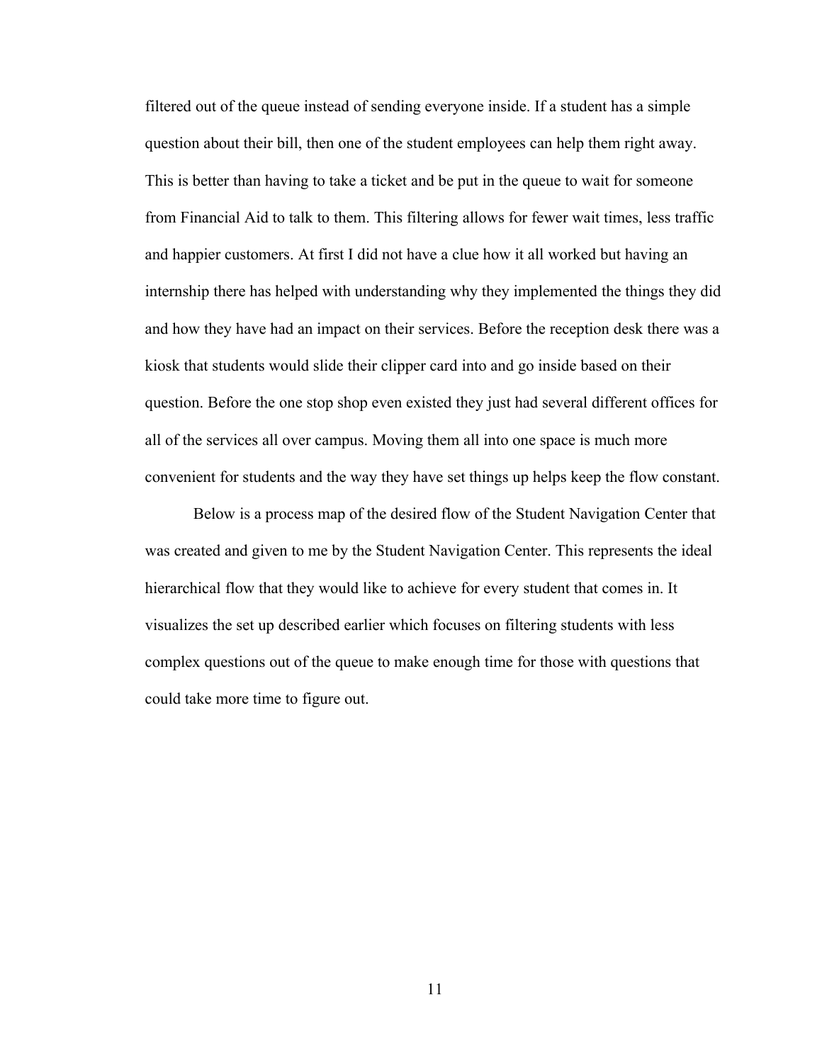filtered out of the queue instead of sending everyone inside. If a student has a simple question about their bill, then one of the student employees can help them right away. This is better than having to take a ticket and be put in the queue to wait for someone from Financial Aid to talk to them. This filtering allows for fewer wait times, less traffic and happier customers. At first I did not have a clue how it all worked but having an internship there has helped with understanding why they implemented the things they did and how they have had an impact on their services. Before the reception desk there was a kiosk that students would slide their clipper card into and go inside based on their question. Before the one stop shop even existed they just had several different offices for all of the services all over campus. Moving them all into one space is much more convenient for students and the way they have set things up helps keep the flow constant.

Below is a process map of the desired flow of the Student Navigation Center that was created and given to me by the Student Navigation Center. This represents the ideal hierarchical flow that they would like to achieve for every student that comes in. It visualizes the set up described earlier which focuses on filtering students with less complex questions out of the queue to make enough time for those with questions that could take more time to figure out.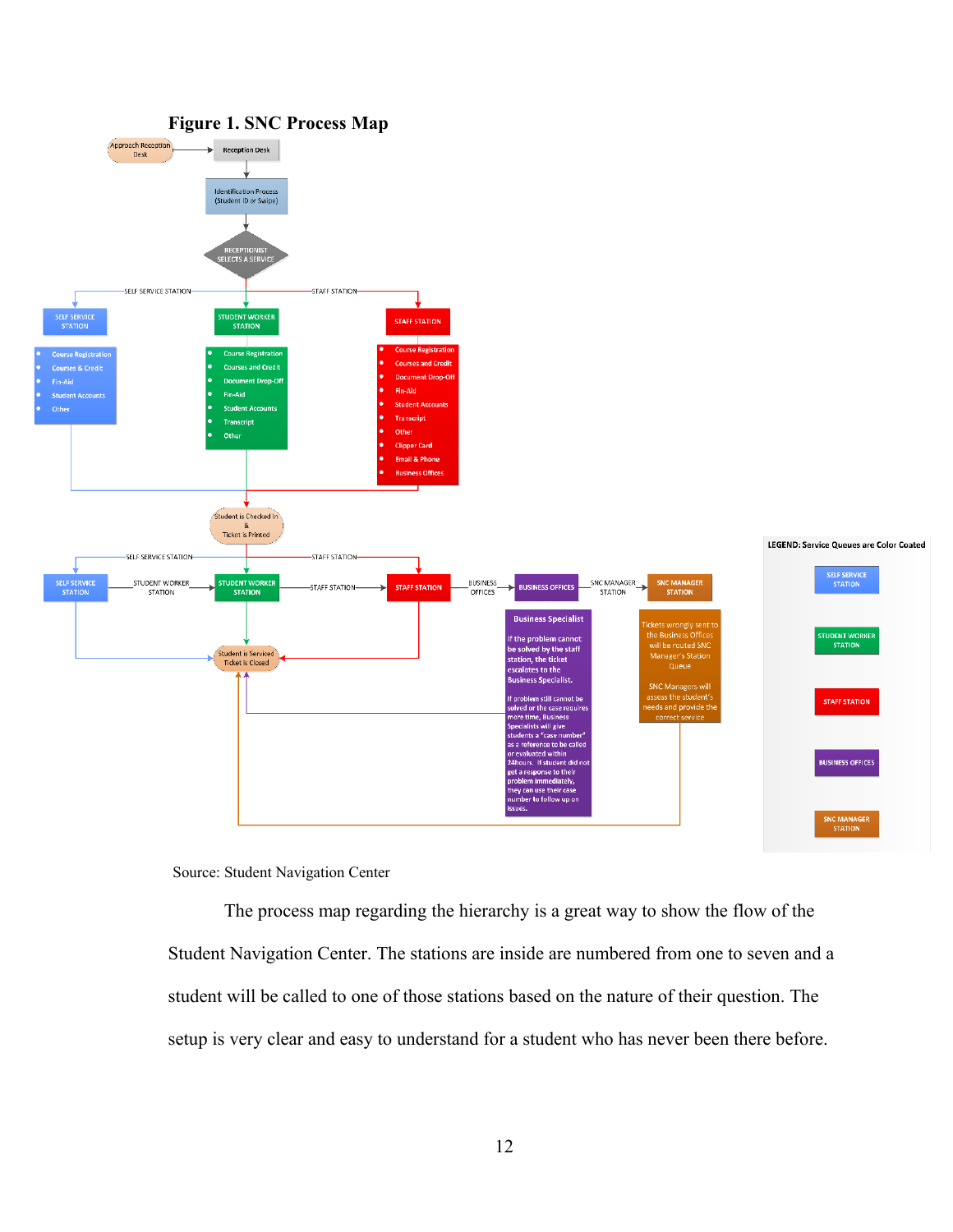**Figure 1. SNC Process Map**

Source: Student Navigation Center

The process map regarding the hierarchy is a great way to show the flow of the Student Navigation Center. The stations are inside are numbered from one to seven and a student will be called to one of those stations based on the nature of their question. The setup is very clear and easy to understand for a student who has never been there before.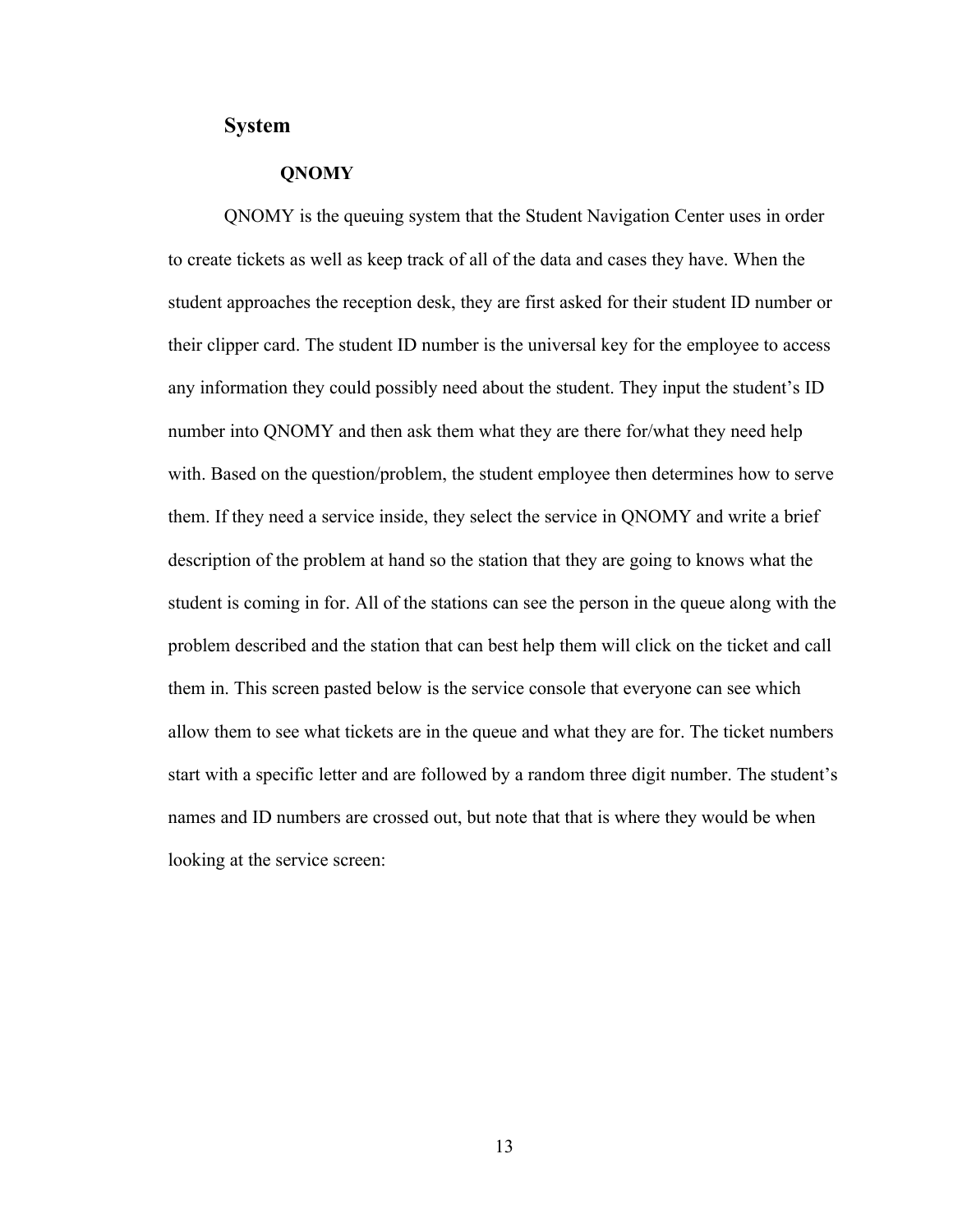## System

### QNOMY

QNOMY is the queuing system that the Student Navigation Center uses in order to create tickets as well as keep track of all of the data and cases they have. When the student approaches the reception desk, they are first asked for their student ID number or their clipper card. The student ID number is the universal key for the employee to access any information they could possibly need about the student. They input the student's ID number into QNOMY and then ask them what they are there for/what they need help with. Based on the question/problem, the student employee then determines how to serve them. If they need a service inside, they select the service in QNOMY and write a brief description of the problem at hand so the station that they are going to knows what the student is coming in for. All of the stations can see the person in the queue along with the problem described and the station that can best help them will click on the ticket and call them in. This screen pasted below is the service console that everyone can see which allow them to see what tickets are in the queue and what they are for. The ticket numbers start with a specific letter and are followed by a random three digit number. The student's names and ID numbers are crossed out, but note that that is where they would be when looking at the service screen: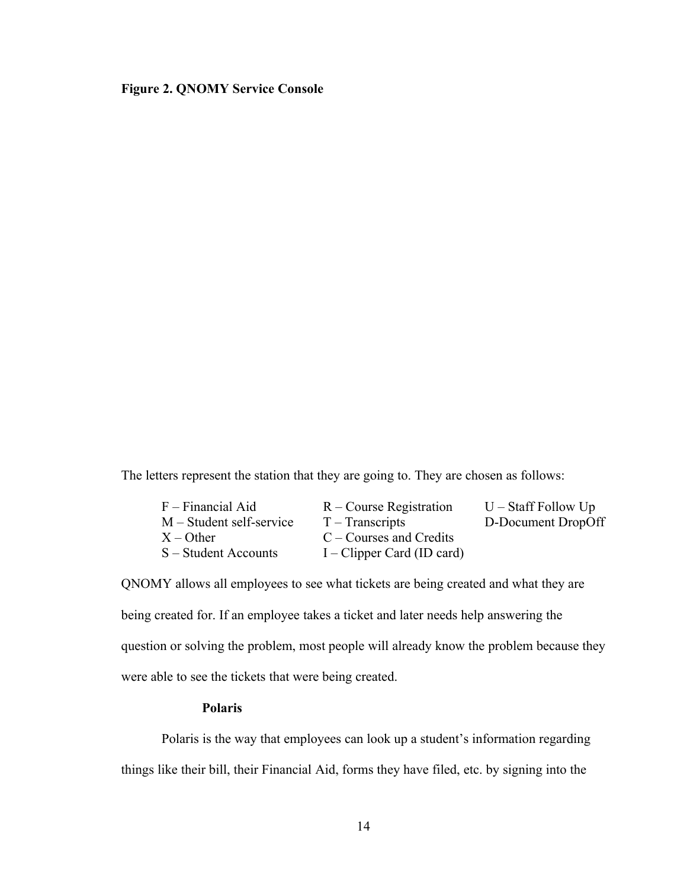**Figure 2. QNOMY Service Console**

The letters represent the station that they are going to. They are chosen as follows:

- F – Financial Aid
- M – Student self-service
- X – Other
- S – Student Accounts
- R – Course Registration
- T – Transcripts
- C – Courses and Credits
- I – Clipper Card (ID card)
- U – Staff Follow Up
- D-Document DropOff

QNOMY allows all employees to see what tickets are being created and what they are being created for. If an employee takes a ticket and later needs help answering the question or solving the problem, most people will already know the problem because they were able to see the tickets that were being created.

**Polaris**

Polaris is the way that employees can look up a student's information regarding things like their bill, their Financial Aid, forms they have filed, etc. by signing into the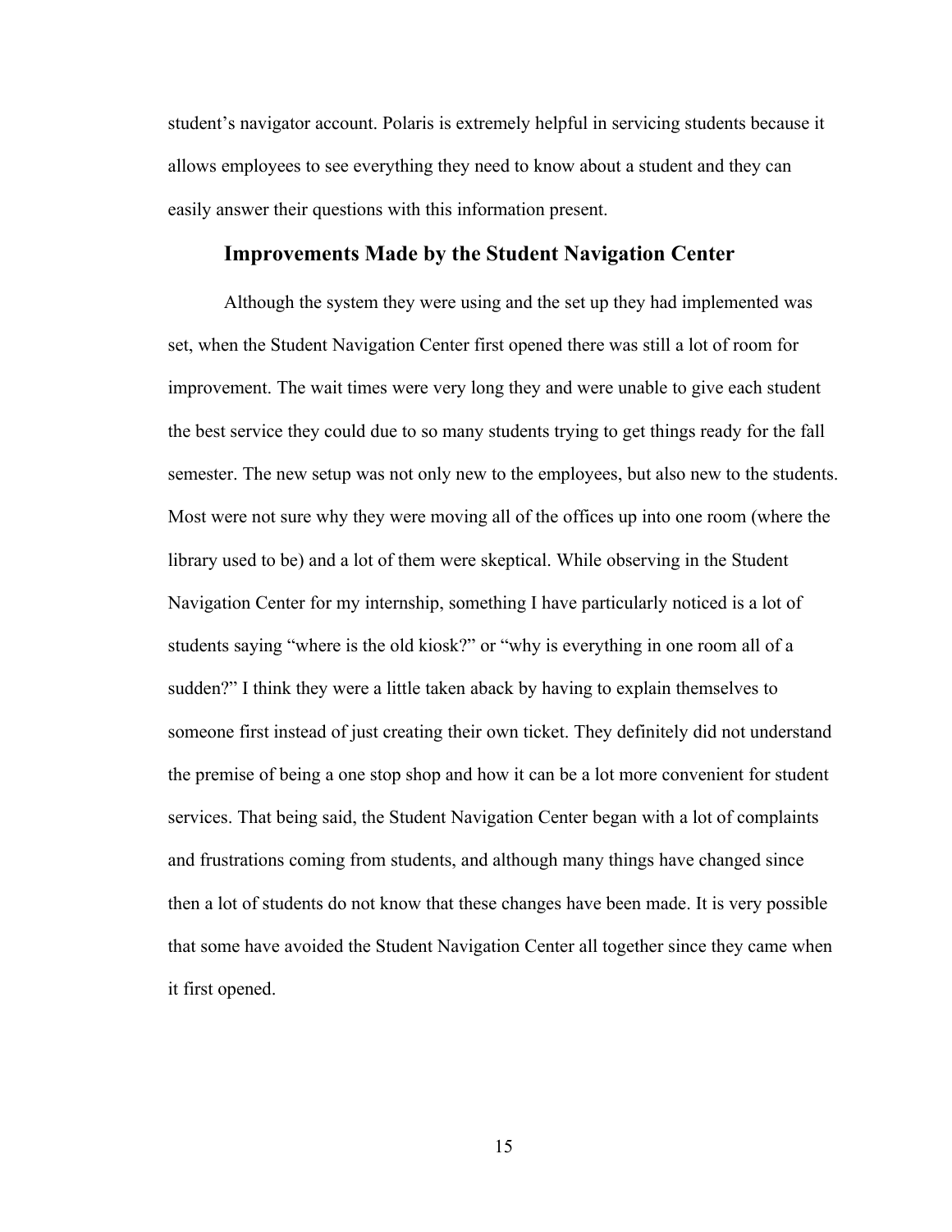student's navigator account. Polaris is extremely helpful in servicing students because it allows employees to see everything they need to know about a student and they can easily answer their questions with this information present.

## Improvements Made by the Student Navigation Center

Although the system they were using and the set up they had implemented was set, when the Student Navigation Center first opened there was still a lot of room for improvement. The wait times were very long they and were unable to give each student the best service they could due to so many students trying to get things ready for the fall semester. The new setup was not only new to the employees, but also new to the students. Most were not sure why they were moving all of the offices up into one room (where the library used to be) and a lot of them were skeptical. While observing in the Student Navigation Center for my internship, something I have particularly noticed is a lot of students saying "where is the old kiosk?" or "why is everything in one room all of a sudden?" I think they were a little taken aback by having to explain themselves to someone first instead of just creating their own ticket. They definitely did not understand the premise of being a one stop shop and how it can be a lot more convenient for student services. That being said, the Student Navigation Center began with a lot of complaints and frustrations coming from students, and although many things have changed since then a lot of students do not know that these changes have been made. It is very possible that some have avoided the Student Navigation Center all together since they came when it first opened.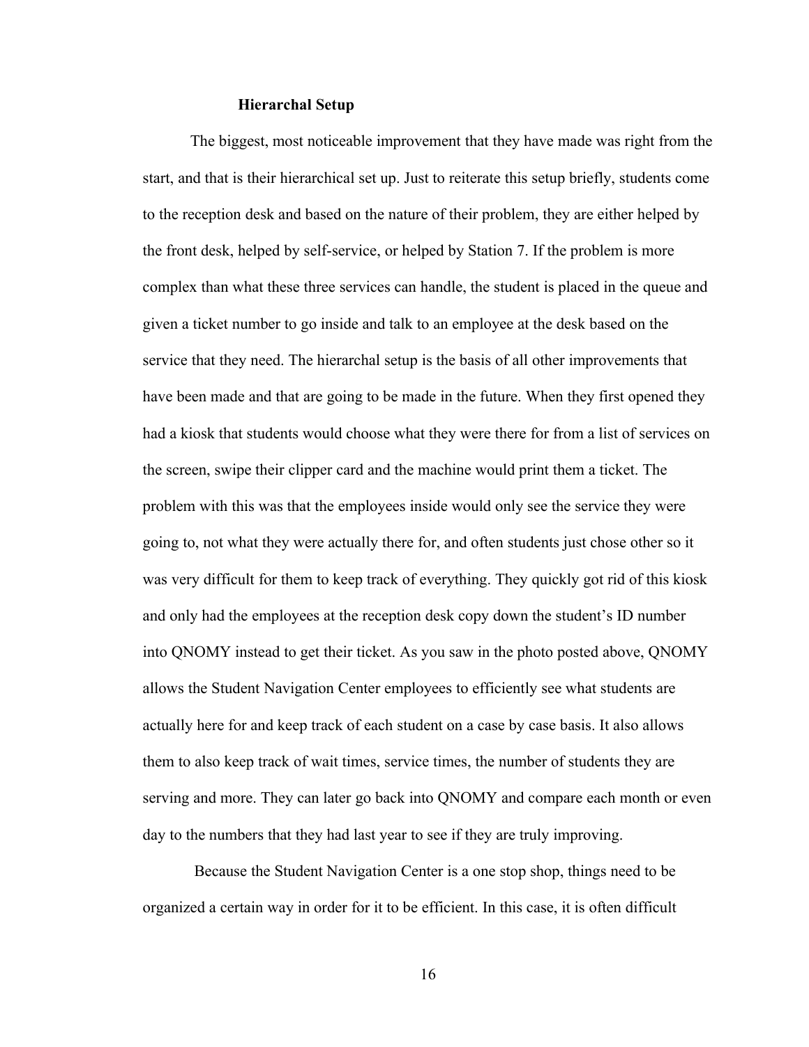**Hierarchal Setup**

The biggest, most noticeable improvement that they have made was right from the start, and that is their hierarchical set up. Just to reiterate this setup briefly, students come to the reception desk and based on the nature of their problem, they are either helped by the front desk, helped by self-service, or helped by Station 7. If the problem is more complex than what these three services can handle, the student is placed in the queue and given a ticket number to go inside and talk to an employee at the desk based on the service that they need. The hierarchal setup is the basis of all other improvements that have been made and that are going to be made in the future. When they first opened they had a kiosk that students would choose what they were there for from a list of services on the screen, swipe their clipper card and the machine would print them a ticket. The problem with this was that the employees inside would only see the service they were going to, not what they were actually there for, and often students just chose other so it was very difficult for them to keep track of everything. They quickly got rid of this kiosk and only had the employees at the reception desk copy down the student's ID number into QNOMY instead to get their ticket. As you saw in the photo posted above, QNOMY allows the Student Navigation Center employees to efficiently see what students are actually here for and keep track of each student on a case by case basis. It also allows them to also keep track of wait times, service times, the number of students they are serving and more. They can later go back into QNOMY and compare each month or even day to the numbers that they had last year to see if they are truly improving.

Because the Student Navigation Center is a one stop shop, things need to be organized a certain way in order for it to be efficient. In this case, it is often difficult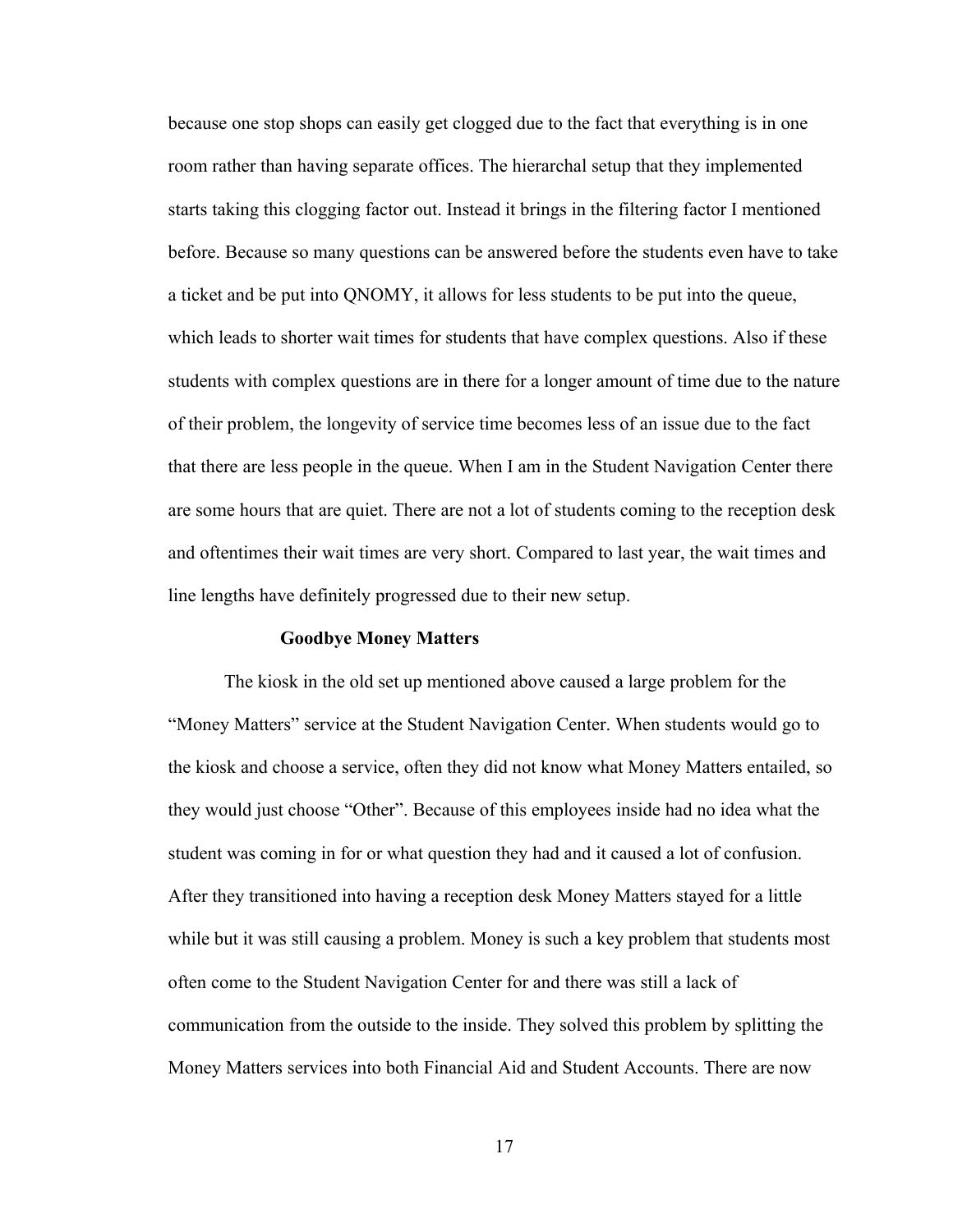because one stop shops can easily get clogged due to the fact that everything is in one room rather than having separate offices. The hierarchal setup that they implemented starts taking this clogging factor out. Instead it brings in the filtering factor I mentioned before. Because so many questions can be answered before the students even have to take a ticket and be put into QNOMY, it allows for less students to be put into the queue, which leads to shorter wait times for students that have complex questions. Also if these students with complex questions are in there for a longer amount of time due to the nature of their problem, the longevity of service time becomes less of an issue due to the fact that there are less people in the queue. When I am in the Student Navigation Center there are some hours that are quiet. There are not a lot of students coming to the reception desk and oftentimes their wait times are very short. Compared to last year, the wait times and line lengths have definitely progressed due to their new setup.

### Goodbye Money Matters

The kiosk in the old set up mentioned above caused a large problem for the "Money Matters" service at the Student Navigation Center. When students would go to the kiosk and choose a service, often they did not know what Money Matters entailed, so they would just choose "Other". Because of this employees inside had no idea what the student was coming in for or what question they had and it caused a lot of confusion. After they transitioned into having a reception desk Money Matters stayed for a little while but it was still causing a problem. Money is such a key problem that students most often come to the Student Navigation Center for and there was still a lack of communication from the outside to the inside. They solved this problem by splitting the Money Matters services into both Financial Aid and Student Accounts. There are now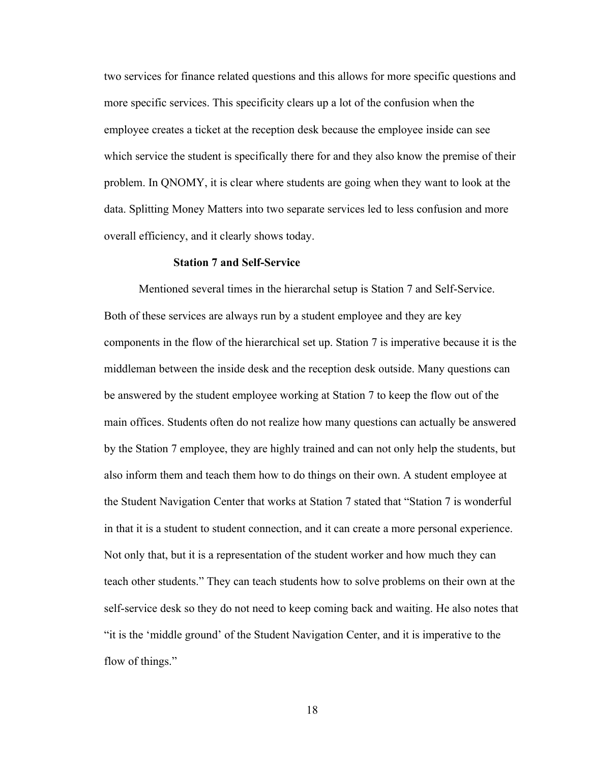two services for finance related questions and this allows for more specific questions and more specific services. This specificity clears up a lot of the confusion when the employee creates a ticket at the reception desk because the employee inside can see which service the student is specifically there for and they also know the premise of their problem. In QNOMY, it is clear where students are going when they want to look at the data. Splitting Money Matters into two separate services led to less confusion and more overall efficiency, and it clearly shows today.

### Station 7 and Self-Service

Mentioned several times in the hierarchal setup is Station 7 and Self-Service. Both of these services are always run by a student employee and they are key components in the flow of the hierarchical set up. Station 7 is imperative because it is the middleman between the inside desk and the reception desk outside. Many questions can be answered by the student employee working at Station 7 to keep the flow out of the main offices. Students often do not realize how many questions can actually be answered by the Station 7 employee, they are highly trained and can not only help the students, but also inform them and teach them how to do things on their own. A student employee at the Student Navigation Center that works at Station 7 stated that "Station 7 is wonderful in that it is a student to student connection, and it can create a more personal experience. Not only that, but it is a representation of the student worker and how much they can teach other students." They can teach students how to solve problems on their own at the self-service desk so they do not need to keep coming back and waiting. He also notes that "it is the 'middle ground' of the Student Navigation Center, and it is imperative to the flow of things."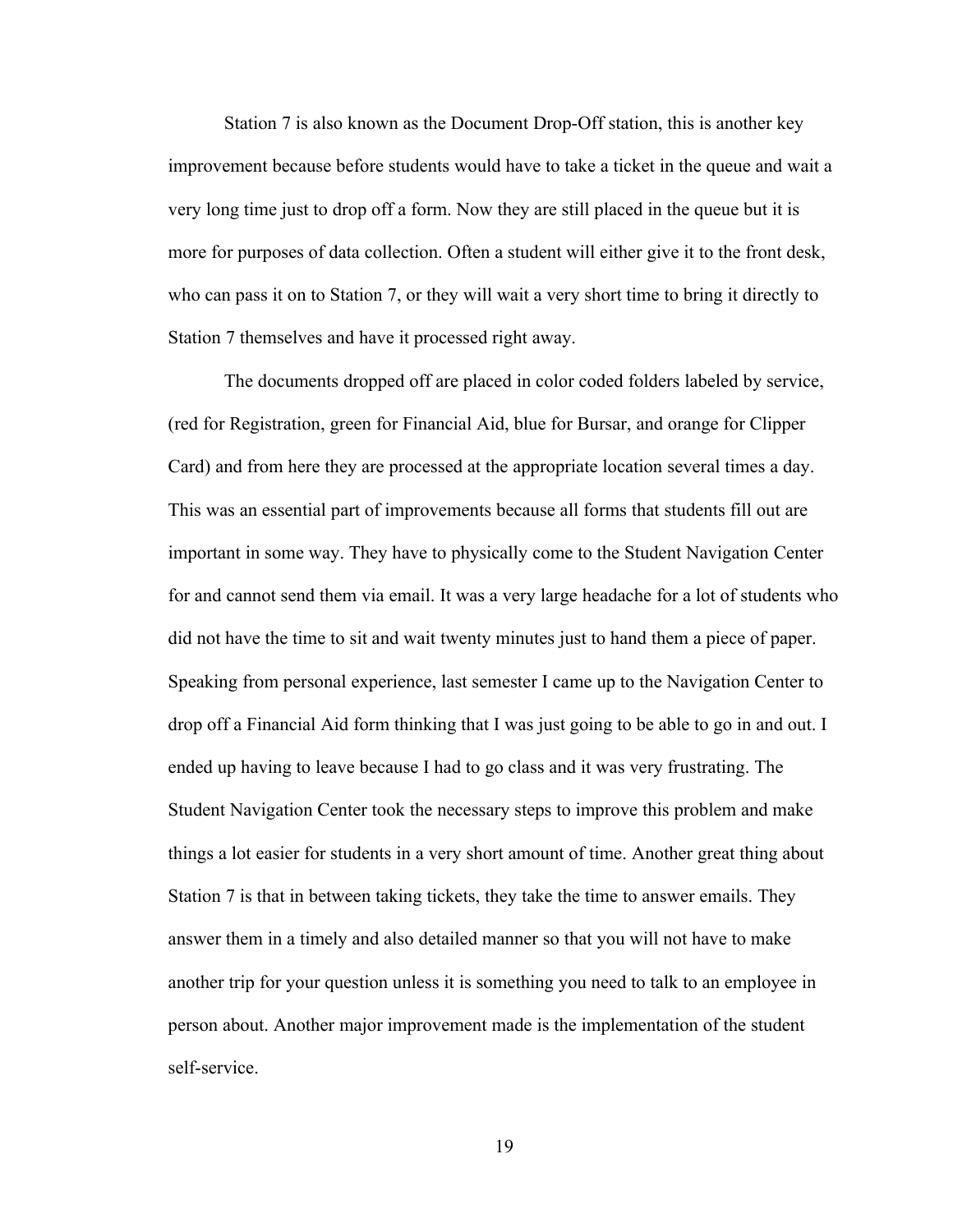Station 7 is also known as the Document Drop-Off station, this is another key improvement because before students would have to take a ticket in the queue and wait a very long time just to drop off a form. Now they are still placed in the queue but it is more for purposes of data collection. Often a student will either give it to the front desk, who can pass it on to Station 7, or they will wait a very short time to bring it directly to Station 7 themselves and have it processed right away.

The documents dropped off are placed in color coded folders labeled by service, (red for Registration, green for Financial Aid, blue for Bursar, and orange for Clipper Card) and from here they are processed at the appropriate location several times a day. This was an essential part of improvements because all forms that students fill out are important in some way. They have to physically come to the Student Navigation Center for and cannot send them via email. It was a very large headache for a lot of students who did not have the time to sit and wait twenty minutes just to hand them a piece of paper. Speaking from personal experience, last semester I came up to the Navigation Center to drop off a Financial Aid form thinking that I was just going to be able to go in and out. I ended up having to leave because I had to go class and it was very frustrating. The Student Navigation Center took the necessary steps to improve this problem and make things a lot easier for students in a very short amount of time. Another great thing about Station 7 is that in between taking tickets, they take the time to answer emails. They answer them in a timely and also detailed manner so that you will not have to make another trip for your question unless it is something you need to talk to an employee in person about. Another major improvement made is the implementation of the student self-service.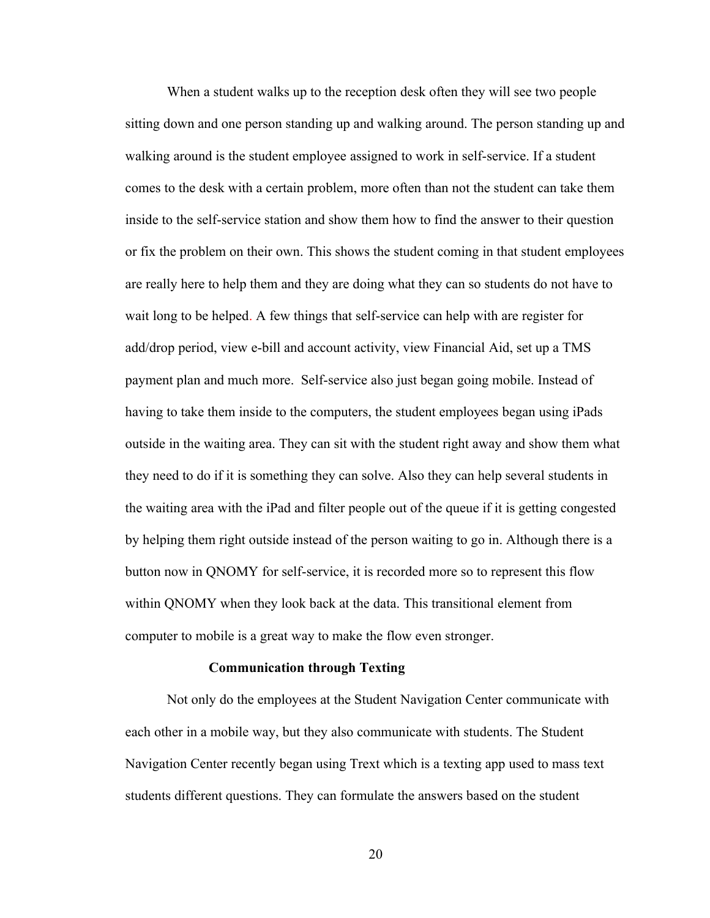When a student walks up to the reception desk often they will see two people sitting down and one person standing up and walking around. The person standing up and walking around is the student employee assigned to work in self-service. If a student comes to the desk with a certain problem, more often than not the student can take them inside to the self-service station and show them how to find the answer to their question or fix the problem on their own. This shows the student coming in that student employees are really here to help them and they are doing what they can so students do not have to wait long to be helped. A few things that self-service can help with are register for add/drop period, view e-bill and account activity, view Financial Aid, set up a TMS payment plan and much more.  Self-service also just began going mobile. Instead of having to take them inside to the computers, the student employees began using iPads outside in the waiting area. They can sit with the student right away and show them what they need to do if it is something they can solve. Also they can help several students in the waiting area with the iPad and filter people out of the queue if it is getting congested by helping them right outside instead of the person waiting to go in. Although there is a button now in QNOMY for self-service, it is recorded more so to represent this flow within QNOMY when they look back at the data. This transitional element from computer to mobile is a great way to make the flow even stronger.

### Communication through Texting

Not only do the employees at the Student Navigation Center communicate with each other in a mobile way, but they also communicate with students. The Student Navigation Center recently began using Trext which is a texting app used to mass text students different questions. They can formulate the answers based on the student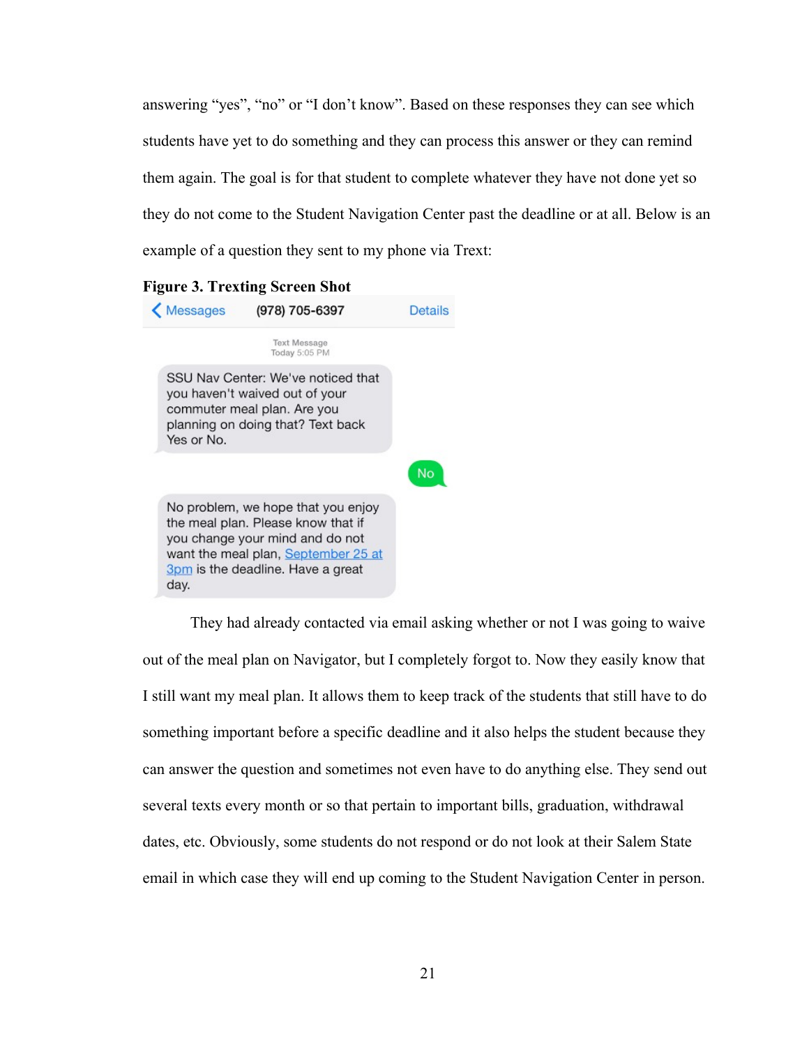answering "yes", "no" or "I don't know". Based on these responses they can see which students have yet to do something and they can process this answer or they can remind them again. The goal is for that student to complete whatever they have not done yet so they do not come to the Student Navigation Center past the deadline or at all. Below is an example of a question they sent to my phone via Trext:

**Figure 3. Trexting Screen Shot**

Messages (978) 705-6397 Details

Text Message
Today 5:05 PM

SSU Nav Center: We've noticed that you haven't waived out of your commuter meal plan. Are you planning on doing that? Text back Yes or No.

No

No problem, we hope that you enjoy the meal plan. Please know that if you change your mind and do not want the meal plan, September 25 at 3pm is the deadline. Have a great day.

They had already contacted via email asking whether or not I was going to waive out of the meal plan on Navigator, but I completely forgot to. Now they easily know that I still want my meal plan. It allows them to keep track of the students that still have to do something important before a specific deadline and it also helps the student because they can answer the question and sometimes not even have to do anything else. They send out several texts every month or so that pertain to important bills, graduation, withdrawal dates, etc. Obviously, some students do not respond or do not look at their Salem State email in which case they will end up coming to the Student Navigation Center in person.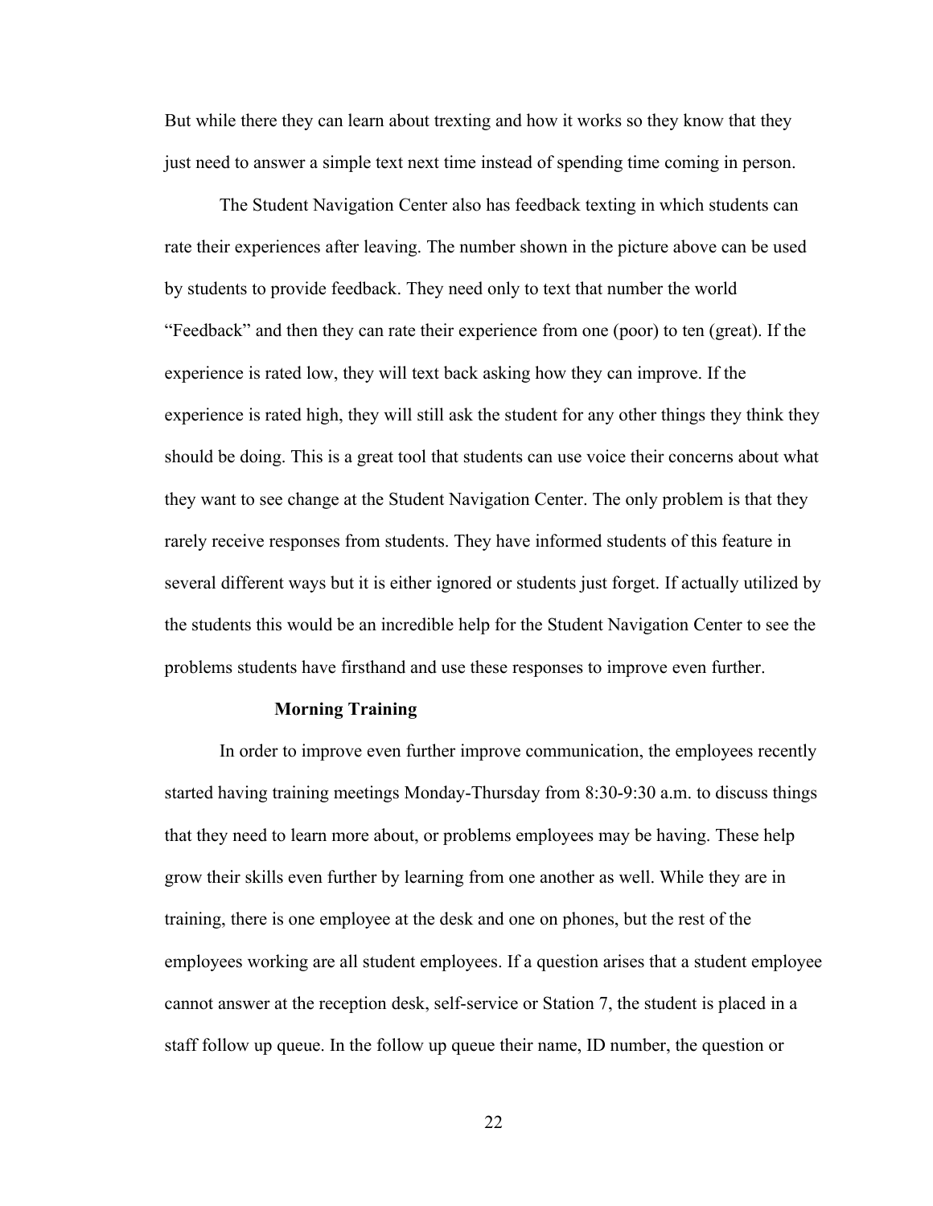But while there they can learn about trexting and how it works so they know that they just need to answer a simple text next time instead of spending time coming in person.

The Student Navigation Center also has feedback texting in which students can rate their experiences after leaving. The number shown in the picture above can be used by students to provide feedback. They need only to text that number the world "Feedback" and then they can rate their experience from one (poor) to ten (great). If the experience is rated low, they will text back asking how they can improve. If the experience is rated high, they will still ask the student for any other things they think they should be doing. This is a great tool that students can use voice their concerns about what they want to see change at the Student Navigation Center. The only problem is that they rarely receive responses from students. They have informed students of this feature in several different ways but it is either ignored or students just forget. If actually utilized by the students this would be an incredible help for the Student Navigation Center to see the problems students have firsthand and use these responses to improve even further.

### Morning Training

In order to improve even further improve communication, the employees recently started having training meetings Monday-Thursday from 8:30-9:30 a.m. to discuss things that they need to learn more about, or problems employees may be having. These help grow their skills even further by learning from one another as well. While they are in training, there is one employee at the desk and one on phones, but the rest of the employees working are all student employees. If a question arises that a student employee cannot answer at the reception desk, self-service or Station 7, the student is placed in a staff follow up queue. In the follow up queue their name, ID number, the question or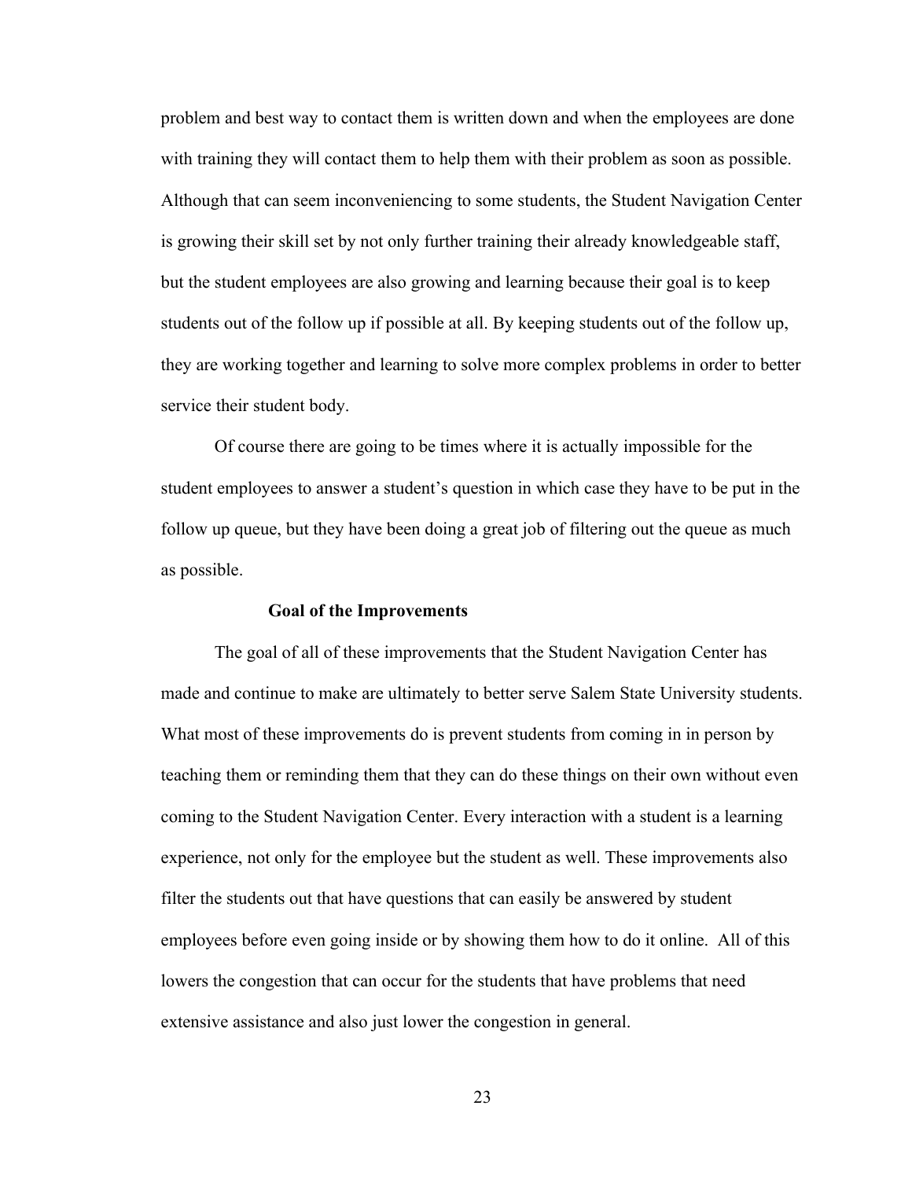problem and best way to contact them is written down and when the employees are done with training they will contact them to help them with their problem as soon as possible. Although that can seem inconveniencing to some students, the Student Navigation Center is growing their skill set by not only further training their already knowledgeable staff, but the student employees are also growing and learning because their goal is to keep students out of the follow up if possible at all. By keeping students out of the follow up, they are working together and learning to solve more complex problems in order to better service their student body.

Of course there are going to be times where it is actually impossible for the student employees to answer a student's question in which case they have to be put in the follow up queue, but they have been doing a great job of filtering out the queue as much as possible.

**Goal of the Improvements**

The goal of all of these improvements that the Student Navigation Center has made and continue to make are ultimately to better serve Salem State University students. What most of these improvements do is prevent students from coming in in person by teaching them or reminding them that they can do these things on their own without even coming to the Student Navigation Center. Every interaction with a student is a learning experience, not only for the employee but the student as well. These improvements also filter the students out that have questions that can easily be answered by student employees before even going inside or by showing them how to do it online. All of this lowers the congestion that can occur for the students that have problems that need extensive assistance and also just lower the congestion in general.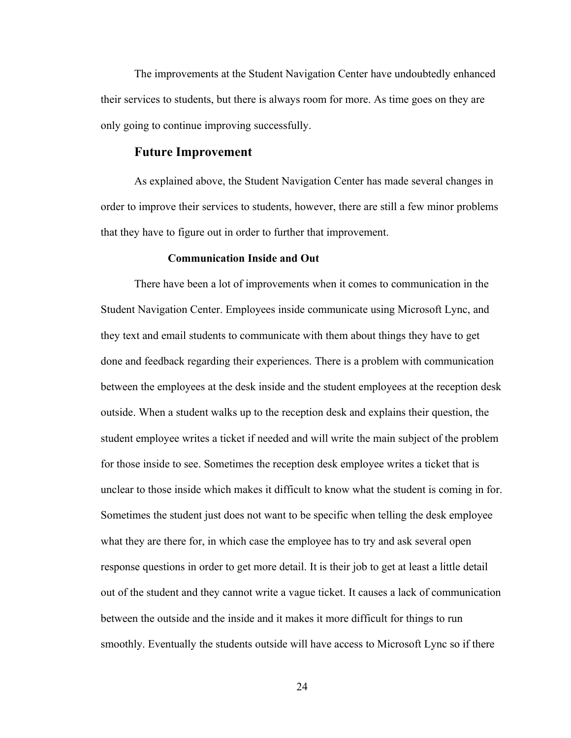The improvements at the Student Navigation Center have undoubtedly enhanced their services to students, but there is always room for more. As time goes on they are only going to continue improving successfully.

## Future Improvement

As explained above, the Student Navigation Center has made several changes in order to improve their services to students, however, there are still a few minor problems that they have to figure out in order to further that improvement.

### Communication Inside and Out

There have been a lot of improvements when it comes to communication in the Student Navigation Center. Employees inside communicate using Microsoft Lync, and they text and email students to communicate with them about things they have to get done and feedback regarding their experiences. There is a problem with communication between the employees at the desk inside and the student employees at the reception desk outside. When a student walks up to the reception desk and explains their question, the student employee writes a ticket if needed and will write the main subject of the problem for those inside to see. Sometimes the reception desk employee writes a ticket that is unclear to those inside which makes it difficult to know what the student is coming in for. Sometimes the student just does not want to be specific when telling the desk employee what they are there for, in which case the employee has to try and ask several open response questions in order to get more detail. It is their job to get at least a little detail out of the student and they cannot write a vague ticket. It causes a lack of communication between the outside and the inside and it makes it more difficult for things to run smoothly. Eventually the students outside will have access to Microsoft Lync so if there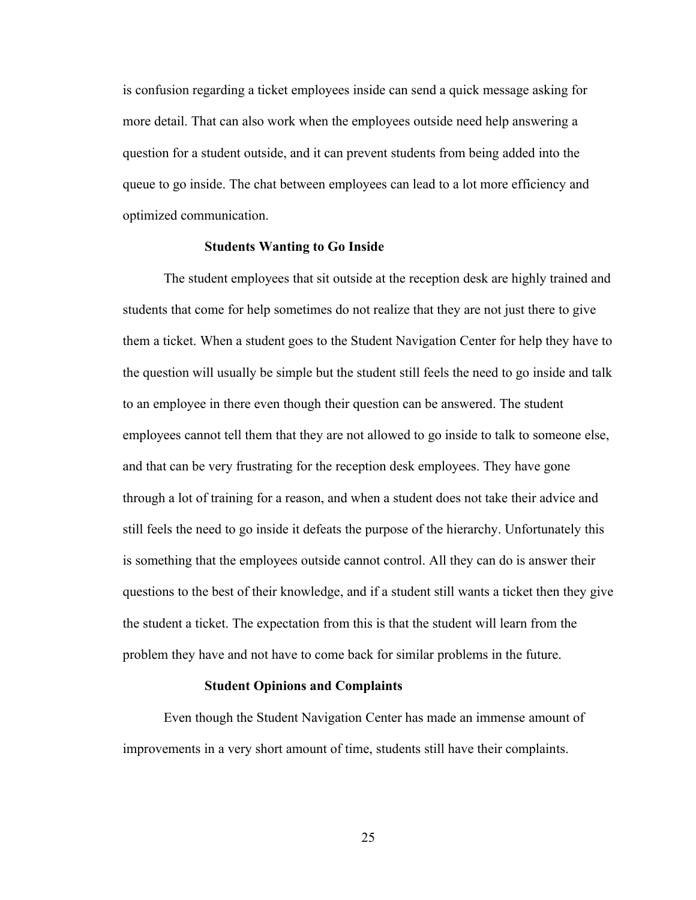is confusion regarding a ticket employees inside can send a quick message asking for more detail. That can also work when the employees outside need help answering a question for a student outside, and it can prevent students from being added into the queue to go inside. The chat between employees can lead to a lot more efficiency and optimized communication.

### Students Wanting to Go Inside

The student employees that sit outside at the reception desk are highly trained and students that come for help sometimes do not realize that they are not just there to give them a ticket. When a student goes to the Student Navigation Center for help they have to the question will usually be simple but the student still feels the need to go inside and talk to an employee in there even though their question can be answered. The student employees cannot tell them that they are not allowed to go inside to talk to someone else, and that can be very frustrating for the reception desk employees. They have gone through a lot of training for a reason, and when a student does not take their advice and still feels the need to go inside it defeats the purpose of the hierarchy. Unfortunately this is something that the employees outside cannot control. All they can do is answer their questions to the best of their knowledge, and if a student still wants a ticket then they give the student a ticket. The expectation from this is that the student will learn from the problem they have and not have to come back for similar problems in the future.

### Student Opinions and Complaints

Even though the Student Navigation Center has made an immense amount of improvements in a very short amount of time, students still have their complaints.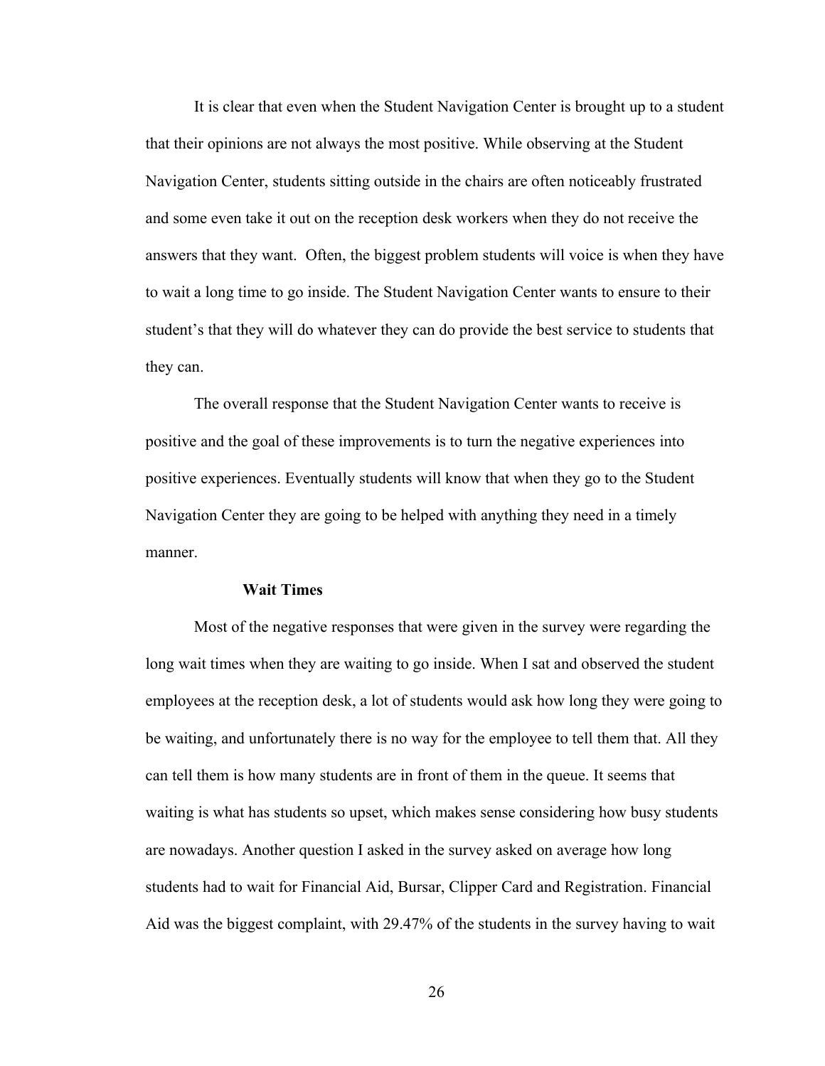It is clear that even when the Student Navigation Center is brought up to a student that their opinions are not always the most positive. While observing at the Student Navigation Center, students sitting outside in the chairs are often noticeably frustrated and some even take it out on the reception desk workers when they do not receive the answers that they want.  Often, the biggest problem students will voice is when they have to wait a long time to go inside. The Student Navigation Center wants to ensure to their student's that they will do whatever they can do provide the best service to students that they can.

The overall response that the Student Navigation Center wants to receive is positive and the goal of these improvements is to turn the negative experiences into positive experiences. Eventually students will know that when they go to the Student Navigation Center they are going to be helped with anything they need in a timely manner.

### Wait Times

Most of the negative responses that were given in the survey were regarding the long wait times when they are waiting to go inside. When I sat and observed the student employees at the reception desk, a lot of students would ask how long they were going to be waiting, and unfortunately there is no way for the employee to tell them that. All they can tell them is how many students are in front of them in the queue. It seems that waiting is what has students so upset, which makes sense considering how busy students are nowadays. Another question I asked in the survey asked on average how long students had to wait for Financial Aid, Bursar, Clipper Card and Registration. Financial Aid was the biggest complaint, with 29.47% of the students in the survey having to wait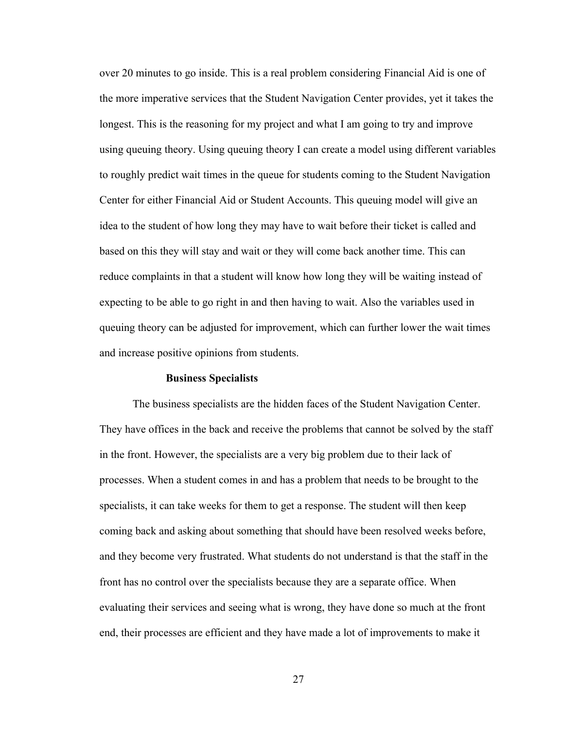over 20 minutes to go inside. This is a real problem considering Financial Aid is one of the more imperative services that the Student Navigation Center provides, yet it takes the longest. This is the reasoning for my project and what I am going to try and improve using queuing theory. Using queuing theory I can create a model using different variables to roughly predict wait times in the queue for students coming to the Student Navigation Center for either Financial Aid or Student Accounts. This queuing model will give an idea to the student of how long they may have to wait before their ticket is called and based on this they will stay and wait or they will come back another time. This can reduce complaints in that a student will know how long they will be waiting instead of expecting to be able to go right in and then having to wait. Also the variables used in queuing theory can be adjusted for improvement, which can further lower the wait times and increase positive opinions from students.

### Business Specialists

The business specialists are the hidden faces of the Student Navigation Center. They have offices in the back and receive the problems that cannot be solved by the staff in the front. However, the specialists are a very big problem due to their lack of processes. When a student comes in and has a problem that needs to be brought to the specialists, it can take weeks for them to get a response. The student will then keep coming back and asking about something that should have been resolved weeks before, and they become very frustrated. What students do not understand is that the staff in the front has no control over the specialists because they are a separate office. When evaluating their services and seeing what is wrong, they have done so much at the front end, their processes are efficient and they have made a lot of improvements to make it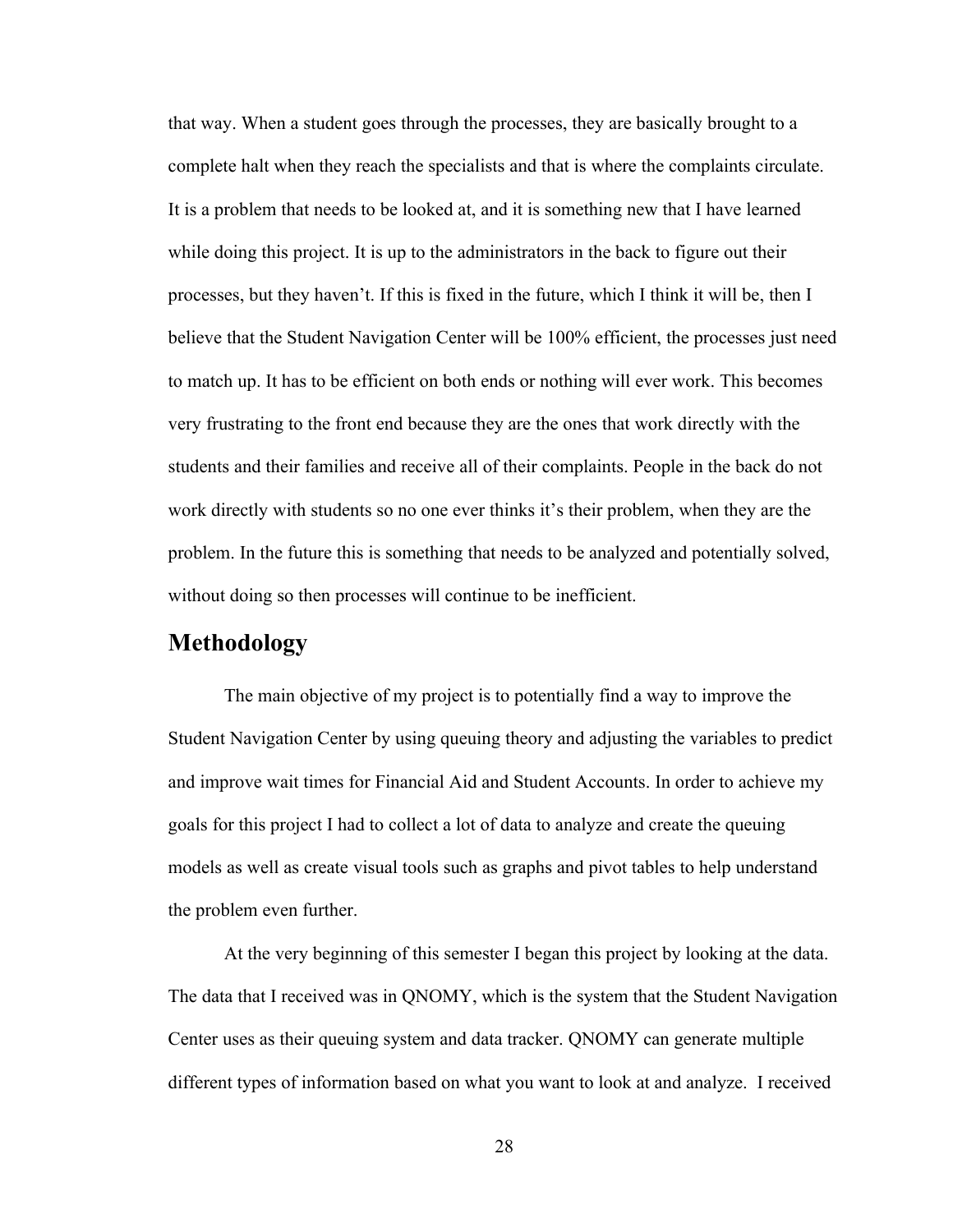that way. When a student goes through the processes, they are basically brought to a complete halt when they reach the specialists and that is where the complaints circulate. It is a problem that needs to be looked at, and it is something new that I have learned while doing this project. It is up to the administrators in the back to figure out their processes, but they haven't. If this is fixed in the future, which I think it will be, then I believe that the Student Navigation Center will be 100% efficient, the processes just need to match up. It has to be efficient on both ends or nothing will ever work. This becomes very frustrating to the front end because they are the ones that work directly with the students and their families and receive all of their complaints. People in the back do not work directly with students so no one ever thinks it's their problem, when they are the problem. In the future this is something that needs to be analyzed and potentially solved, without doing so then processes will continue to be inefficient.

## Methodology

The main objective of my project is to potentially find a way to improve the Student Navigation Center by using queuing theory and adjusting the variables to predict and improve wait times for Financial Aid and Student Accounts. In order to achieve my goals for this project I had to collect a lot of data to analyze and create the queuing models as well as create visual tools such as graphs and pivot tables to help understand the problem even further.

At the very beginning of this semester I began this project by looking at the data. The data that I received was in QNOMY, which is the system that the Student Navigation Center uses as their queuing system and data tracker. QNOMY can generate multiple different types of information based on what you want to look at and analyze. I received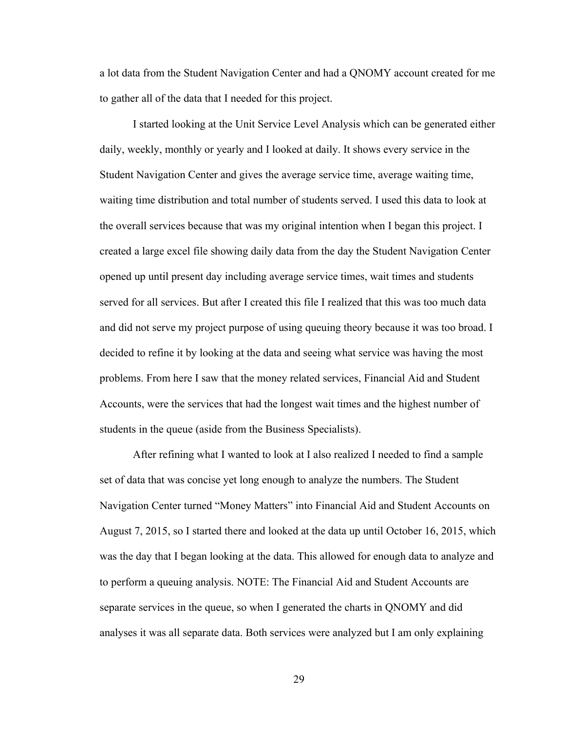a lot data from the Student Navigation Center and had a QNOMY account created for me to gather all of the data that I needed for this project.

I started looking at the Unit Service Level Analysis which can be generated either daily, weekly, monthly or yearly and I looked at daily. It shows every service in the Student Navigation Center and gives the average service time, average waiting time, waiting time distribution and total number of students served. I used this data to look at the overall services because that was my original intention when I began this project. I created a large excel file showing daily data from the day the Student Navigation Center opened up until present day including average service times, wait times and students served for all services. But after I created this file I realized that this was too much data and did not serve my project purpose of using queuing theory because it was too broad. I decided to refine it by looking at the data and seeing what service was having the most problems. From here I saw that the money related services, Financial Aid and Student Accounts, were the services that had the longest wait times and the highest number of students in the queue (aside from the Business Specialists).

After refining what I wanted to look at I also realized I needed to find a sample set of data that was concise yet long enough to analyze the numbers. The Student Navigation Center turned "Money Matters" into Financial Aid and Student Accounts on August 7, 2015, so I started there and looked at the data up until October 16, 2015, which was the day that I began looking at the data. This allowed for enough data to analyze and to perform a queuing analysis. NOTE: The Financial Aid and Student Accounts are separate services in the queue, so when I generated the charts in QNOMY and did analyses it was all separate data. Both services were analyzed but I am only explaining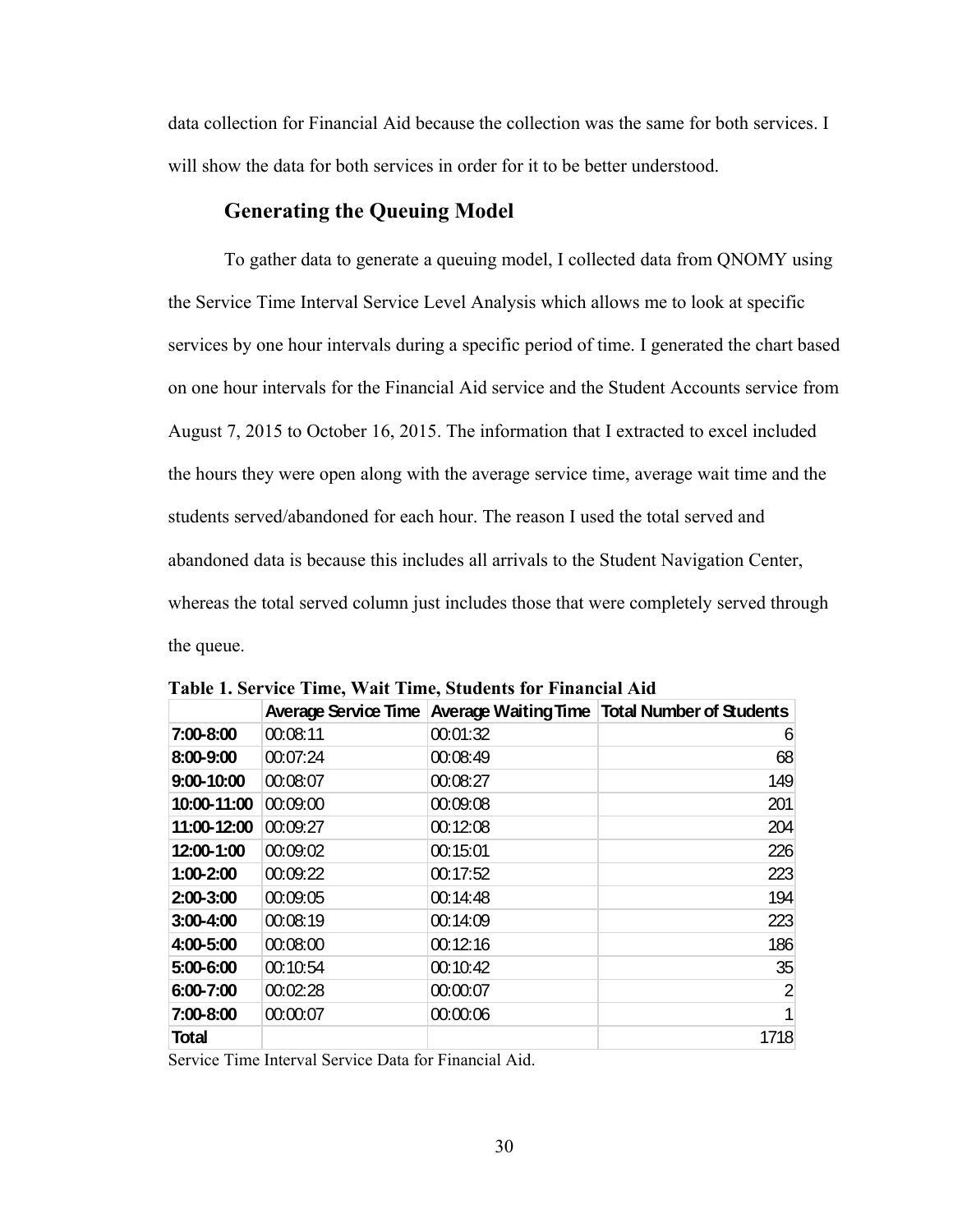data collection for Financial Aid because the collection was the same for both services. I will show the data for both services in order for it to be better understood.

## Generating the Queuing Model

To gather data to generate a queuing model, I collected data from QNOMY using the Service Time Interval Service Level Analysis which allows me to look at specific services by one hour intervals during a specific period of time. I generated the chart based on one hour intervals for the Financial Aid service and the Student Accounts service from August 7, 2015 to October 16, 2015. The information that I extracted to excel included the hours they were open along with the average service time, average wait time and the students served/abandoned for each hour. The reason I used the total served and abandoned data is because this includes all arrivals to the Student Navigation Center, whereas the total served column just includes those that were completely served through the queue.

**Table 1. Service Time, Wait Time, Students for Financial Aid**

| | Average Service Time | Average Waiting Time | Total Number of Students |
|---|---|---|---|
| **7:00-8:00** | 00:08:11 | 00:01:32 | 6 |
| **8:00-9:00** | 00:07:24 | 00:08:49 | 68 |
| **9:00-10:00** | 00:08:07 | 00:08:27 | 149 |
| **10:00-11:00** | 00:09:00 | 00:09:08 | 201 |
| **11:00-12:00** | 00:09:27 | 00:12:08 | 204 |
| **12:00-1:00** | 00:09:02 | 00:15:01 | 226 |
| **1:00-2:00** | 00:09:22 | 00:17:52 | 223 |
| **2:00-3:00** | 00:09:05 | 00:14:48 | 194 |
| **3:00-4:00** | 00:08:19 | 00:14:09 | 223 |
| **4:00-5:00** | 00:08:00 | 00:12:16 | 186 |
| **5:00-6:00** | 00:10:54 | 00:10:42 | 35 |
| **6:00-7:00** | 00:02:28 | 00:00:07 | 2 |
| **7:00-8:00** | 00:00:07 | 00:00:06 | 1 |
| **Total** | | | 1718 |

Service Time Interval Service Data for Financial Aid.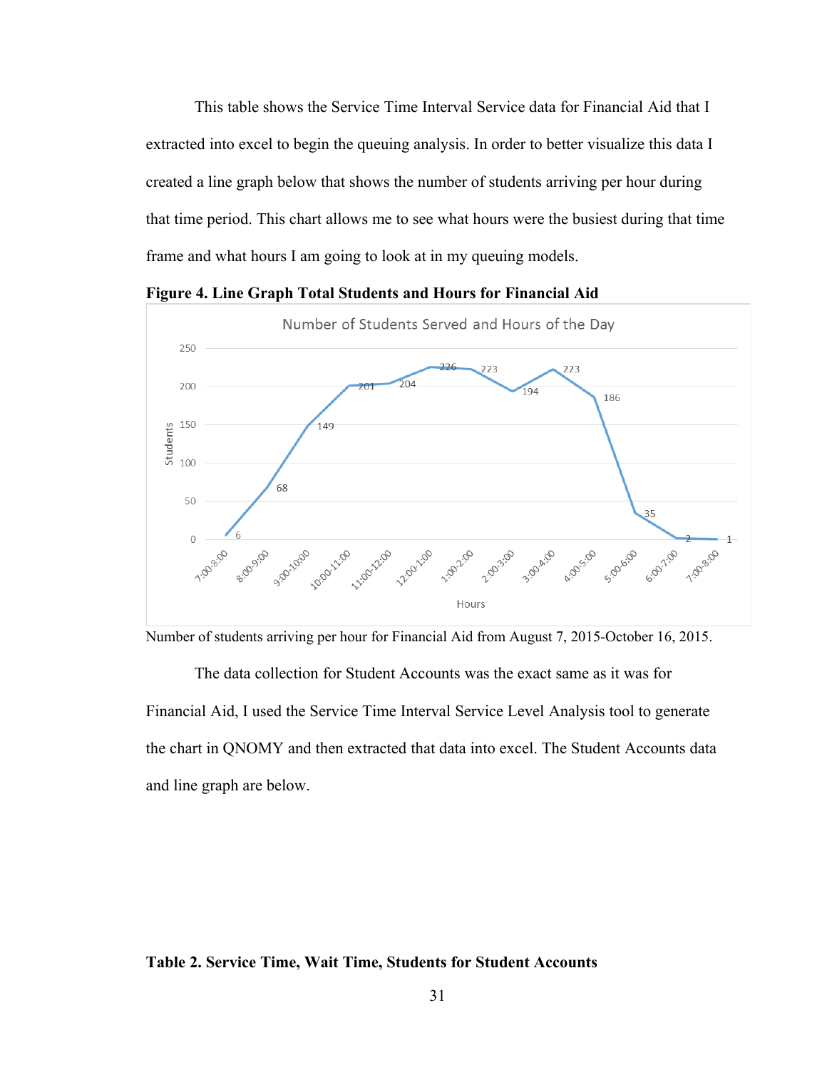This table shows the Service Time Interval Service data for Financial Aid that I extracted into excel to begin the queuing analysis. In order to better visualize this data I created a line graph below that shows the number of students arriving per hour during that time period. This chart allows me to see what hours were the busiest during that time frame and what hours I am going to look at in my queuing models.

**Figure 4. Line Graph Total Students and Hours for Financial Aid**

Number of students arriving per hour for Financial Aid from August 7, 2015-October 16, 2015.

The data collection for Student Accounts was the exact same as it was for Financial Aid, I used the Service Time Interval Service Level Analysis tool to generate the chart in QNOMY and then extracted that data into excel. The Student Accounts data and line graph are below.

**Table 2. Service Time, Wait Time, Students for Student Accounts**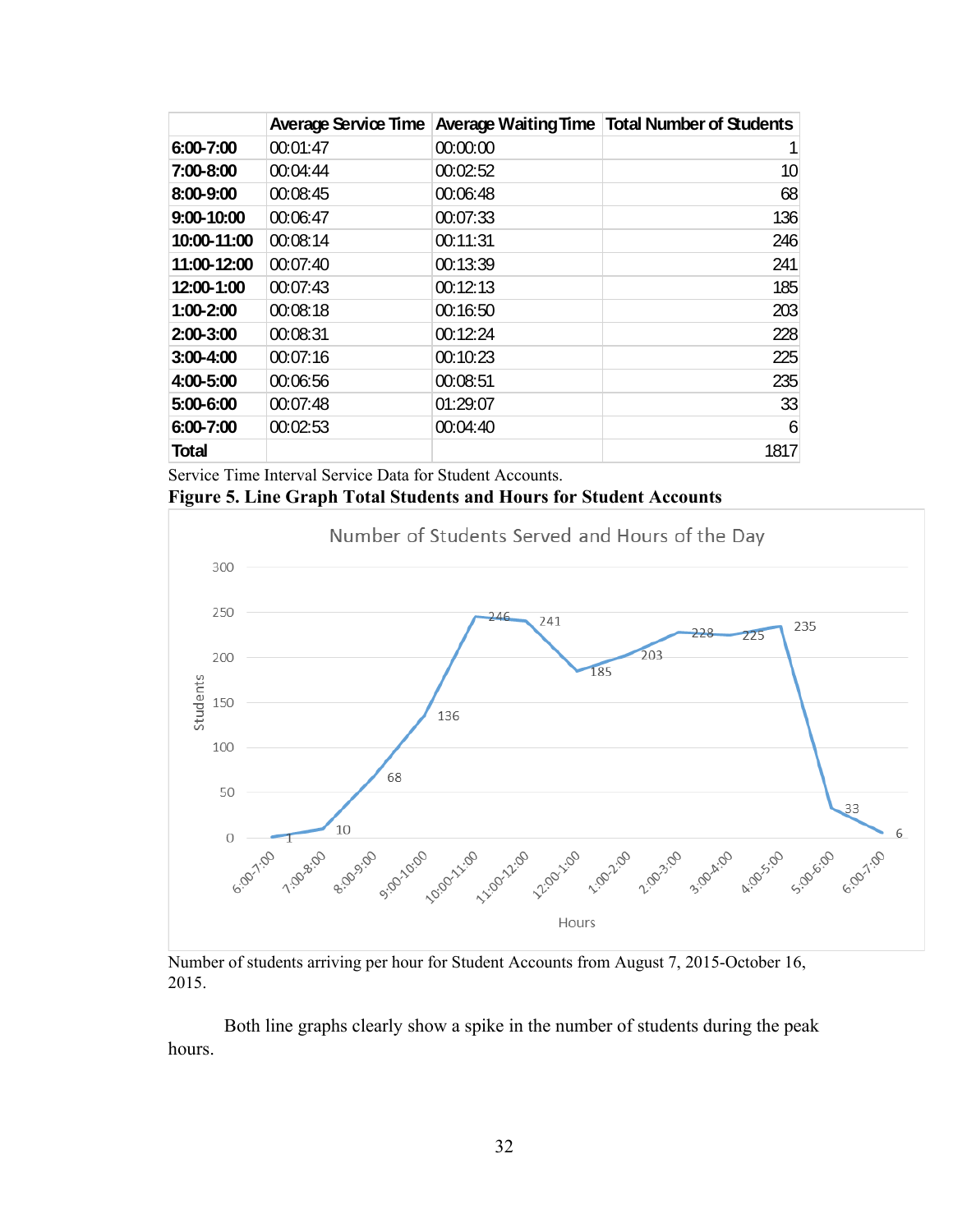| | Average Service Time | Average Waiting Time | Total Number of Students |
|---|---|---|---|
| **6:00-7:00** | 00:01:47 | 00:00:00 | 1 |
| **7:00-8:00** | 00:04:44 | 00:02:52 | 10 |
| **8:00-9:00** | 00:08:45 | 00:06:48 | 68 |
| **9:00-10:00** | 00:06:47 | 00:07:33 | 136 |
| **10:00-11:00** | 00:08:14 | 00:11:31 | 246 |
| **11:00-12:00** | 00:07:40 | 00:13:39 | 241 |
| **12:00-1:00** | 00:07:43 | 00:12:13 | 185 |
| **1:00-2:00** | 00:08:18 | 00:16:50 | 203 |
| **2:00-3:00** | 00:08:31 | 00:12:24 | 228 |
| **3:00-4:00** | 00:07:16 | 00:10:23 | 225 |
| **4:00-5:00** | 00:06:56 | 00:08:51 | 235 |
| **5:00-6:00** | 00:07:48 | 01:29:07 | 33 |
| **6:00-7:00** | 00:02:53 | 00:04:40 | 6 |
| **Total** | | | 1817 |

Service Time Interval Service Data for Student Accounts.

**Figure 5. Line Graph Total Students and Hours for Student Accounts**

Number of students arriving per hour for Student Accounts from August 7, 2015-October 16, 2015.

Both line graphs clearly show a spike in the number of students during the peak hours.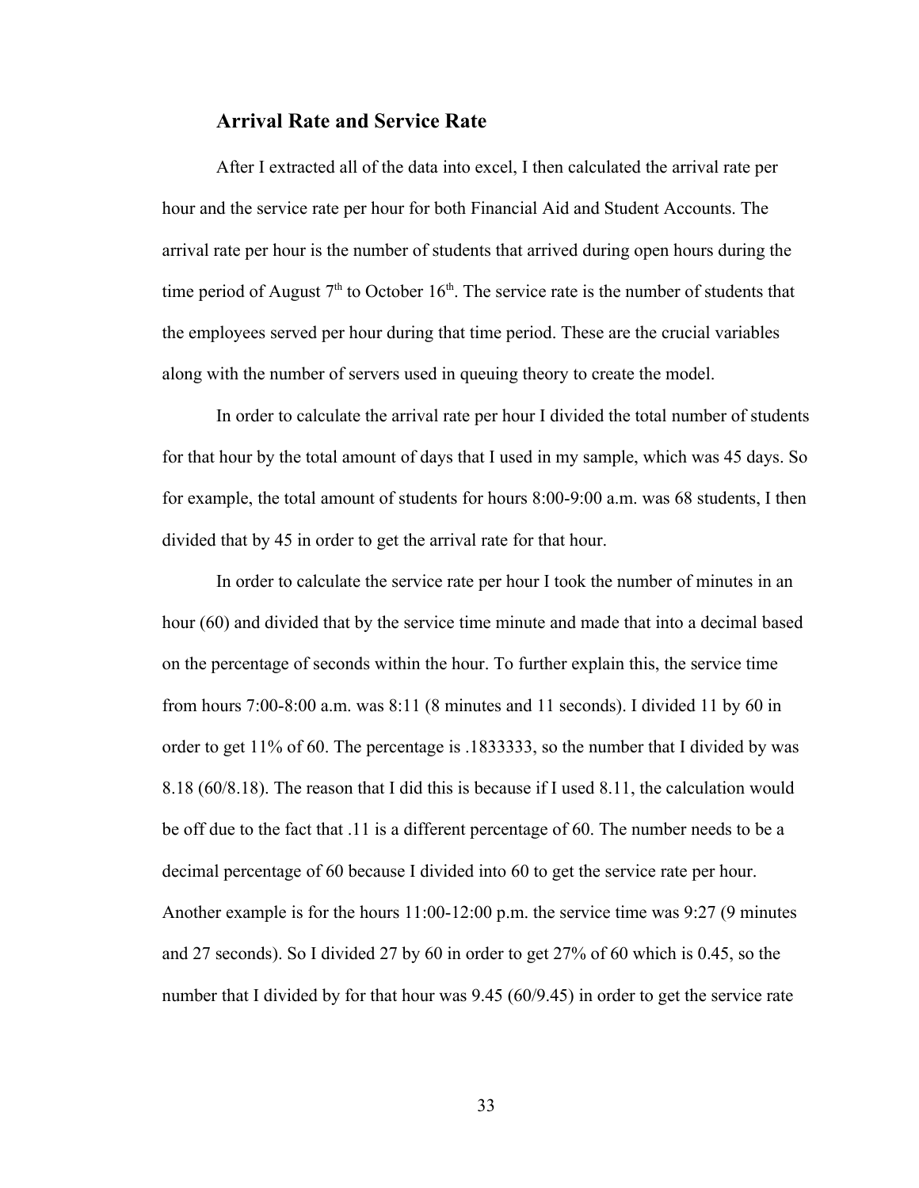### Arrival Rate and Service Rate

After I extracted all of the data into excel, I then calculated the arrival rate per hour and the service rate per hour for both Financial Aid and Student Accounts. The arrival rate per hour is the number of students that arrived during open hours during the time period of August 7th to October 16th. The service rate is the number of students that the employees served per hour during that time period. These are the crucial variables along with the number of servers used in queuing theory to create the model.

In order to calculate the arrival rate per hour I divided the total number of students for that hour by the total amount of days that I used in my sample, which was 45 days. So for example, the total amount of students for hours 8:00-9:00 a.m. was 68 students, I then divided that by 45 in order to get the arrival rate for that hour.

In order to calculate the service rate per hour I took the number of minutes in an hour (60) and divided that by the service time minute and made that into a decimal based on the percentage of seconds within the hour. To further explain this, the service time from hours 7:00-8:00 a.m. was 8:11 (8 minutes and 11 seconds). I divided 11 by 60 in order to get 11% of 60. The percentage is .1833333, so the number that I divided by was 8.18 (60/8.18). The reason that I did this is because if I used 8.11, the calculation would be off due to the fact that .11 is a different percentage of 60. The number needs to be a decimal percentage of 60 because I divided into 60 to get the service rate per hour. Another example is for the hours 11:00-12:00 p.m. the service time was 9:27 (9 minutes and 27 seconds). So I divided 27 by 60 in order to get 27% of 60 which is 0.45, so the number that I divided by for that hour was 9.45 (60/9.45) in order to get the service rate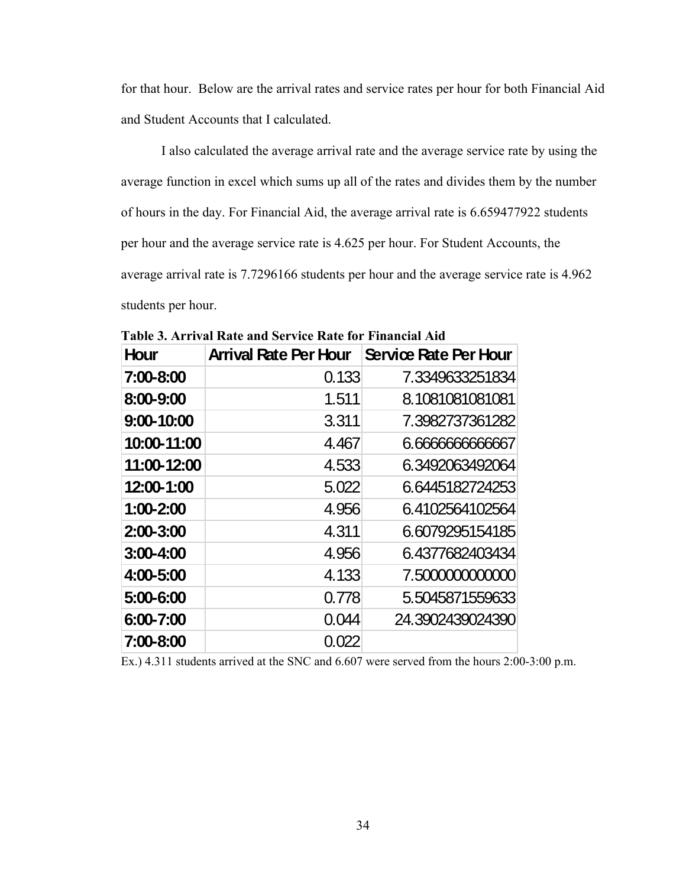for that hour. Below are the arrival rates and service rates per hour for both Financial Aid and Student Accounts that I calculated.

I also calculated the average arrival rate and the average service rate by using the average function in excel which sums up all of the rates and divides them by the number of hours in the day. For Financial Aid, the average arrival rate is 6.659477922 students per hour and the average service rate is 4.625 per hour. For Student Accounts, the average arrival rate is 7.7296166 students per hour and the average service rate is 4.962 students per hour.

**Table 3. Arrival Rate and Service Rate for Financial Aid**

| Hour | Arrival Rate Per Hour | Service Rate Per Hour |
|---|---|---|
| 7:00-8:00 | 0.133 | 7.3349633251834 |
| 8:00-9:00 | 1.511 | 8.1081081081081 |
| 9:00-10:00 | 3.311 | 7.3982737361282 |
| 10:00-11:00 | 4.467 | 6.6666666666667 |
| 11:00-12:00 | 4.533 | 6.3492063492064 |
| 12:00-1:00 | 5.022 | 6.6445182724253 |
| 1:00-2:00 | 4.956 | 6.4102564102564 |
| 2:00-3:00 | 4.311 | 6.6079295154185 |
| 3:00-4:00 | 4.956 | 6.4377682403434 |
| 4:00-5:00 | 4.133 | 7.5000000000000 |
| 5:00-6:00 | 0.778 | 5.5045871559633 |
| 6:00-7:00 | 0.044 | 24.3902439024390 |
| 7:00-8:00 | 0.022 | |

Ex.) 4.311 students arrived at the SNC and 6.607 were served from the hours 2:00-3:00 p.m.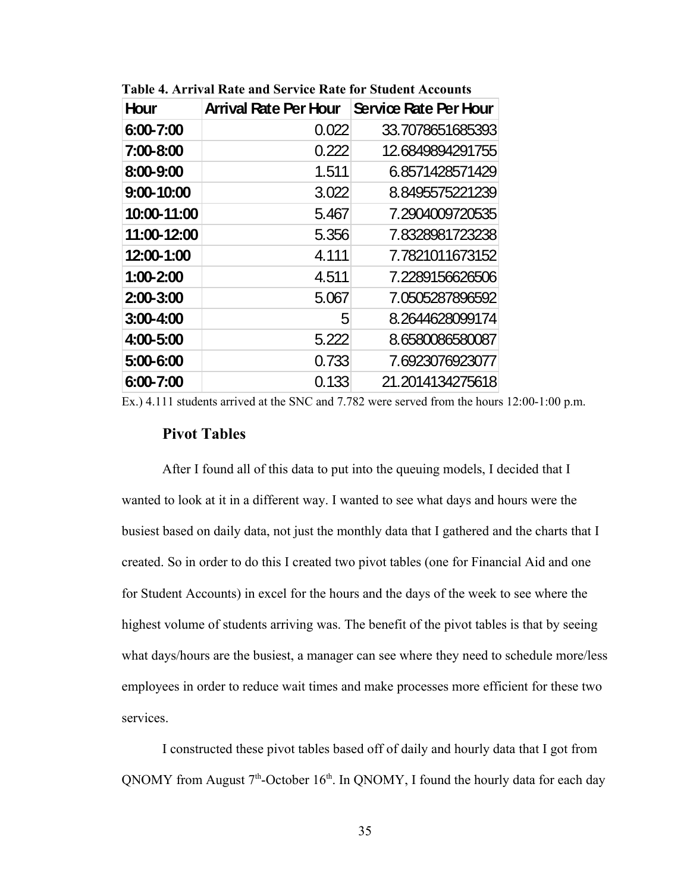**Table 4. Arrival Rate and Service Rate for Student Accounts**

| Hour | Arrival Rate Per Hour | Service Rate Per Hour |
|---|---|---|
| 6:00-7:00 | 0.022 | 33.7078651685393 |
| 7:00-8:00 | 0.222 | 12.6849894291755 |
| 8:00-9:00 | 1.511 | 6.8571428571429 |
| 9:00-10:00 | 3.022 | 8.8495575221239 |
| 10:00-11:00 | 5.467 | 7.2904009720535 |
| 11:00-12:00 | 5.356 | 7.8328981723238 |
| 12:00-1:00 | 4.111 | 7.7821011673152 |
| 1:00-2:00 | 4.511 | 7.2289156626506 |
| 2:00-3:00 | 5.067 | 7.0505287896592 |
| 3:00-4:00 | 5 | 8.2644628099174 |
| 4:00-5:00 | 5.222 | 8.6580086580087 |
| 5:00-6:00 | 0.733 | 7.6923076923077 |
| 6:00-7:00 | 0.133 | 21.2014134275618 |

Ex.) 4.111 students arrived at the SNC and 7.782 were served from the hours 12:00-1:00 p.m.

### Pivot Tables

After I found all of this data to put into the queuing models, I decided that I wanted to look at it in a different way. I wanted to see what days and hours were the busiest based on daily data, not just the monthly data that I gathered and the charts that I created. So in order to do this I created two pivot tables (one for Financial Aid and one for Student Accounts) in excel for the hours and the days of the week to see where the highest volume of students arriving was. The benefit of the pivot tables is that by seeing what days/hours are the busiest, a manager can see where they need to schedule more/less employees in order to reduce wait times and make processes more efficient for these two services.

I constructed these pivot tables based off of daily and hourly data that I got from QNOMY from August 7th-October 16th. In QNOMY, I found the hourly data for each day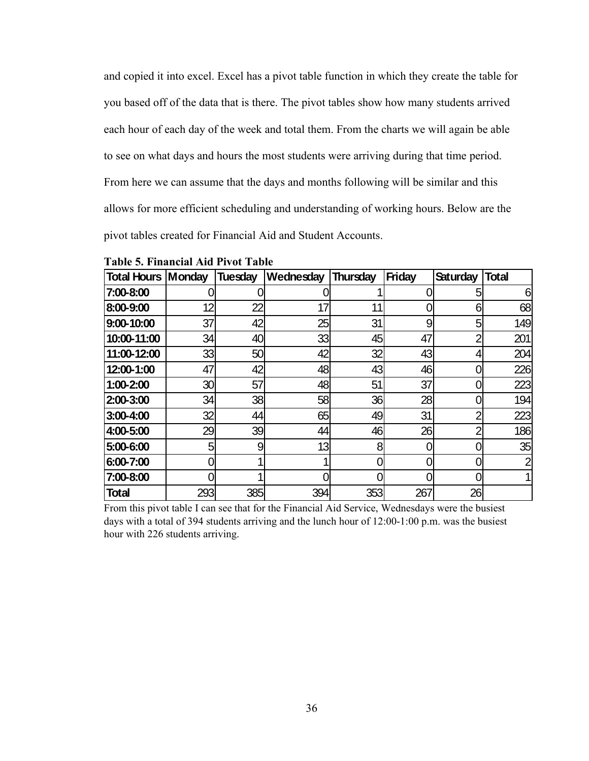and copied it into excel. Excel has a pivot table function in which they create the table for you based off of the data that is there. The pivot tables show how many students arrived each hour of each day of the week and total them. From the charts we will again be able to see on what days and hours the most students were arriving during that time period. From here we can assume that the days and months following will be similar and this allows for more efficient scheduling and understanding of working hours. Below are the pivot tables created for Financial Aid and Student Accounts.

**Table 5. Financial Aid Pivot Table**

| Total Hours | Monday | Tuesday | Wednesday | Thursday | Friday | Saturday | Total |
|---|---|---|---|---|---|---|---|
| 7:00-8:00 | 0 | 0 | 0 | 1 | 0 | 5 | 6 |
| 8:00-9:00 | 12 | 22 | 17 | 11 | 0 | 6 | 68 |
| 9:00-10:00 | 37 | 42 | 25 | 31 | 9 | 5 | 149 |
| 10:00-11:00 | 34 | 40 | 33 | 45 | 47 | 2 | 201 |
| 11:00-12:00 | 33 | 50 | 42 | 32 | 43 | 4 | 204 |
| 12:00-1:00 | 47 | 42 | 48 | 43 | 46 | 0 | 226 |
| 1:00-2:00 | 30 | 57 | 48 | 51 | 37 | 0 | 223 |
| 2:00-3:00 | 34 | 38 | 58 | 36 | 28 | 0 | 194 |
| 3:00-4:00 | 32 | 44 | 65 | 49 | 31 | 2 | 223 |
| 4:00-5:00 | 29 | 39 | 44 | 46 | 26 | 2 | 186 |
| 5:00-6:00 | 5 | 9 | 13 | 8 | 0 | 0 | 35 |
| 6:00-7:00 | 0 | 1 | 1 | 0 | 0 | 0 | 2 |
| 7:00-8:00 | 0 | 1 | 0 | 0 | 0 | 0 | 1 |
| Total | 293 | 385 | 394 | 353 | 267 | 26 | |

From this pivot table I can see that for the Financial Aid Service, Wednesdays were the busiest days with a total of 394 students arriving and the lunch hour of 12:00-1:00 p.m. was the busiest hour with 226 students arriving.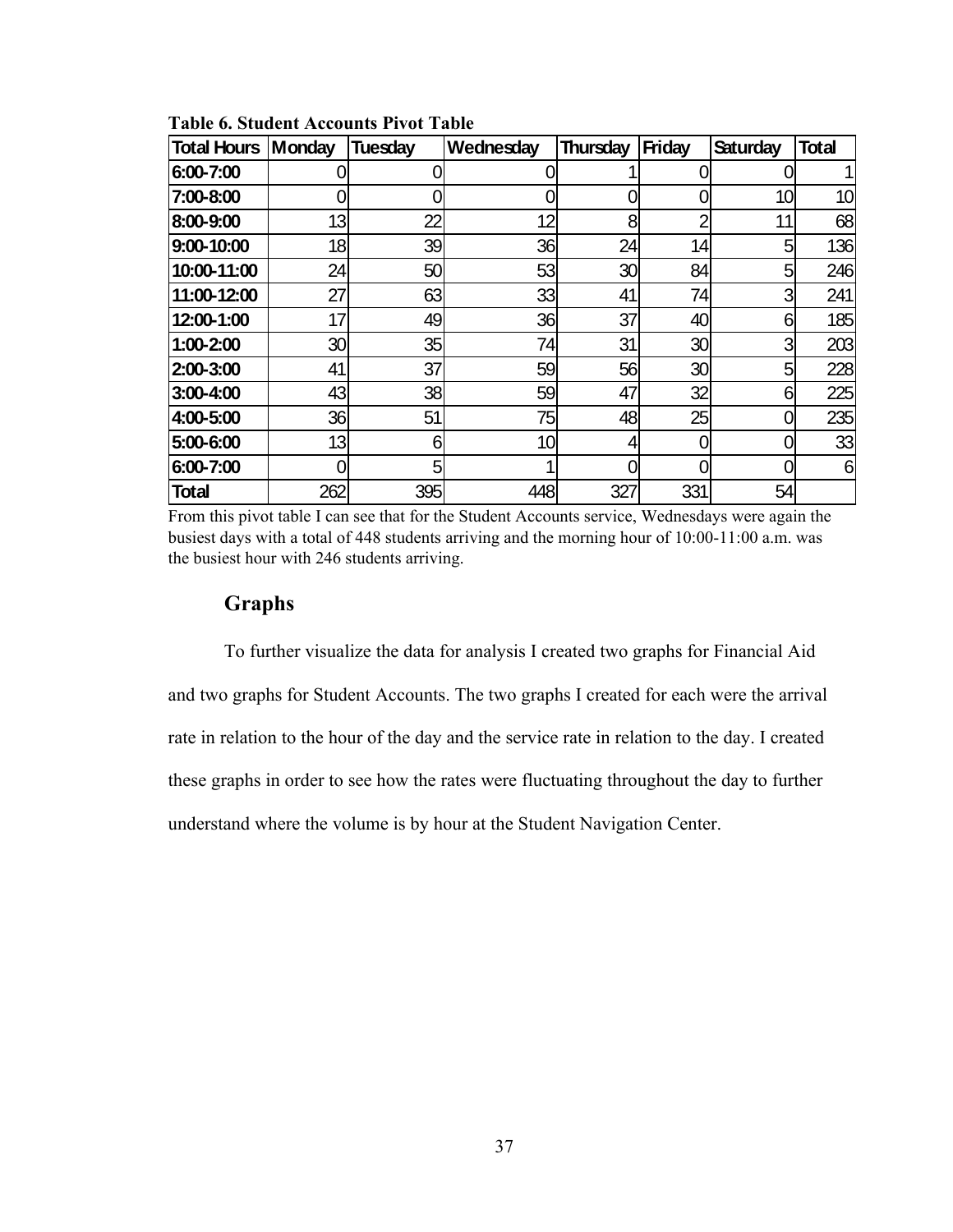**Table 6. Student Accounts Pivot Table**

| Total Hours | Monday | Tuesday | Wednesday | Thursday | Friday | Saturday | Total |
|---|---|---|---|---|---|---|---|
| 6:00-7:00 | 0 | 0 | 0 | 1 | 0 | 0 | 1 |
| 7:00-8:00 | 0 | 0 | 0 | 0 | 0 | 10 | 10 |
| 8:00-9:00 | 13 | 22 | 12 | 8 | 2 | 11 | 68 |
| 9:00-10:00 | 18 | 39 | 36 | 24 | 14 | 5 | 136 |
| 10:00-11:00 | 24 | 50 | 53 | 30 | 84 | 5 | 246 |
| 11:00-12:00 | 27 | 63 | 33 | 41 | 74 | 3 | 241 |
| 12:00-1:00 | 17 | 49 | 36 | 37 | 40 | 6 | 185 |
| 1:00-2:00 | 30 | 35 | 74 | 31 | 30 | 3 | 203 |
| 2:00-3:00 | 41 | 37 | 59 | 56 | 30 | 5 | 228 |
| 3:00-4:00 | 43 | 38 | 59 | 47 | 32 | 6 | 225 |
| 4:00-5:00 | 36 | 51 | 75 | 48 | 25 | 0 | 235 |
| 5:00-6:00 | 13 | 6 | 10 | 4 | 0 | 0 | 33 |
| 6:00-7:00 | 0 | 5 | 1 | 0 | 0 | 0 | 6 |
| Total | 262 | 395 | 448 | 327 | 331 | 54 | |

From this pivot table I can see that for the Student Accounts service, Wednesdays were again the busiest days with a total of 448 students arriving and the morning hour of 10:00-11:00 a.m. was the busiest hour with 246 students arriving.

## Graphs

To further visualize the data for analysis I created two graphs for Financial Aid and two graphs for Student Accounts. The two graphs I created for each were the arrival rate in relation to the hour of the day and the service rate in relation to the day. I created these graphs in order to see how the rates were fluctuating throughout the day to further understand where the volume is by hour at the Student Navigation Center.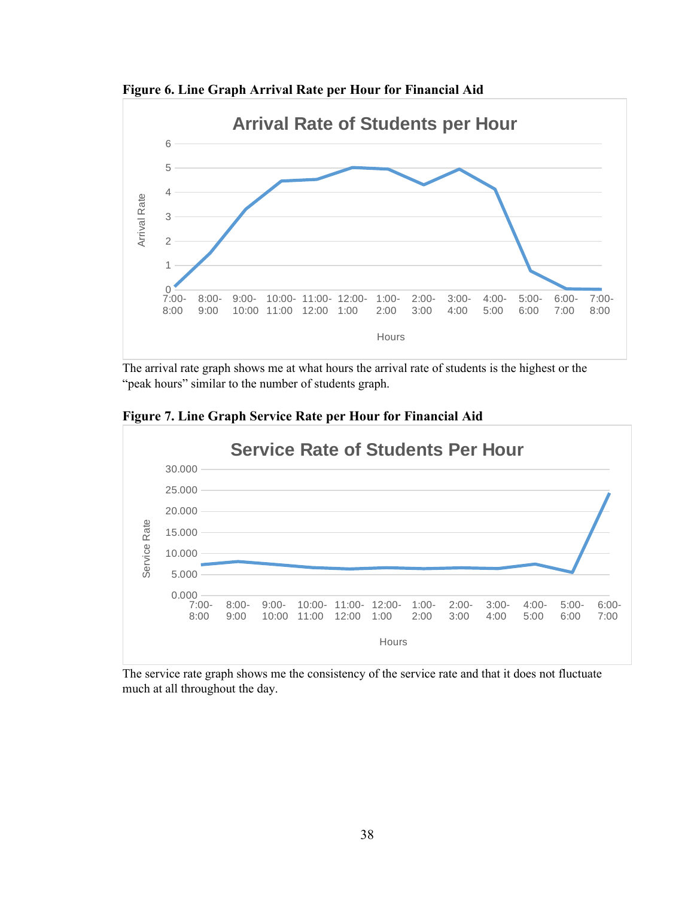**Figure 6. Line Graph Arrival Rate per Hour for Financial Aid**

The arrival rate graph shows me at what hours the arrival rate of students is the highest or the "peak hours" similar to the number of students graph.

**Figure 7. Line Graph Service Rate per Hour for Financial Aid**

The service rate graph shows me the consistency of the service rate and that it does not fluctuate much at all throughout the day.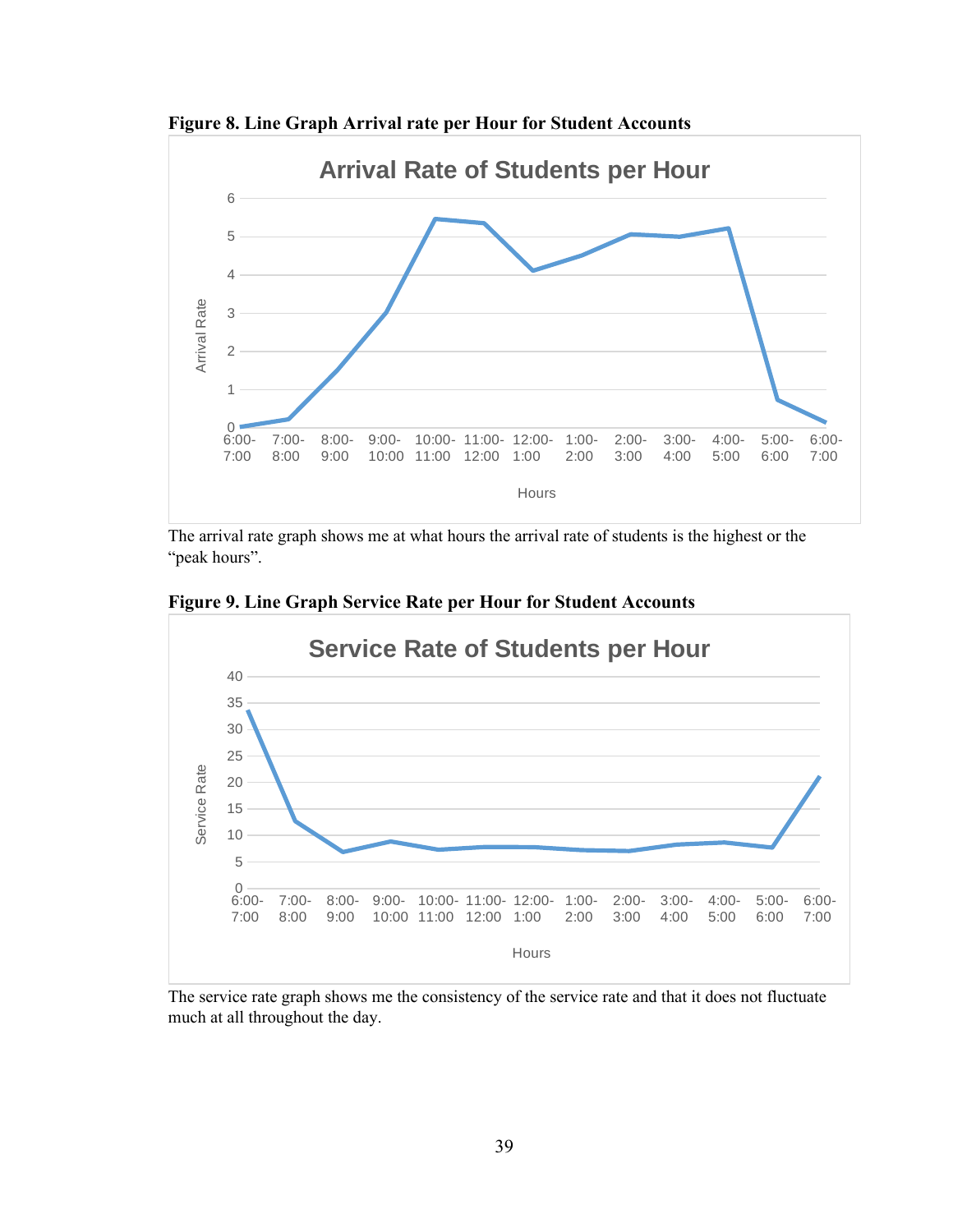**Figure 8. Line Graph Arrival rate per Hour for Student Accounts**

The arrival rate graph shows me at what hours the arrival rate of students is the highest or the "peak hours".

**Figure 9. Line Graph Service Rate per Hour for Student Accounts**

The service rate graph shows me the consistency of the service rate and that it does not fluctuate much at all throughout the day.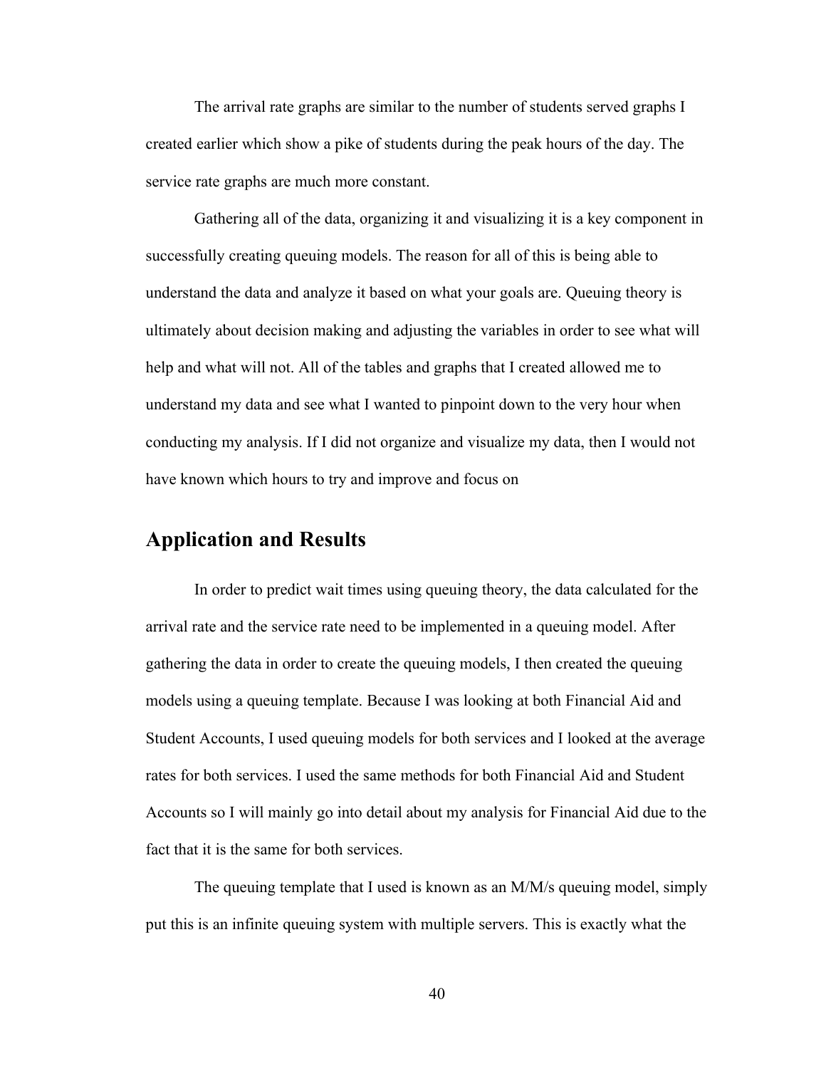The arrival rate graphs are similar to the number of students served graphs I created earlier which show a pike of students during the peak hours of the day. The service rate graphs are much more constant.

Gathering all of the data, organizing it and visualizing it is a key component in successfully creating queuing models. The reason for all of this is being able to understand the data and analyze it based on what your goals are. Queuing theory is ultimately about decision making and adjusting the variables in order to see what will help and what will not. All of the tables and graphs that I created allowed me to understand my data and see what I wanted to pinpoint down to the very hour when conducting my analysis. If I did not organize and visualize my data, then I would not have known which hours to try and improve and focus on

## Application and Results

In order to predict wait times using queuing theory, the data calculated for the arrival rate and the service rate need to be implemented in a queuing model. After gathering the data in order to create the queuing models, I then created the queuing models using a queuing template. Because I was looking at both Financial Aid and Student Accounts, I used queuing models for both services and I looked at the average rates for both services. I used the same methods for both Financial Aid and Student Accounts so I will mainly go into detail about my analysis for Financial Aid due to the fact that it is the same for both services.

The queuing template that I used is known as an M/M/s queuing model, simply put this is an infinite queuing system with multiple servers. This is exactly what the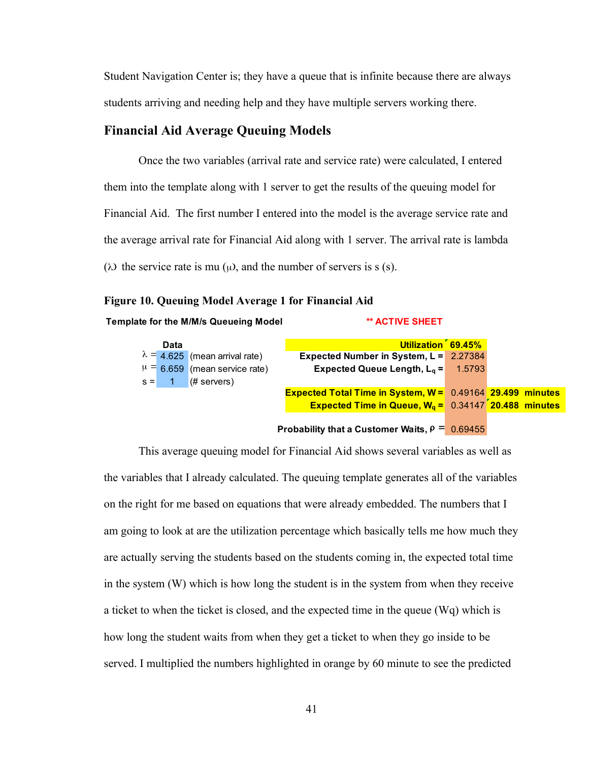Student Navigation Center is; they have a queue that is infinite because there are always students arriving and needing help and they have multiple servers working there.

## Financial Aid Average Queuing Models

Once the two variables (arrival rate and service rate) were calculated, I entered them into the template along with 1 server to get the results of the queuing model for Financial Aid. The first number I entered into the model is the average service rate and the average arrival rate for Financial Aid along with 1 server. The arrival rate is lambda ($\lambda$) the service rate is mu ($\mu$), and the number of servers is s (s).

**Figure 10. Queuing Model Average 1 for Financial Aid**

**Template for the M/M/s Queueing Model** — **\*\* ACTIVE SHEET**

| Data | | | | | |
|---|---|---|---|---|---|
| $\lambda$ = | 4.625 | (mean arrival rate) | **Utilization** | **69.45%** | |
| $\mu$ = | 6.659 | (mean service rate) | **Expected Number in System, L =** | 2.27384 | |
| s = | 1 | (# servers) | **Expected Queue Length, $L_q$ =** | 1.5793 | |
| | | | **Expected Total Time in System, W =** | 0.49164 | **29.499 minutes** |
| | | | **Expected Time in Queue, $W_q$ =** | 0.34147 | **20.488 minutes** |
| | | | **Probability that a Customer Waits, $\rho$ =** | 0.69455 | |

This average queuing model for Financial Aid shows several variables as well as the variables that I already calculated. The queuing template generates all of the variables on the right for me based on equations that were already embedded. The numbers that I am going to look at are the utilization percentage which basically tells me how much they are actually serving the students based on the students coming in, the expected total time in the system (W) which is how long the student is in the system from when they receive a ticket to when the ticket is closed, and the expected time in the queue (Wq) which is how long the student waits from when they get a ticket to when they go inside to be served. I multiplied the numbers highlighted in orange by 60 minute to see the predicted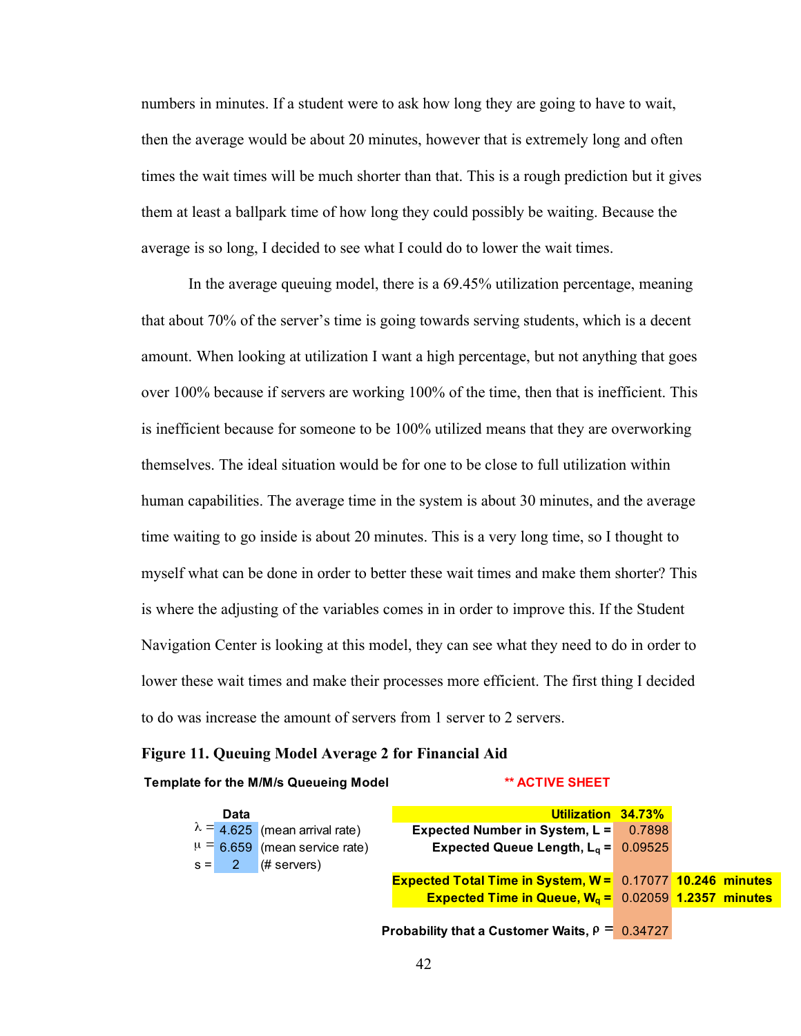numbers in minutes. If a student were to ask how long they are going to have to wait, then the average would be about 20 minutes, however that is extremely long and often times the wait times will be much shorter than that. This is a rough prediction but it gives them at least a ballpark time of how long they could possibly be waiting. Because the average is so long, I decided to see what I could do to lower the wait times.

In the average queuing model, there is a 69.45% utilization percentage, meaning that about 70% of the server's time is going towards serving students, which is a decent amount. When looking at utilization I want a high percentage, but not anything that goes over 100% because if servers are working 100% of the time, then that is inefficient. This is inefficient because for someone to be 100% utilized means that they are overworking themselves. The ideal situation would be for one to be close to full utilization within human capabilities. The average time in the system is about 30 minutes, and the average time waiting to go inside is about 20 minutes. This is a very long time, so I thought to myself what can be done in order to better these wait times and make them shorter? This is where the adjusting of the variables comes in in order to improve this. If the Student Navigation Center is looking at this model, they can see what they need to do in order to lower these wait times and make their processes more efficient. The first thing I decided to do was increase the amount of servers from 1 server to 2 servers.

**Figure 11. Queuing Model Average 2 for Financial Aid**

**Template for the M/M/s Queueing Model** **\*\* ACTIVE SHEET**

| Data | | | | | | |
|---|---|---|---|---|---|---|
| $\lambda$ = | 4.625 | (mean arrival rate) | **Utilization** | **34.73%** | | |
| $\mu$ = | 6.659 | (mean service rate) | **Expected Number in System, L =** | 0.7898 | | |
| s = | 2 | (# servers) | **Expected Queue Length, $L_q$ =** | 0.09525 | | |
| | | | **Expected Total Time in System, W =** | 0.17077 | **10.246** | **minutes** |
| | | | **Expected Time in Queue, $W_q$ =** | 0.02059 | **1.2357** | **minutes** |
| | | | **Probability that a Customer Waits, $\rho$ =** | 0.34727 | | |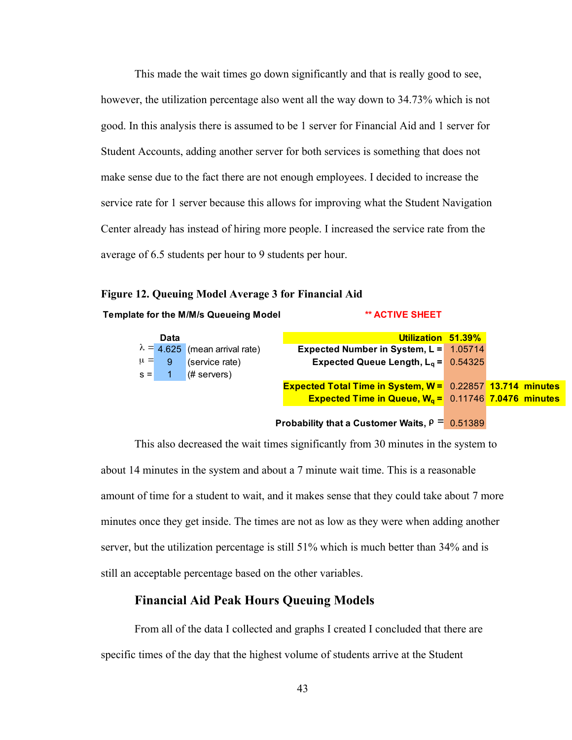This made the wait times go down significantly and that is really good to see, however, the utilization percentage also went all the way down to 34.73% which is not good. In this analysis there is assumed to be 1 server for Financial Aid and 1 server for Student Accounts, adding another server for both services is something that does not make sense due to the fact there are not enough employees. I decided to increase the service rate for 1 server because this allows for improving what the Student Navigation Center already has instead of hiring more people. I increased the service rate from the average of 6.5 students per hour to 9 students per hour.

**Figure 12. Queuing Model Average 3 for Financial Aid**

**Template for the M/M/s Queueing Model** **\*\* ACTIVE SHEET**

| | Data | | | | | |
|---|---|---|---|---|---|---|
| $\lambda$ = | 4.625 | (mean arrival rate) | **Utilization** | **51.39%** | | |
| $\mu$ = | 9 | (service rate) | **Expected Number in System, L =** | 1.05714 | | |
| s = | 1 | (# servers) | **Expected Queue Length, $L_q$ =** | 0.54325 | | |
| | | | **Expected Total Time in System, W =** | 0.22857 | **13.714** | **minutes** |
| | | | **Expected Time in Queue, $W_q$ =** | 0.11746 | **7.0476** | **minutes** |
| | | | **Probability that a Customer Waits, $\rho$ =** | 0.51389 | | |

This also decreased the wait times significantly from 30 minutes in the system to about 14 minutes in the system and about a 7 minute wait time. This is a reasonable amount of time for a student to wait, and it makes sense that they could take about 7 more minutes once they get inside. The times are not as low as they were when adding another server, but the utilization percentage is still 51% which is much better than 34% and is still an acceptable percentage based on the other variables.

## Financial Aid Peak Hours Queuing Models

From all of the data I collected and graphs I created I concluded that there are specific times of the day that the highest volume of students arrive at the Student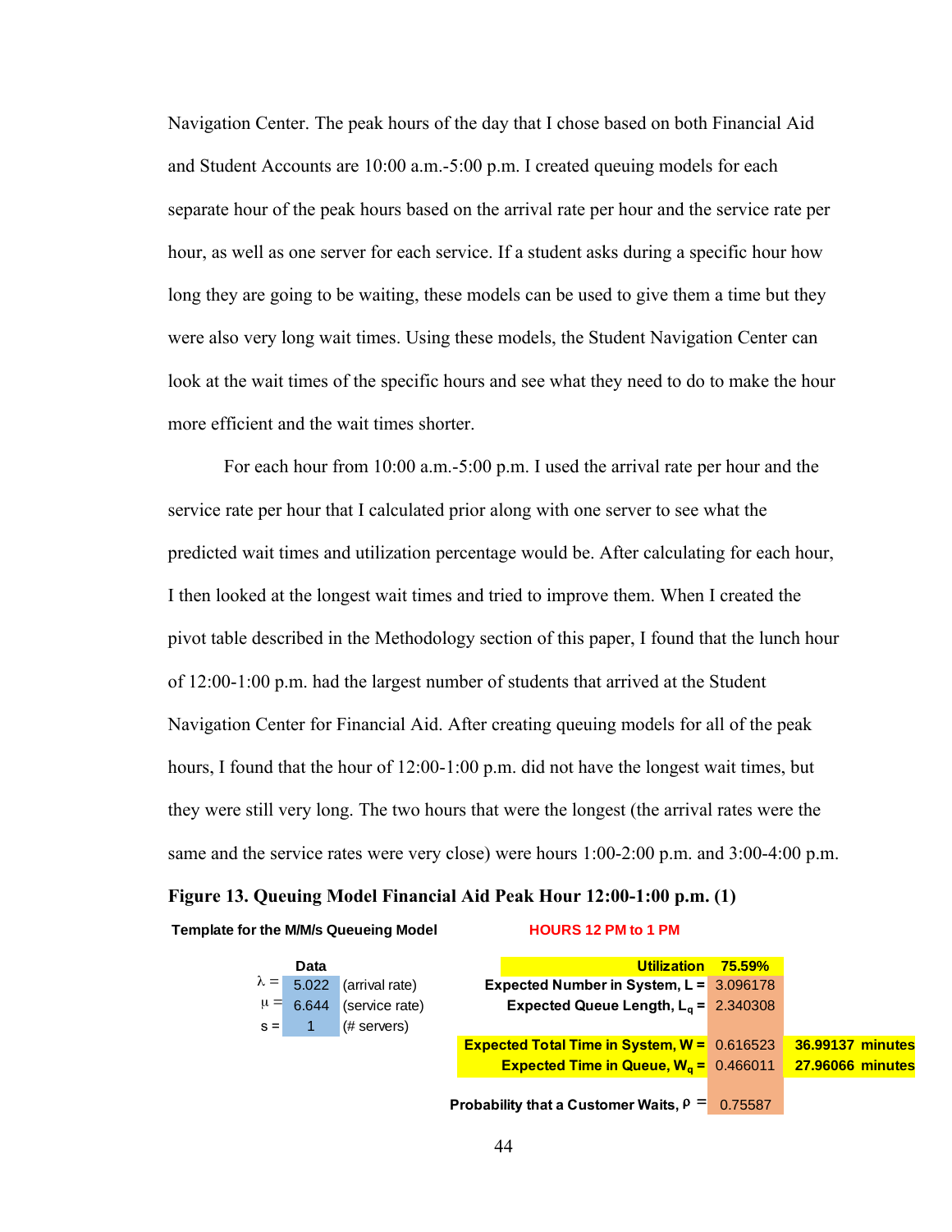Navigation Center. The peak hours of the day that I chose based on both Financial Aid and Student Accounts are 10:00 a.m.-5:00 p.m. I created queuing models for each separate hour of the peak hours based on the arrival rate per hour and the service rate per hour, as well as one server for each service. If a student asks during a specific hour how long they are going to be waiting, these models can be used to give them a time but they were also very long wait times. Using these models, the Student Navigation Center can look at the wait times of the specific hours and see what they need to do to make the hour more efficient and the wait times shorter.

For each hour from 10:00 a.m.-5:00 p.m. I used the arrival rate per hour and the service rate per hour that I calculated prior along with one server to see what the predicted wait times and utilization percentage would be. After calculating for each hour, I then looked at the longest wait times and tried to improve them. When I created the pivot table described in the Methodology section of this paper, I found that the lunch hour of 12:00-1:00 p.m. had the largest number of students that arrived at the Student Navigation Center for Financial Aid. After creating queuing models for all of the peak hours, I found that the hour of 12:00-1:00 p.m. did not have the longest wait times, but they were still very long. The two hours that were the longest (the arrival rates were the same and the service rates were very close) were hours 1:00-2:00 p.m. and 3:00-4:00 p.m.

**Figure 13. Queuing Model Financial Aid Peak Hour 12:00-1:00 p.m. (1)**

**Template for the M/M/s Queueing Model** — **HOURS 12 PM to 1 PM**

| Data | | |
|---|---|---|
| $\lambda$ = | 5.022 | (arrival rate) |
| $\mu$ = | 6.644 | (service rate) |
| s = | 1 | (# servers) |

| | | |
|---|---|---|
| **Utilization** | **75.59%** | |
| **Expected Number in System, L =** | 3.096178 | |
| **Expected Queue Length, $L_q$ =** | 2.340308 | |
| **Expected Total Time in System, W =** | 0.616523 | **36.99137 minutes** |
| **Expected Time in Queue, $W_q$ =** | 0.466011 | **27.96066 minutes** |
| **Probability that a Customer Waits, $\rho$ =** | 0.75587 | |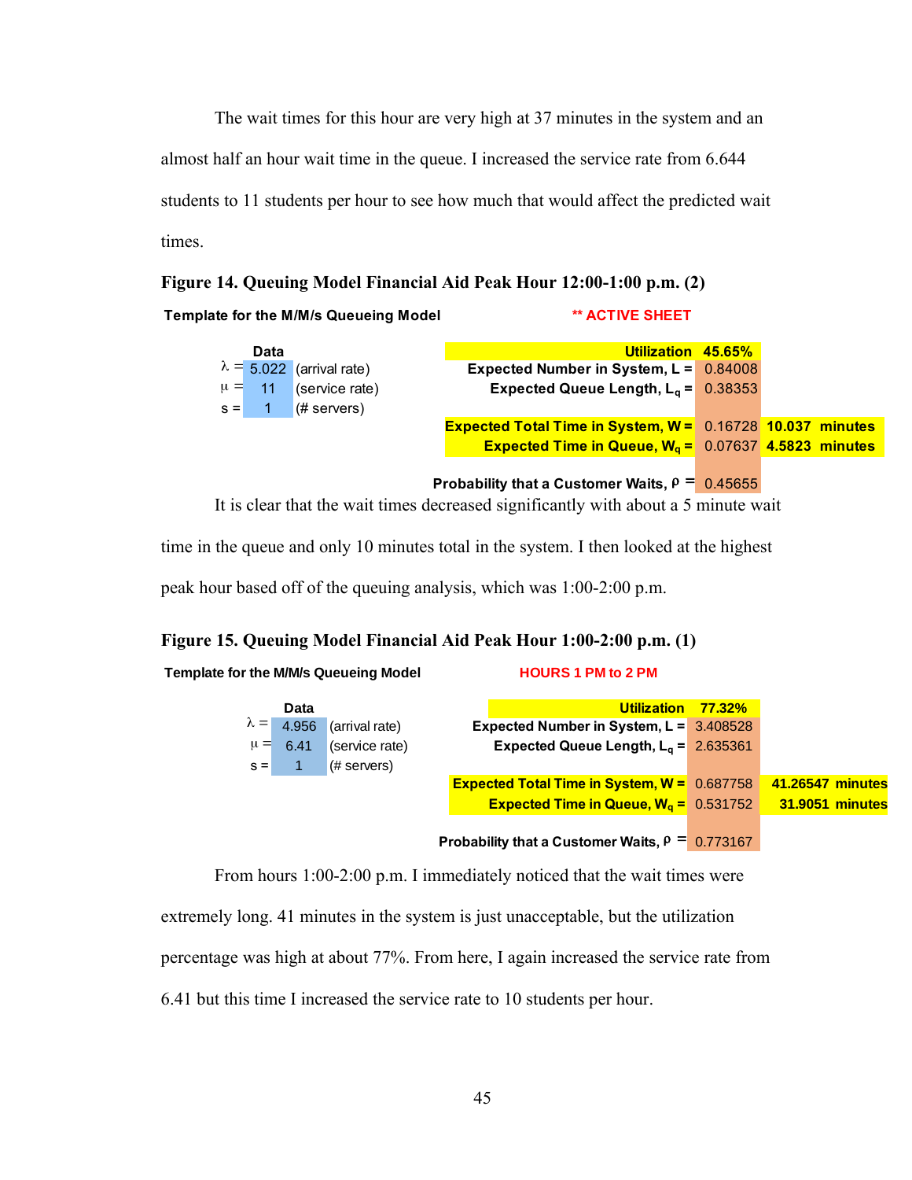The wait times for this hour are very high at 37 minutes in the system and an almost half an hour wait time in the queue. I increased the service rate from 6.644 students to 11 students per hour to see how much that would affect the predicted wait times.

**Figure 14. Queuing Model Financial Aid Peak Hour 12:00-1:00 p.m. (2)**

**Template for the M/M/s Queueing Model** — **\*\* ACTIVE SHEET**

| Data | | |
|---|---|---|
| $\lambda$ = | 5.022 | (arrival rate) |
| $\mu$ = | 11 | (service rate) |
| s = | 1 | (# servers) |

| | | |
|---|---|---|
| **Utilization** | **45.65%** | |
| **Expected Number in System, L =** | 0.84008 | |
| **Expected Queue Length, $L_q$ =** | 0.38353 | |
| **Expected Total Time in System, W =** | 0.16728 | **10.037 minutes** |
| **Expected Time in Queue, $W_q$ =** | 0.07637 | **4.5823 minutes** |
| **Probability that a Customer Waits, $\rho$ =** | 0.45655 | |

It is clear that the wait times decreased significantly with about a 5 minute wait time in the queue and only 10 minutes total in the system. I then looked at the highest peak hour based off of the queuing analysis, which was 1:00-2:00 p.m.

**Figure 15. Queuing Model Financial Aid Peak Hour 1:00-2:00 p.m. (1)**

**Template for the M/M/s Queueing Model** — **HOURS 1 PM to 2 PM**

| Data | | |
|---|---|---|
| $\lambda$ = | 4.956 | (arrival rate) |
| $\mu$ = | 6.41 | (service rate) |
| s = | 1 | (# servers) |

| | | |
|---|---|---|
| **Utilization** | **77.32%** | |
| **Expected Number in System, L =** | 3.408528 | |
| **Expected Queue Length, $L_q$ =** | 2.635361 | |
| **Expected Total Time in System, W =** | 0.687758 | **41.26547 minutes** |
| **Expected Time in Queue, $W_q$ =** | 0.531752 | **31.9051 minutes** |
| **Probability that a Customer Waits, $\rho$ =** | 0.773167 | |

From hours 1:00-2:00 p.m. I immediately noticed that the wait times were extremely long. 41 minutes in the system is just unacceptable, but the utilization percentage was high at about 77%. From here, I again increased the service rate from 6.41 but this time I increased the service rate to 10 students per hour.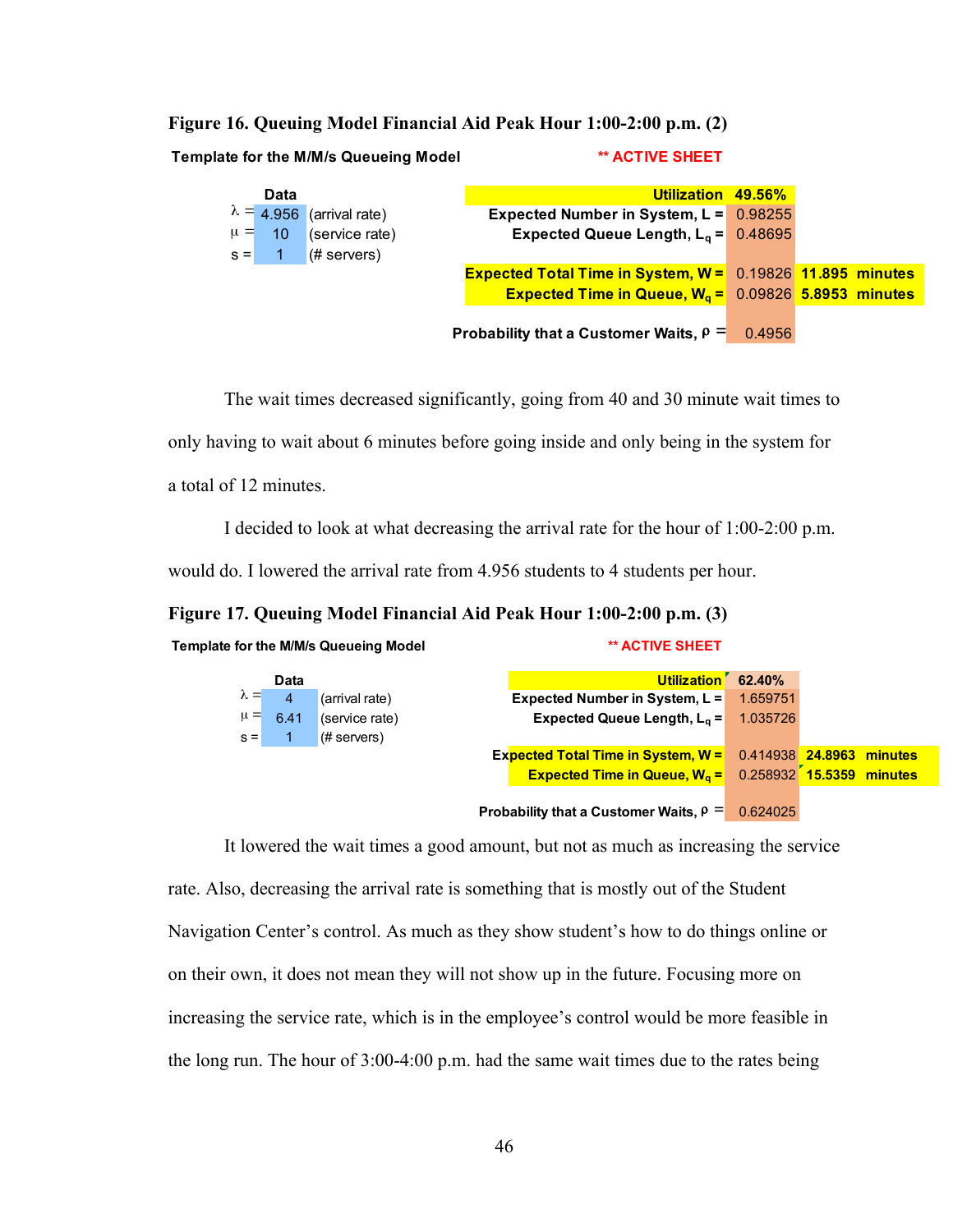**Figure 16. Queuing Model Financial Aid Peak Hour 1:00-2:00 p.m. (2)**

**Template for the M/M/s Queueing Model** **\*\* ACTIVE SHEET**

| Data | | |
|---|---|---|
| $\lambda$ = | 4.956 | (arrival rate) |
| $\mu$ = | 10 | (service rate) |
| s = | 1 | (# servers) |

| | | |
|---|---|---|
| **Utilization** | **49.56%** | |
| **Expected Number in System, L =** | 0.98255 | |
| **Expected Queue Length, $L_q$ =** | 0.48695 | |
| **Expected Total Time in System, W =** | 0.19826 | **11.895 minutes** |
| **Expected Time in Queue, $W_q$ =** | 0.09826 | **5.8953 minutes** |
| **Probability that a Customer Waits, $\rho$ =** | 0.4956 | |

The wait times decreased significantly, going from 40 and 30 minute wait times to only having to wait about 6 minutes before going inside and only being in the system for a total of 12 minutes.

I decided to look at what decreasing the arrival rate for the hour of 1:00-2:00 p.m. would do. I lowered the arrival rate from 4.956 students to 4 students per hour.

**Figure 17. Queuing Model Financial Aid Peak Hour 1:00-2:00 p.m. (3)**

**Template for the M/M/s Queueing Model** **\*\* ACTIVE SHEET**

| Data | | |
|---|---|---|
| $\lambda$ = | 4 | (arrival rate) |
| $\mu$ = | 6.41 | (service rate) |
| s = | 1 | (# servers) |

| | | |
|---|---|---|
| **Utilization** | **62.40%** | |
| **Expected Number in System, L =** | 1.659751 | |
| **Expected Queue Length, $L_q$ =** | 1.035726 | |
| **Expected Total Time in System, W =** | 0.414938 | **24.8963 minutes** |
| **Expected Time in Queue, $W_q$ =** | 0.258932 | **15.5359 minutes** |
| **Probability that a Customer Waits, $\rho$ =** | 0.624025 | |

It lowered the wait times a good amount, but not as much as increasing the service rate. Also, decreasing the arrival rate is something that is mostly out of the Student Navigation Center's control. As much as they show student's how to do things online or on their own, it does not mean they will not show up in the future. Focusing more on increasing the service rate, which is in the employee's control would be more feasible in the long run. The hour of 3:00-4:00 p.m. had the same wait times due to the rates being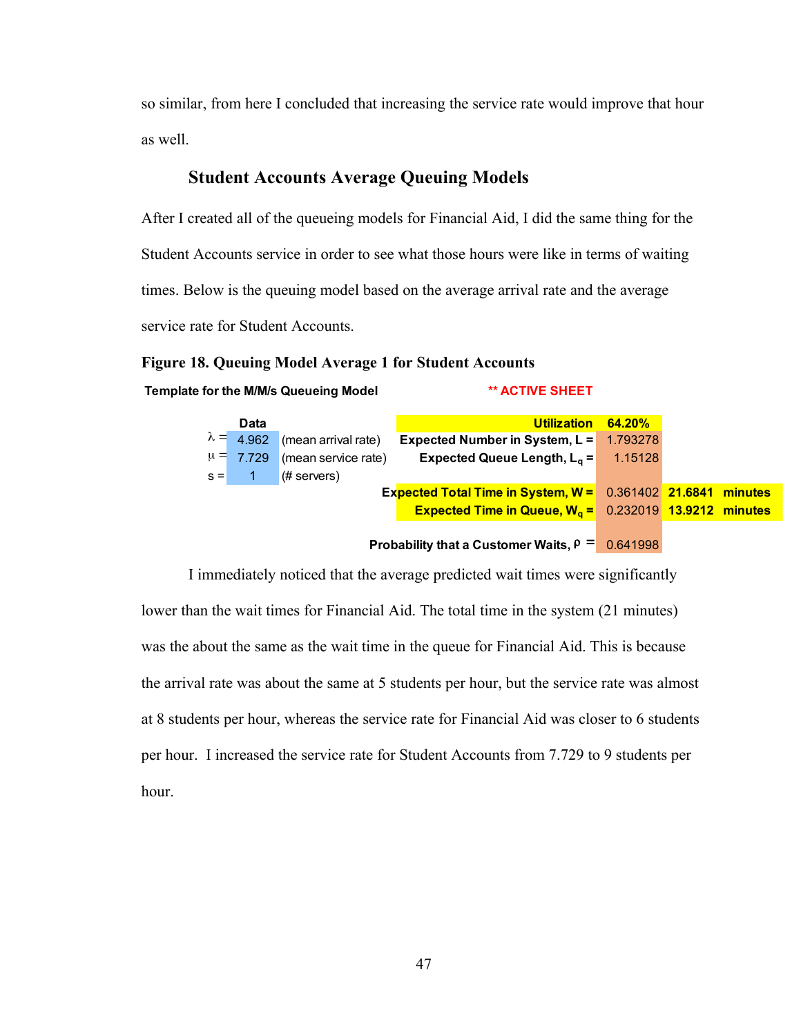so similar, from here I concluded that increasing the service rate would improve that hour as well.

### Student Accounts Average Queuing Models

After I created all of the queueing models for Financial Aid, I did the same thing for the Student Accounts service in order to see what those hours were like in terms of waiting times. Below is the queuing model based on the average arrival rate and the average service rate for Student Accounts.

**Figure 18. Queuing Model Average 1 for Student Accounts**

**Template for the M/M/s Queueing Model** **\*\* ACTIVE SHEET**

| | Data | | | | | |
|---|---|---|---|---|---|---|
| $\lambda$ = | 4.962 | (mean arrival rate) | **Utilization** | **64.20%** | | |
| $\mu$ = | 7.729 | (mean service rate) | **Expected Number in System, L =** | 1.793278 | | |
| s = | 1 | (# servers) | **Expected Queue Length, $L_q$ =** | 1.15128 | | |
| | | | **Expected Total Time in System, W =** | 0.361402 | **21.6841** | **minutes** |
| | | | **Expected Time in Queue, $W_q$ =** | 0.232019 | **13.9212** | **minutes** |
| | | | **Probability that a Customer Waits, $\rho$ =** | 0.641998 | | |

I immediately noticed that the average predicted wait times were significantly lower than the wait times for Financial Aid. The total time in the system (21 minutes) was the about the same as the wait time in the queue for Financial Aid. This is because the arrival rate was about the same at 5 students per hour, but the service rate was almost at 8 students per hour, whereas the service rate for Financial Aid was closer to 6 students per hour. I increased the service rate for Student Accounts from 7.729 to 9 students per hour.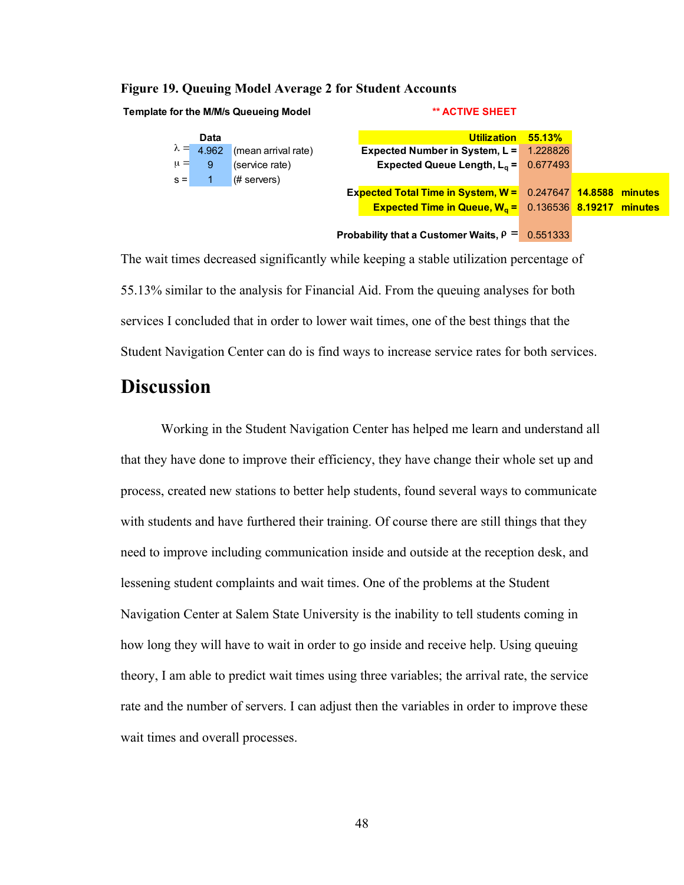**Figure 19. Queuing Model Average 2 for Student Accounts**

**Template for the M/M/s Queueing Model** **\*\* ACTIVE SHEET**

| | Data | |
|---|---|---|
| $\lambda$ = | 4.962 | (mean arrival rate) |
| $\mu$ = | 9 | (service rate) |
| s = | 1 | (# servers) |

| | | | |
|---|---|---|---|
| **Utilization** | **55.13%** | | |
| **Expected Number in System, L =** | 1.228826 | | |
| **Expected Queue Length, $L_q$ =** | 0.677493 | | |
| **Expected Total Time in System, W =** | 0.247647 | **14.8588** | **minutes** |
| **Expected Time in Queue, $W_q$ =** | 0.136536 | **8.19217** | **minutes** |
| **Probability that a Customer Waits, $\rho$ =** | 0.551333 | | |

The wait times decreased significantly while keeping a stable utilization percentage of 55.13% similar to the analysis for Financial Aid. From the queuing analyses for both services I concluded that in order to lower wait times, one of the best things that the Student Navigation Center can do is find ways to increase service rates for both services.

# Discussion

Working in the Student Navigation Center has helped me learn and understand all that they have done to improve their efficiency, they have change their whole set up and process, created new stations to better help students, found several ways to communicate with students and have furthered their training. Of course there are still things that they need to improve including communication inside and outside at the reception desk, and lessening student complaints and wait times. One of the problems at the Student Navigation Center at Salem State University is the inability to tell students coming in how long they will have to wait in order to go inside and receive help. Using queuing theory, I am able to predict wait times using three variables; the arrival rate, the service rate and the number of servers. I can adjust then the variables in order to improve these wait times and overall processes.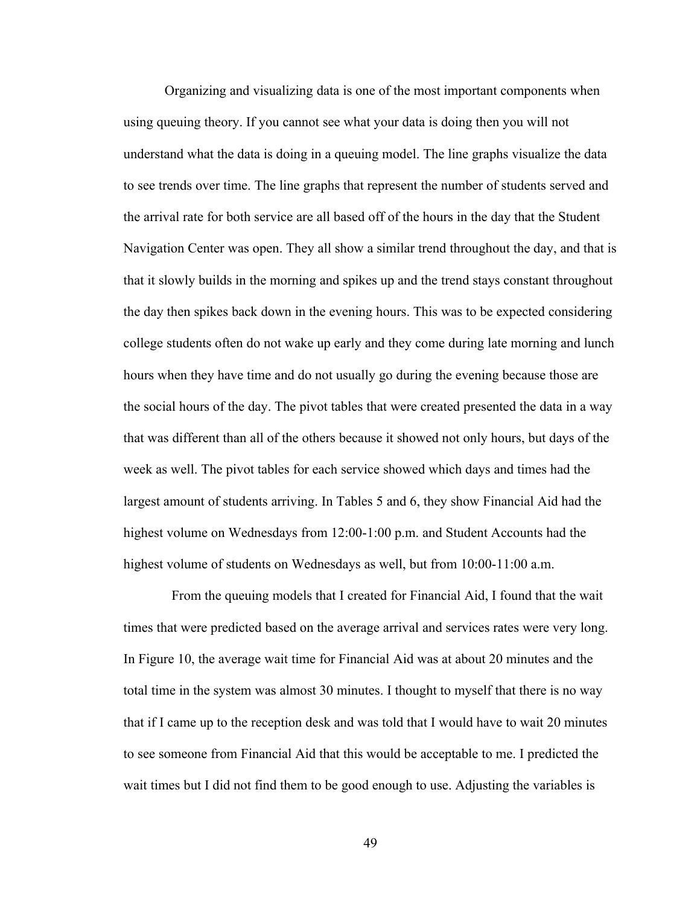Organizing and visualizing data is one of the most important components when using queuing theory. If you cannot see what your data is doing then you will not understand what the data is doing in a queuing model. The line graphs visualize the data to see trends over time. The line graphs that represent the number of students served and the arrival rate for both service are all based off of the hours in the day that the Student Navigation Center was open. They all show a similar trend throughout the day, and that is that it slowly builds in the morning and spikes up and the trend stays constant throughout the day then spikes back down in the evening hours. This was to be expected considering college students often do not wake up early and they come during late morning and lunch hours when they have time and do not usually go during the evening because those are the social hours of the day. The pivot tables that were created presented the data in a way that was different than all of the others because it showed not only hours, but days of the week as well. The pivot tables for each service showed which days and times had the largest amount of students arriving. In Tables 5 and 6, they show Financial Aid had the highest volume on Wednesdays from 12:00-1:00 p.m. and Student Accounts had the highest volume of students on Wednesdays as well, but from 10:00-11:00 a.m.

From the queuing models that I created for Financial Aid, I found that the wait times that were predicted based on the average arrival and services rates were very long. In Figure 10, the average wait time for Financial Aid was at about 20 minutes and the total time in the system was almost 30 minutes. I thought to myself that there is no way that if I came up to the reception desk and was told that I would have to wait 20 minutes to see someone from Financial Aid that this would be acceptable to me. I predicted the wait times but I did not find them to be good enough to use. Adjusting the variables is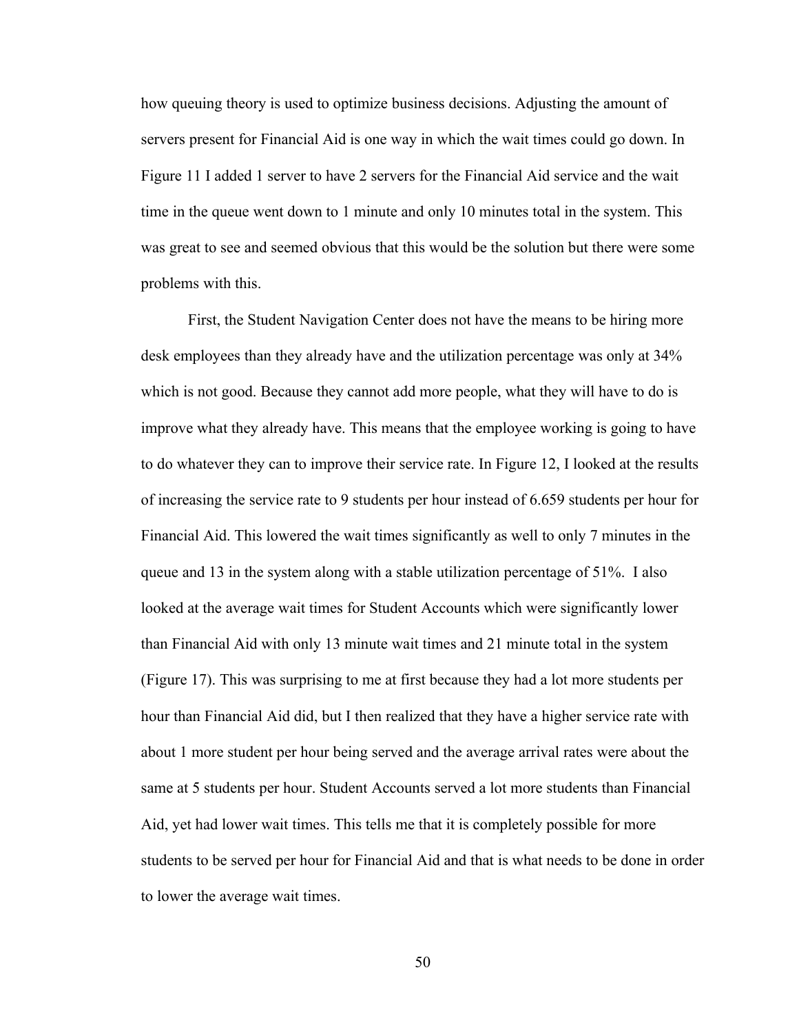how queuing theory is used to optimize business decisions. Adjusting the amount of servers present for Financial Aid is one way in which the wait times could go down. In Figure 11 I added 1 server to have 2 servers for the Financial Aid service and the wait time in the queue went down to 1 minute and only 10 minutes total in the system. This was great to see and seemed obvious that this would be the solution but there were some problems with this.

First, the Student Navigation Center does not have the means to be hiring more desk employees than they already have and the utilization percentage was only at 34% which is not good. Because they cannot add more people, what they will have to do is improve what they already have. This means that the employee working is going to have to do whatever they can to improve their service rate. In Figure 12, I looked at the results of increasing the service rate to 9 students per hour instead of 6.659 students per hour for Financial Aid. This lowered the wait times significantly as well to only 7 minutes in the queue and 13 in the system along with a stable utilization percentage of 51%. I also looked at the average wait times for Student Accounts which were significantly lower than Financial Aid with only 13 minute wait times and 21 minute total in the system (Figure 17). This was surprising to me at first because they had a lot more students per hour than Financial Aid did, but I then realized that they have a higher service rate with about 1 more student per hour being served and the average arrival rates were about the same at 5 students per hour. Student Accounts served a lot more students than Financial Aid, yet had lower wait times. This tells me that it is completely possible for more students to be served per hour for Financial Aid and that is what needs to be done in order to lower the average wait times.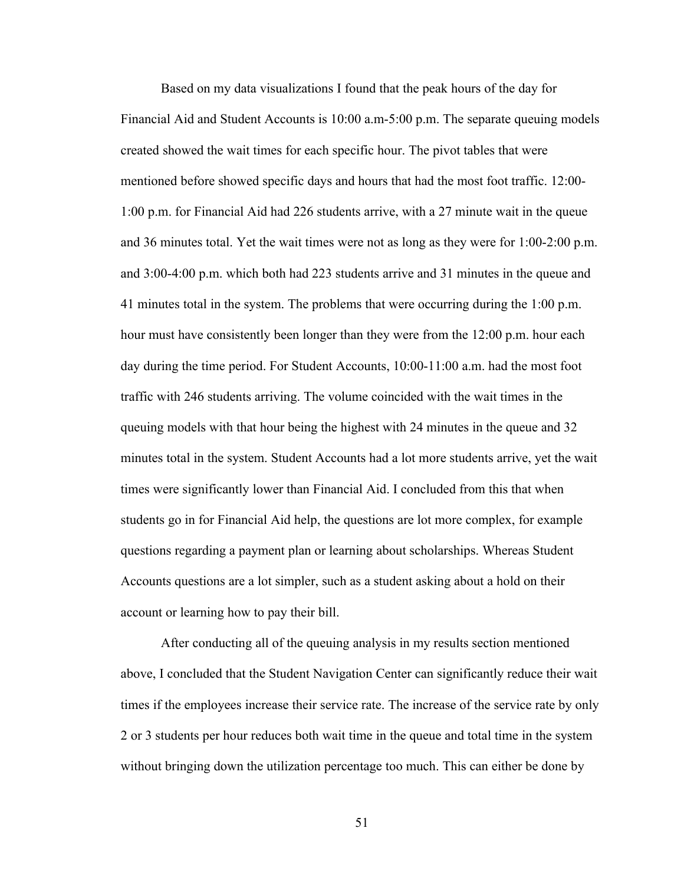Based on my data visualizations I found that the peak hours of the day for Financial Aid and Student Accounts is 10:00 a.m-5:00 p.m. The separate queuing models created showed the wait times for each specific hour. The pivot tables that were mentioned before showed specific days and hours that had the most foot traffic. 12:00-1:00 p.m. for Financial Aid had 226 students arrive, with a 27 minute wait in the queue and 36 minutes total. Yet the wait times were not as long as they were for 1:00-2:00 p.m. and 3:00-4:00 p.m. which both had 223 students arrive and 31 minutes in the queue and 41 minutes total in the system. The problems that were occurring during the 1:00 p.m. hour must have consistently been longer than they were from the 12:00 p.m. hour each day during the time period. For Student Accounts, 10:00-11:00 a.m. had the most foot traffic with 246 students arriving. The volume coincided with the wait times in the queuing models with that hour being the highest with 24 minutes in the queue and 32 minutes total in the system. Student Accounts had a lot more students arrive, yet the wait times were significantly lower than Financial Aid. I concluded from this that when students go in for Financial Aid help, the questions are lot more complex, for example questions regarding a payment plan or learning about scholarships. Whereas Student Accounts questions are a lot simpler, such as a student asking about a hold on their account or learning how to pay their bill.

After conducting all of the queuing analysis in my results section mentioned above, I concluded that the Student Navigation Center can significantly reduce their wait times if the employees increase their service rate. The increase of the service rate by only 2 or 3 students per hour reduces both wait time in the queue and total time in the system without bringing down the utilization percentage too much. This can either be done by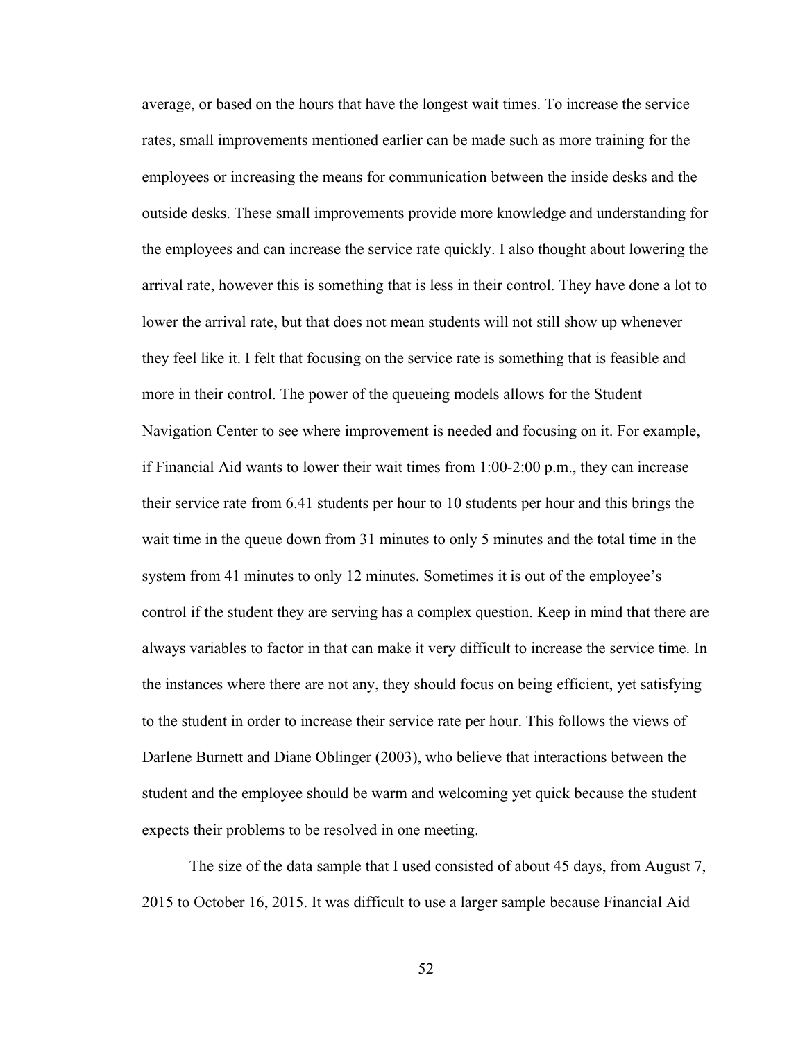average, or based on the hours that have the longest wait times. To increase the service rates, small improvements mentioned earlier can be made such as more training for the employees or increasing the means for communication between the inside desks and the outside desks. These small improvements provide more knowledge and understanding for the employees and can increase the service rate quickly. I also thought about lowering the arrival rate, however this is something that is less in their control. They have done a lot to lower the arrival rate, but that does not mean students will not still show up whenever they feel like it. I felt that focusing on the service rate is something that is feasible and more in their control. The power of the queueing models allows for the Student Navigation Center to see where improvement is needed and focusing on it. For example, if Financial Aid wants to lower their wait times from 1:00-2:00 p.m., they can increase their service rate from 6.41 students per hour to 10 students per hour and this brings the wait time in the queue down from 31 minutes to only 5 minutes and the total time in the system from 41 minutes to only 12 minutes. Sometimes it is out of the employee's control if the student they are serving has a complex question. Keep in mind that there are always variables to factor in that can make it very difficult to increase the service time. In the instances where there are not any, they should focus on being efficient, yet satisfying to the student in order to increase their service rate per hour. This follows the views of Darlene Burnett and Diane Oblinger (2003), who believe that interactions between the student and the employee should be warm and welcoming yet quick because the student expects their problems to be resolved in one meeting.

The size of the data sample that I used consisted of about 45 days, from August 7, 2015 to October 16, 2015. It was difficult to use a larger sample because Financial Aid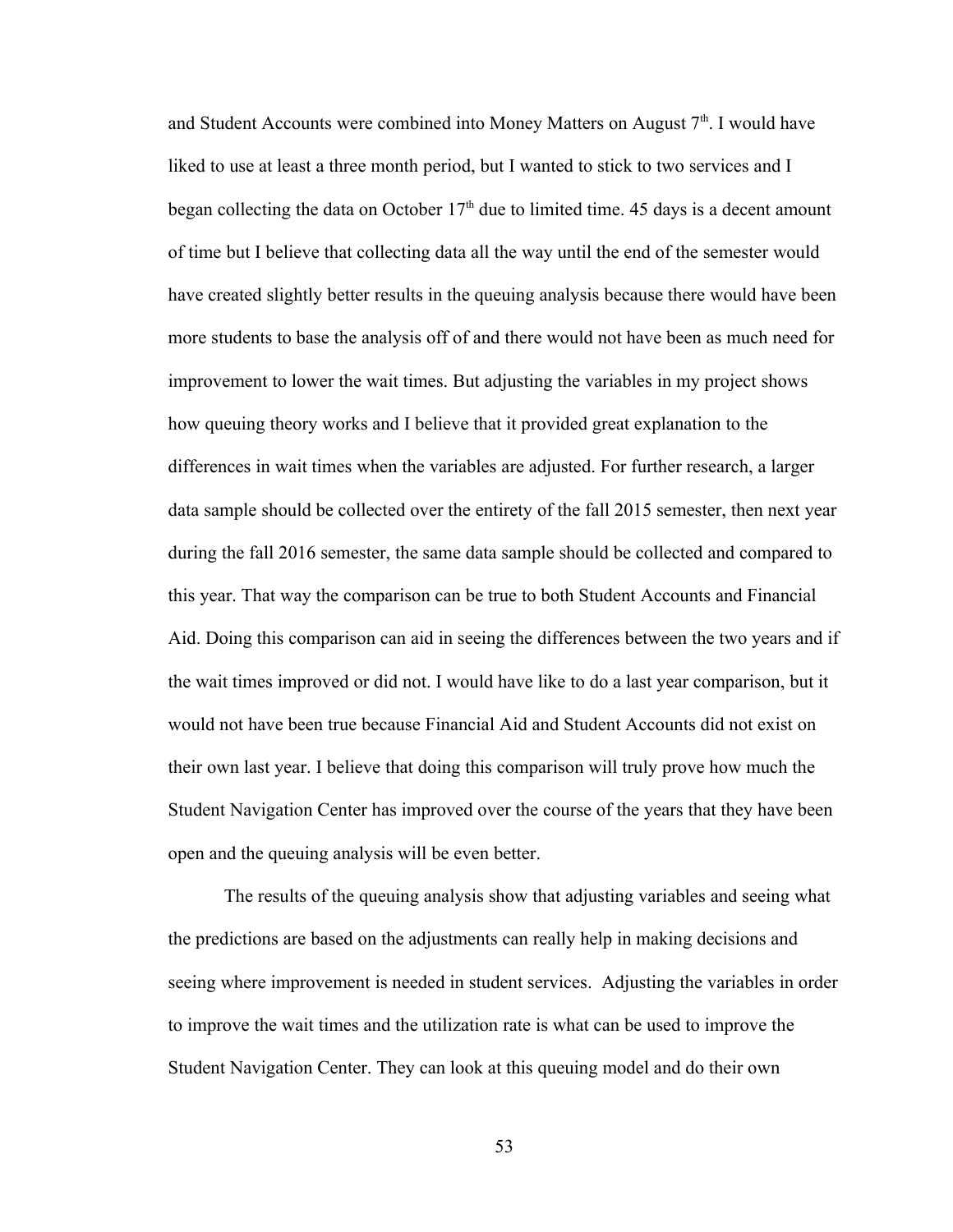and Student Accounts were combined into Money Matters on August 7th. I would have liked to use at least a three month period, but I wanted to stick to two services and I began collecting the data on October 17th due to limited time. 45 days is a decent amount of time but I believe that collecting data all the way until the end of the semester would have created slightly better results in the queuing analysis because there would have been more students to base the analysis off of and there would not have been as much need for improvement to lower the wait times. But adjusting the variables in my project shows how queuing theory works and I believe that it provided great explanation to the differences in wait times when the variables are adjusted. For further research, a larger data sample should be collected over the entirety of the fall 2015 semester, then next year during the fall 2016 semester, the same data sample should be collected and compared to this year. That way the comparison can be true to both Student Accounts and Financial Aid. Doing this comparison can aid in seeing the differences between the two years and if the wait times improved or did not. I would have like to do a last year comparison, but it would not have been true because Financial Aid and Student Accounts did not exist on their own last year. I believe that doing this comparison will truly prove how much the Student Navigation Center has improved over the course of the years that they have been open and the queuing analysis will be even better.

The results of the queuing analysis show that adjusting variables and seeing what the predictions are based on the adjustments can really help in making decisions and seeing where improvement is needed in student services. Adjusting the variables in order to improve the wait times and the utilization rate is what can be used to improve the Student Navigation Center. They can look at this queuing model and do their own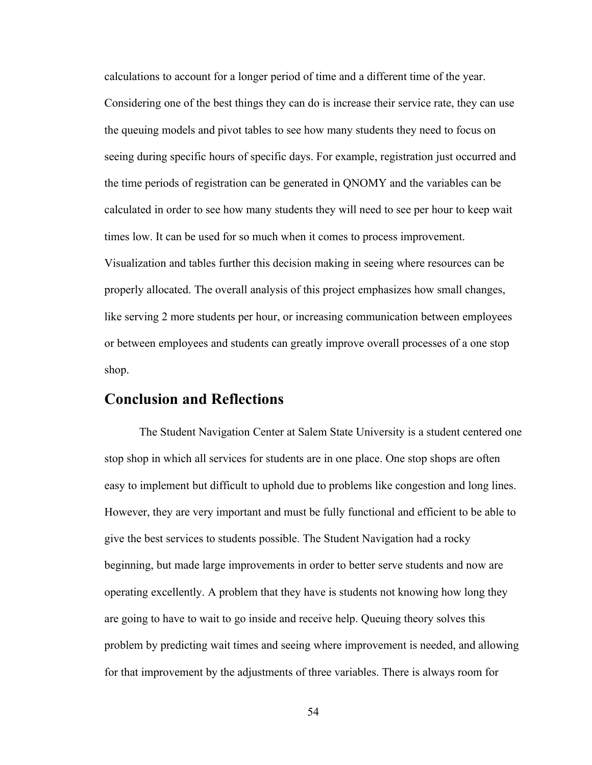calculations to account for a longer period of time and a different time of the year. Considering one of the best things they can do is increase their service rate, they can use the queuing models and pivot tables to see how many students they need to focus on seeing during specific hours of specific days. For example, registration just occurred and the time periods of registration can be generated in QNOMY and the variables can be calculated in order to see how many students they will need to see per hour to keep wait times low. It can be used for so much when it comes to process improvement. Visualization and tables further this decision making in seeing where resources can be properly allocated. The overall analysis of this project emphasizes how small changes, like serving 2 more students per hour, or increasing communication between employees or between employees and students can greatly improve overall processes of a one stop shop.

## Conclusion and Reflections

The Student Navigation Center at Salem State University is a student centered one stop shop in which all services for students are in one place. One stop shops are often easy to implement but difficult to uphold due to problems like congestion and long lines. However, they are very important and must be fully functional and efficient to be able to give the best services to students possible. The Student Navigation had a rocky beginning, but made large improvements in order to better serve students and now are operating excellently. A problem that they have is students not knowing how long they are going to have to wait to go inside and receive help. Queuing theory solves this problem by predicting wait times and seeing where improvement is needed, and allowing for that improvement by the adjustments of three variables. There is always room for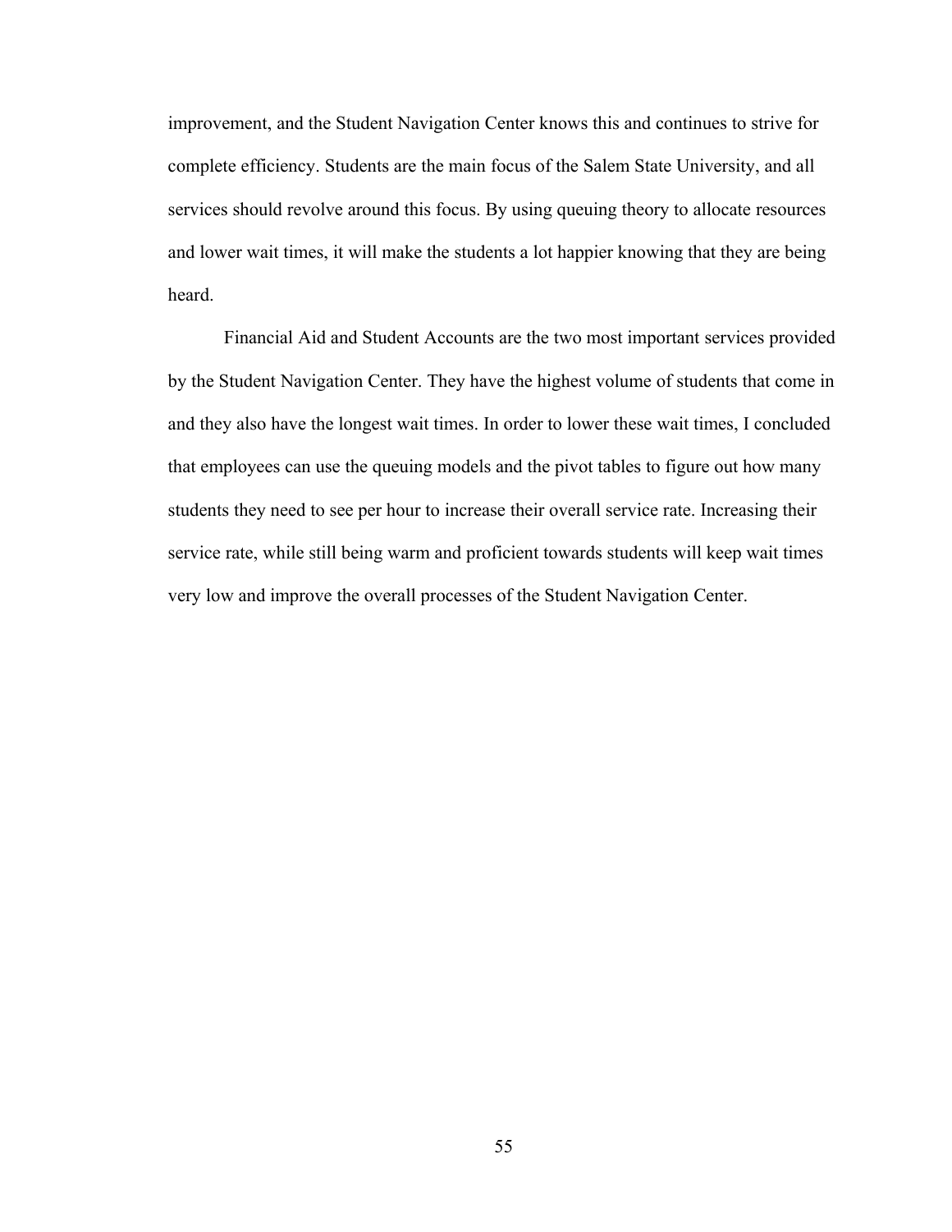improvement, and the Student Navigation Center knows this and continues to strive for complete efficiency. Students are the main focus of the Salem State University, and all services should revolve around this focus. By using queuing theory to allocate resources and lower wait times, it will make the students a lot happier knowing that they are being heard.

Financial Aid and Student Accounts are the two most important services provided by the Student Navigation Center. They have the highest volume of students that come in and they also have the longest wait times. In order to lower these wait times, I concluded that employees can use the queuing models and the pivot tables to figure out how many students they need to see per hour to increase their overall service rate. Increasing their service rate, while still being warm and proficient towards students will keep wait times very low and improve the overall processes of the Student Navigation Center.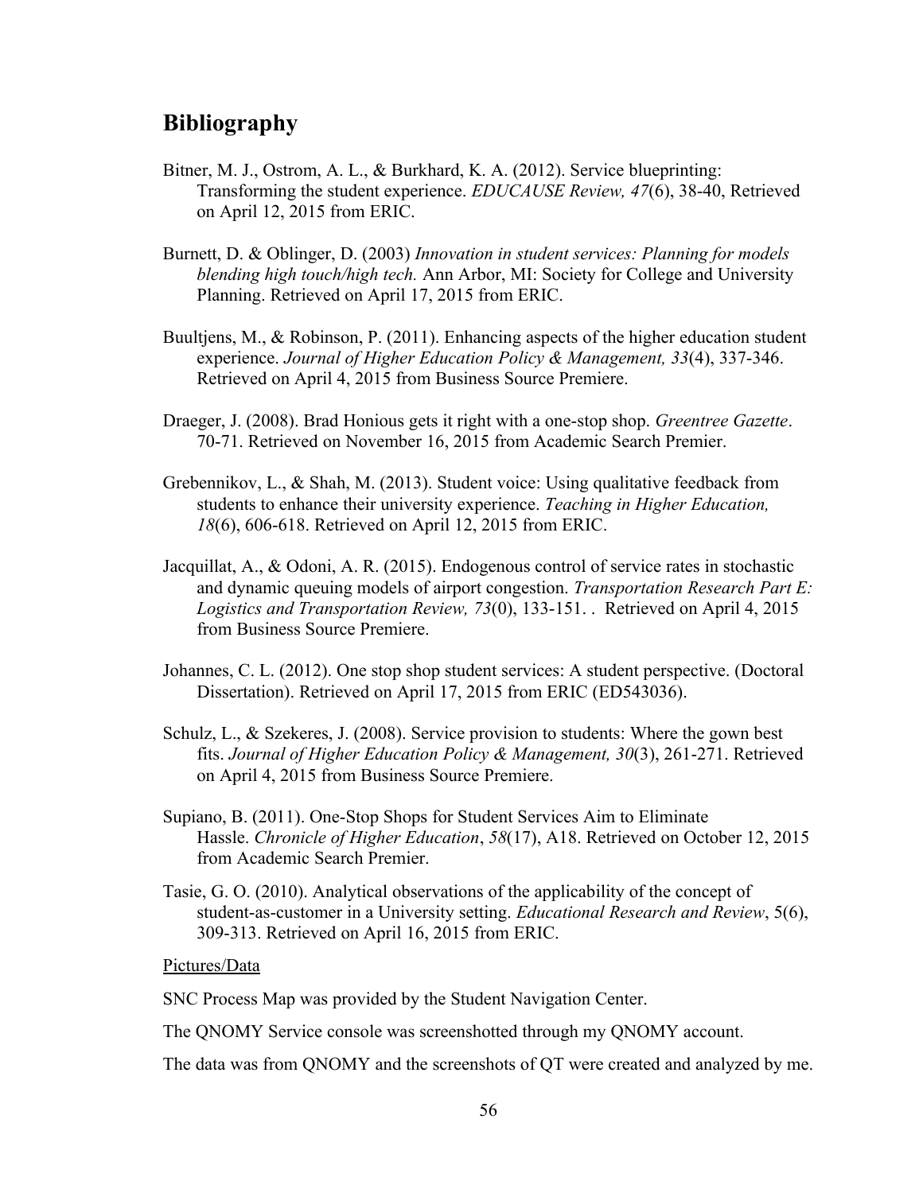## Bibliography

Bitner, M. J., Ostrom, A. L., & Burkhard, K. A. (2012). Service blueprinting: Transforming the student experience. *EDUCAUSE Review, 47*(6), 38-40, Retrieved on April 12, 2015 from ERIC.

Burnett, D. & Oblinger, D. (2003) *Innovation in student services: Planning for models blending high touch/high tech.* Ann Arbor, MI: Society for College and University Planning. Retrieved on April 17, 2015 from ERIC.

Buultjens, M., & Robinson, P. (2011). Enhancing aspects of the higher education student experience. *Journal of Higher Education Policy & Management, 33*(4), 337-346. Retrieved on April 4, 2015 from Business Source Premiere.

Draeger, J. (2008). Brad Honious gets it right with a one-stop shop. *Greentree Gazette*. 70-71. Retrieved on November 16, 2015 from Academic Search Premier.

Grebennikov, L., & Shah, M. (2013). Student voice: Using qualitative feedback from students to enhance their university experience. *Teaching in Higher Education, 18*(6), 606-618. Retrieved on April 12, 2015 from ERIC.

Jacquillat, A., & Odoni, A. R. (2015). Endogenous control of service rates in stochastic and dynamic queuing models of airport congestion. *Transportation Research Part E: Logistics and Transportation Review, 73*(0), 133-151. . Retrieved on April 4, 2015 from Business Source Premiere.

Johannes, C. L. (2012). One stop shop student services: A student perspective. (Doctoral Dissertation). Retrieved on April 17, 2015 from ERIC (ED543036).

Schulz, L., & Szekeres, J. (2008). Service provision to students: Where the gown best fits. *Journal of Higher Education Policy & Management, 30*(3), 261-271. Retrieved on April 4, 2015 from Business Source Premiere.

Supiano, B. (2011). One-Stop Shops for Student Services Aim to Eliminate Hassle. *Chronicle of Higher Education*, *58*(17), A18. Retrieved on October 12, 2015 from Academic Search Premier.

Tasie, G. O. (2010). Analytical observations of the applicability of the concept of student-as-customer in a University setting. *Educational Research and Review*, 5(6), 309-313. Retrieved on April 16, 2015 from ERIC.

Pictures/Data

SNC Process Map was provided by the Student Navigation Center.

The QNOMY Service console was screenshotted through my QNOMY account.

The data was from QNOMY and the screenshots of QT were created and analyzed by me.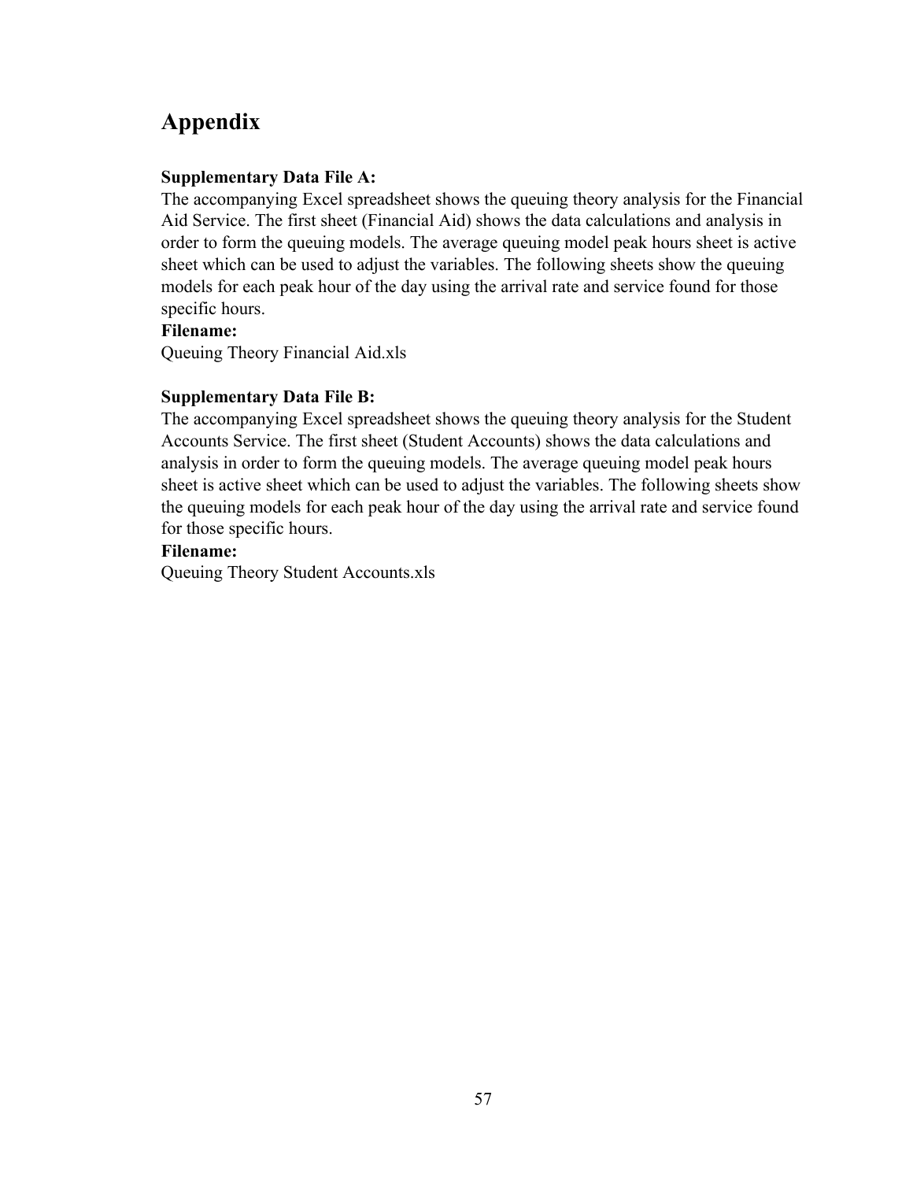# Appendix

**Supplementary Data File A:**
The accompanying Excel spreadsheet shows the queuing theory analysis for the Financial Aid Service. The first sheet (Financial Aid) shows the data calculations and analysis in order to form the queuing models. The average queuing model peak hours sheet is active sheet which can be used to adjust the variables. The following sheets show the queuing models for each peak hour of the day using the arrival rate and service found for those specific hours.
**Filename:**
Queuing Theory Financial Aid.xls

**Supplementary Data File B:**
The accompanying Excel spreadsheet shows the queuing theory analysis for the Student Accounts Service. The first sheet (Student Accounts) shows the data calculations and analysis in order to form the queuing models. The average queuing model peak hours sheet is active sheet which can be used to adjust the variables. The following sheets show the queuing models for each peak hour of the day using the arrival rate and service found for those specific hours.
**Filename:**
Queuing Theory Student Accounts.xls